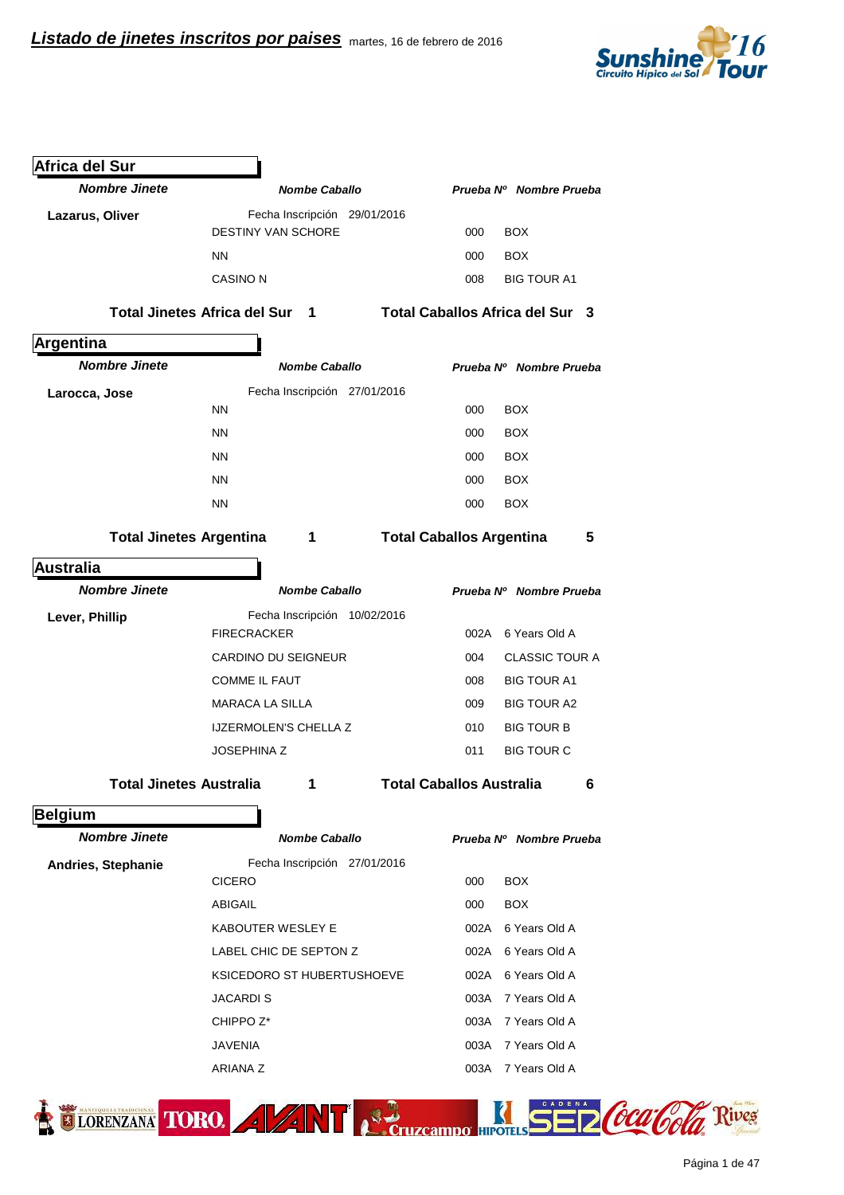# ***Listado de jinetes inscritos por paises*** martes, 16 de febrero de 2016

## Africa del Sur

| *Nombre Jinete* | *Nombre Caballo* | *Prueba Nº* | *Nombre Prueba* |
|---|---|---|---|
| **Lazarus, Oliver** | Fecha Inscripción 29/01/2016 | | |
| | DESTINY VAN SCHORE | 000 | BOX |
| | NN | 000 | BOX |
| | CASINO N | 008 | BIG TOUR A1 |

**Total Jinetes Africa del Sur 1** **Total Caballos Africa del Sur 3**

## Argentina

| *Nombre Jinete* | *Nombre Caballo* | *Prueba Nº* | *Nombre Prueba* |
|---|---|---|---|
| **Larocca, Jose** | Fecha Inscripción 27/01/2016 | | |
| | NN | 000 | BOX |
| | NN | 000 | BOX |
| | NN | 000 | BOX |
| | NN | 000 | BOX |
| | NN | 000 | BOX |

**Total Jinetes Argentina 1** **Total Caballos Argentina 5**

## Australia

| *Nombre Jinete* | *Nombre Caballo* | *Prueba Nº* | *Nombre Prueba* |
|---|---|---|---|
| **Lever, Phillip** | Fecha Inscripción 10/02/2016 | | |
| | FIRECRACKER | 002A | 6 Years Old A |
| | CARDINO DU SEIGNEUR | 004 | CLASSIC TOUR A |
| | COMME IL FAUT | 008 | BIG TOUR A1 |
| | MARACA LA SILLA | 009 | BIG TOUR A2 |
| | IJZERMOLEN'S CHELLA Z | 010 | BIG TOUR B |
| | JOSEPHINA Z | 011 | BIG TOUR C |

**Total Jinetes Australia 1** **Total Caballos Australia 6**

## Belgium

| *Nombre Jinete* | *Nombre Caballo* | *Prueba Nº* | *Nombre Prueba* |
|---|---|---|---|
| **Andries, Stephanie** | Fecha Inscripción 27/01/2016 | | |
| | CICERO | 000 | BOX |
| | ABIGAIL | 000 | BOX |
| | KABOUTER WESLEY E | 002A | 6 Years Old A |
| | LABEL CHIC DE SEPTON Z | 002A | 6 Years Old A |
| | KSICEDORO ST HUBERTUSHOEVE | 002A | 6 Years Old A |
| | JACARDI S | 003A | 7 Years Old A |
| | CHIPPO Z* | 003A | 7 Years Old A |
| | JAVENIA | 003A | 7 Years Old A |
| | ARIANA Z | 003A | 7 Years Old A |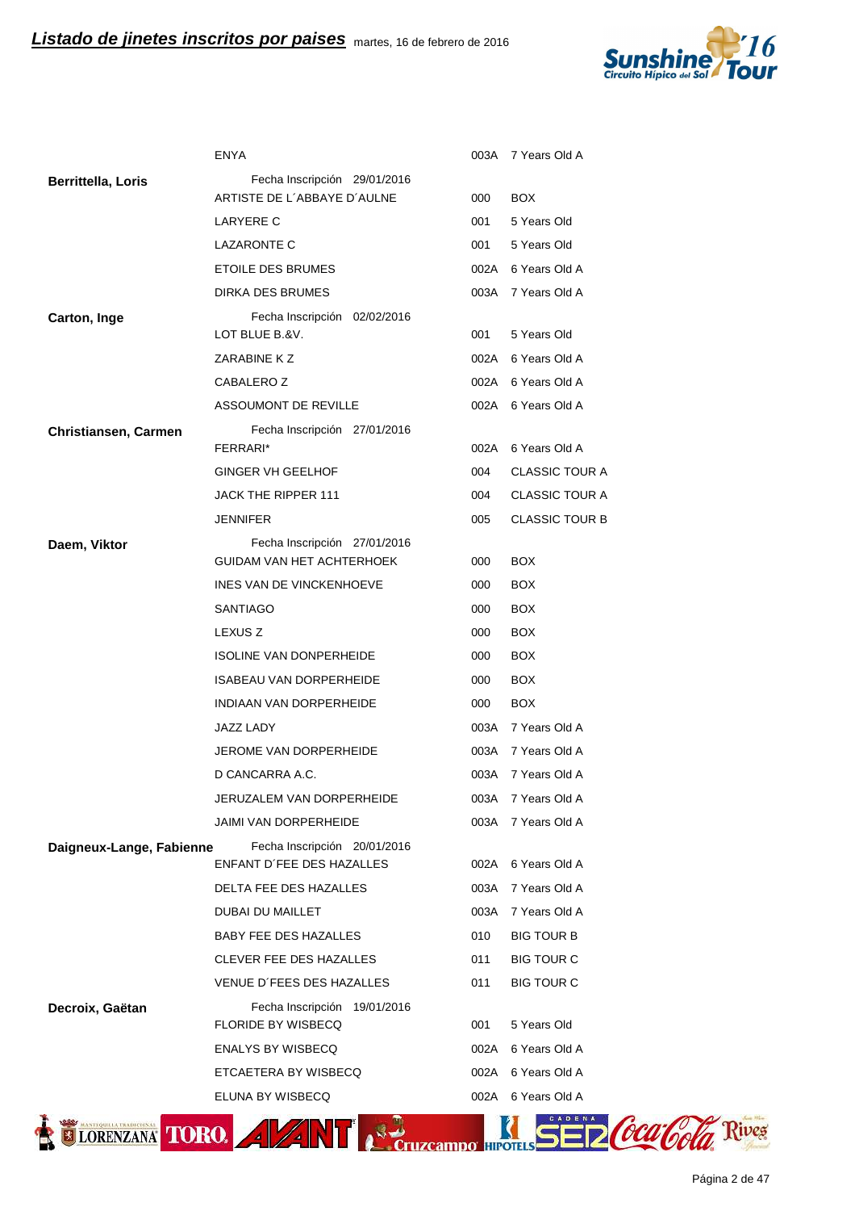| Jinete | Caballo | Código | Prueba |
|---|---|---|---|
| | ENYA | 003A | 7 Years Old A |
| **Berrittella, Loris** | Fecha Inscripción 29/01/2016 | | |
| | ARTISTE DE L´ABBAYE D´AULNE | 000 | BOX |
| | LARYERE C | 001 | 5 Years Old |
| | LAZARONTE C | 001 | 5 Years Old |
| | ETOILE DES BRUMES | 002A | 6 Years Old A |
| | DIRKA DES BRUMES | 003A | 7 Years Old A |
| **Carton, Inge** | Fecha Inscripción 02/02/2016 | | |
| | LOT BLUE B.&V. | 001 | 5 Years Old |
| | ZARABINE K Z | 002A | 6 Years Old A |
| | CABALERO Z | 002A | 6 Years Old A |
| | ASSOUMONT DE REVILLE | 002A | 6 Years Old A |
| **Christiansen, Carmen** | Fecha Inscripción 27/01/2016 | | |
| | FERRARI* | 002A | 6 Years Old A |
| | GINGER VH GEELHOF | 004 | CLASSIC TOUR A |
| | JACK THE RIPPER 111 | 004 | CLASSIC TOUR A |
| | JENNIFER | 005 | CLASSIC TOUR B |
| **Daem, Viktor** | Fecha Inscripción 27/01/2016 | | |
| | GUIDAM VAN HET ACHTERHOEK | 000 | BOX |
| | INES VAN DE VINCKENHOEVE | 000 | BOX |
| | SANTIAGO | 000 | BOX |
| | LEXUS Z | 000 | BOX |
| | ISOLINE VAN DONPERHEIDE | 000 | BOX |
| | ISABEAU VAN DORPERHEIDE | 000 | BOX |
| | INDIAAN VAN DORPERHEIDE | 000 | BOX |
| | JAZZ LADY | 003A | 7 Years Old A |
| | JEROME VAN DORPERHEIDE | 003A | 7 Years Old A |
| | D CANCARRA A.C. | 003A | 7 Years Old A |
| | JERUZALEM VAN DORPERHEIDE | 003A | 7 Years Old A |
| | JAIMI VAN DORPERHEIDE | 003A | 7 Years Old A |
| **Daigneux-Lange, Fabienne** | Fecha Inscripción 20/01/2016 | | |
| | ENFANT D´FEE DES HAZALLES | 002A | 6 Years Old A |
| | DELTA FEE DES HAZALLES | 003A | 7 Years Old A |
| | DUBAI DU MAILLET | 003A | 7 Years Old A |
| | BABY FEE DES HAZALLES | 010 | BIG TOUR B |
| | CLEVER FEE DES HAZALLES | 011 | BIG TOUR C |
| | VENUE D´FEES DES HAZALLES | 011 | BIG TOUR C |
| **Decroix, Gaëtan** | Fecha Inscripción 19/01/2016 | | |
| | FLORIDE BY WISBECQ | 001 | 5 Years Old |
| | ENALYS BY WISBECQ | 002A | 6 Years Old A |
| | ETCAETERA BY WISBECQ | 002A | 6 Years Old A |
| | ELUNA BY WISBECQ | 002A | 6 Years Old A |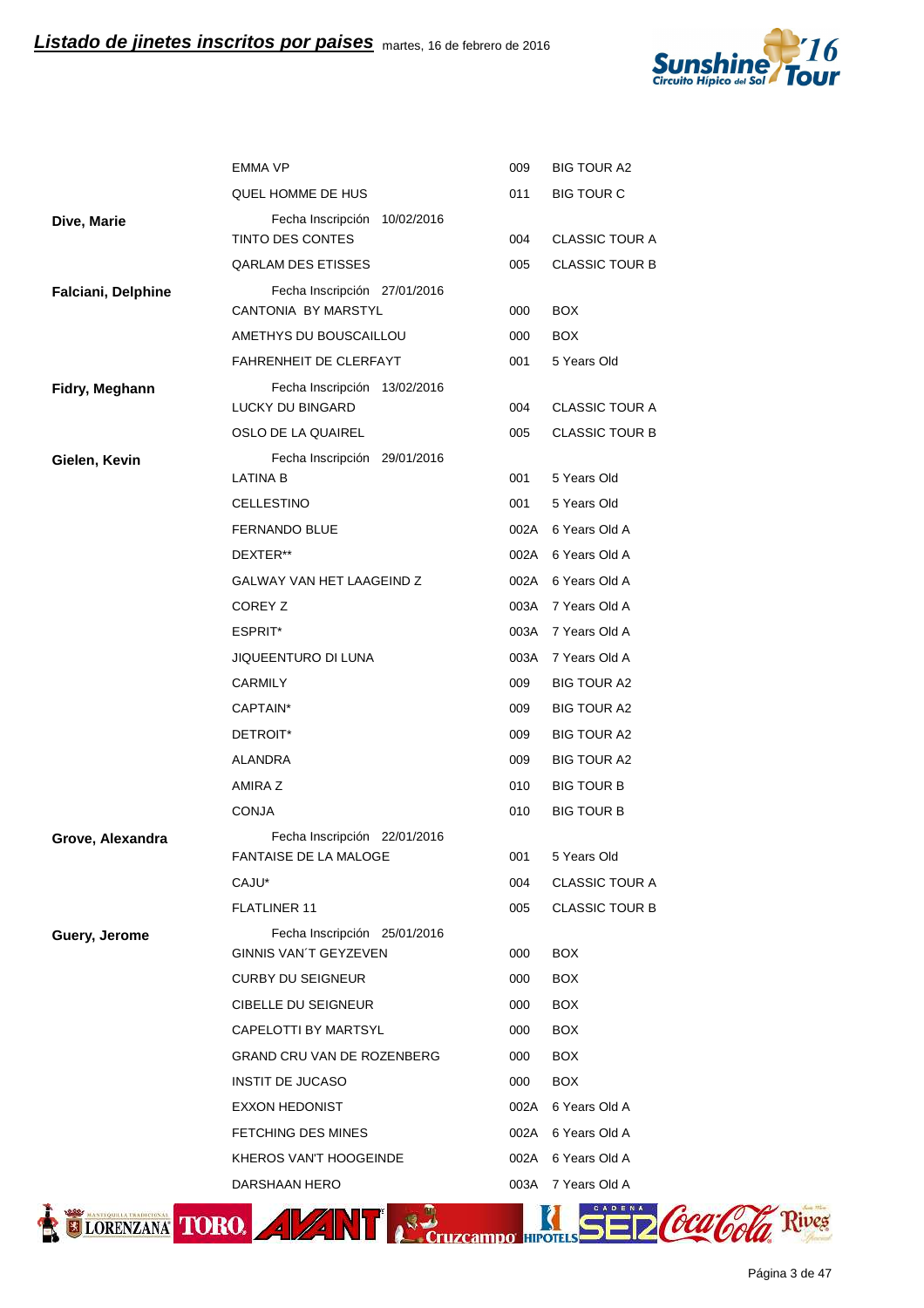| Jinete | Caballo | Código | Prueba |
|---|---|---|---|
| | EMMA VP | 009 | BIG TOUR A2 |
| | QUEL HOMME DE HUS | 011 | BIG TOUR C |
| **Dive, Marie** | Fecha Inscripción 10/02/2016 | | |
| | TINTO DES CONTES | 004 | CLASSIC TOUR A |
| | QARLAM DES ETISSES | 005 | CLASSIC TOUR B |
| **Falciani, Delphine** | Fecha Inscripción 27/01/2016 | | |
| | CANTONIA BY MARSTYL | 000 | BOX |
| | AMETHYS DU BOUSCAILLOU | 000 | BOX |
| | FAHRENHEIT DE CLERFAYT | 001 | 5 Years Old |
| **Fidry, Meghann** | Fecha Inscripción 13/02/2016 | | |
| | LUCKY DU BINGARD | 004 | CLASSIC TOUR A |
| | OSLO DE LA QUAIREL | 005 | CLASSIC TOUR B |
| **Gielen, Kevin** | Fecha Inscripción 29/01/2016 | | |
| | LATINA B | 001 | 5 Years Old |
| | CELLESTINO | 001 | 5 Years Old |
| | FERNANDO BLUE | 002A | 6 Years Old A |
| | DEXTER** | 002A | 6 Years Old A |
| | GALWAY VAN HET LAAGEIND Z | 002A | 6 Years Old A |
| | COREY Z | 003A | 7 Years Old A |
| | ESPRIT* | 003A | 7 Years Old A |
| | JIQUEENTURO DI LUNA | 003A | 7 Years Old A |
| | CARMILY | 009 | BIG TOUR A2 |
| | CAPTAIN* | 009 | BIG TOUR A2 |
| | DETROIT* | 009 | BIG TOUR A2 |
| | ALANDRA | 009 | BIG TOUR A2 |
| | AMIRA Z | 010 | BIG TOUR B |
| | CONJA | 010 | BIG TOUR B |
| **Grove, Alexandra** | Fecha Inscripción 22/01/2016 | | |
| | FANTAISE DE LA MALOGE | 001 | 5 Years Old |
| | CAJU* | 004 | CLASSIC TOUR A |
| | FLATLINER 11 | 005 | CLASSIC TOUR B |
| **Guery, Jerome** | Fecha Inscripción 25/01/2016 | | |
| | GINNIS VAN´T GEYZEVEN | 000 | BOX |
| | CURBY DU SEIGNEUR | 000 | BOX |
| | CIBELLE DU SEIGNEUR | 000 | BOX |
| | CAPELOTTI BY MARTSYL | 000 | BOX |
| | GRAND CRU VAN DE ROZENBERG | 000 | BOX |
| | INSTIT DE JUCASO | 000 | BOX |
| | EXXON HEDONIST | 002A | 6 Years Old A |
| | FETCHING DES MINES | 002A | 6 Years Old A |
| | KHEROS VAN'T HOOGEINDE | 002A | 6 Years Old A |
| | DARSHAAN HERO | 003A | 7 Years Old A |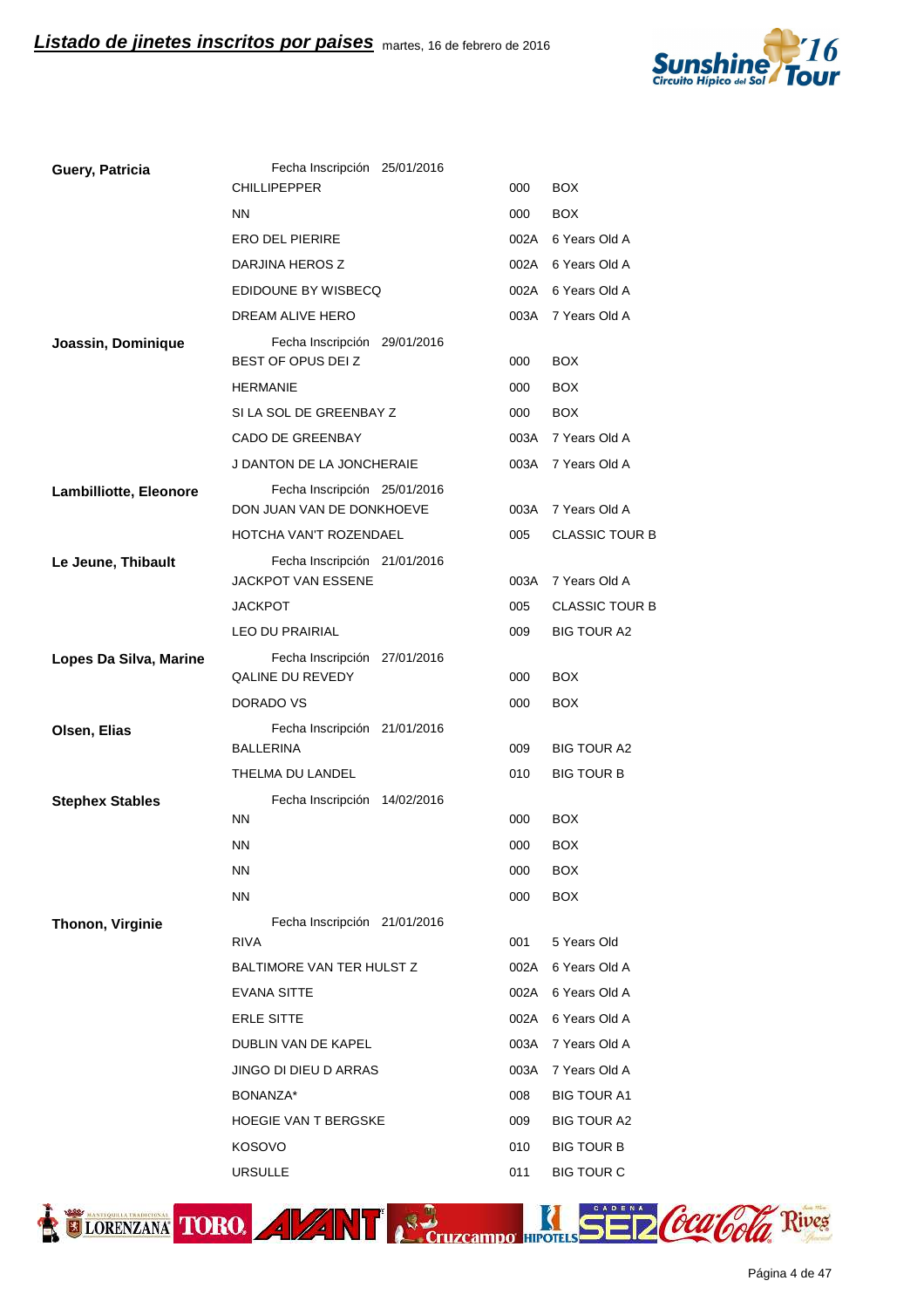## Listado de jinetes inscritos por paises

martes, 16 de febrero de 2016

| Jinete | Caballo | Código | Prueba |
|---|---|---|---|
| **Guery, Patricia** | Fecha Inscripción 25/01/2016 | | |
| | CHILLIPEPPER | 000 | BOX |
| | NN | 000 | BOX |
| | ERO DEL PIERIRE | 002A | 6 Years Old A |
| | DARJINA HEROS Z | 002A | 6 Years Old A |
| | EDIDOUNE BY WISBECQ | 002A | 6 Years Old A |
| | DREAM ALIVE HERO | 003A | 7 Years Old A |
| **Joassin, Dominique** | Fecha Inscripción 29/01/2016 | | |
| | BEST OF OPUS DEI Z | 000 | BOX |
| | HERMANIE | 000 | BOX |
| | SI LA SOL DE GREENBAY Z | 000 | BOX |
| | CADO DE GREENBAY | 003A | 7 Years Old A |
| | J DANTON DE LA JONCHERAIE | 003A | 7 Years Old A |
| **Lambilliotte, Eleonore** | Fecha Inscripción 25/01/2016 | | |
| | DON JUAN VAN DE DONKHOEVE | 003A | 7 Years Old A |
| | HOTCHA VAN'T ROZENDAEL | 005 | CLASSIC TOUR B |
| **Le Jeune, Thibault** | Fecha Inscripción 21/01/2016 | | |
| | JACKPOT VAN ESSENE | 003A | 7 Years Old A |
| | JACKPOT | 005 | CLASSIC TOUR B |
| | LEO DU PRAIRIAL | 009 | BIG TOUR A2 |
| **Lopes Da Silva, Marine** | Fecha Inscripción 27/01/2016 | | |
| | QALINE DU REVEDY | 000 | BOX |
| | DORADO VS | 000 | BOX |
| **Olsen, Elias** | Fecha Inscripción 21/01/2016 | | |
| | BALLERINA | 009 | BIG TOUR A2 |
| | THELMA DU LANDEL | 010 | BIG TOUR B |
| **Stephex Stables** | Fecha Inscripción 14/02/2016 | | |
| | NN | 000 | BOX |
| | NN | 000 | BOX |
| | NN | 000 | BOX |
| | NN | 000 | BOX |
| **Thonon, Virginie** | Fecha Inscripción 21/01/2016 | | |
| | RIVA | 001 | 5 Years Old |
| | BALTIMORE VAN TER HULST Z | 002A | 6 Years Old A |
| | EVANA SITTE | 002A | 6 Years Old A |
| | ERLE SITTE | 002A | 6 Years Old A |
| | DUBLIN VAN DE KAPEL | 003A | 7 Years Old A |
| | JINGO DI DIEU D ARRAS | 003A | 7 Years Old A |
| | BONANZA* | 008 | BIG TOUR A1 |
| | HOEGIE VAN T BERGSKE | 009 | BIG TOUR A2 |
| | KOSOVO | 010 | BIG TOUR B |
| | URSULLE | 011 | BIG TOUR C |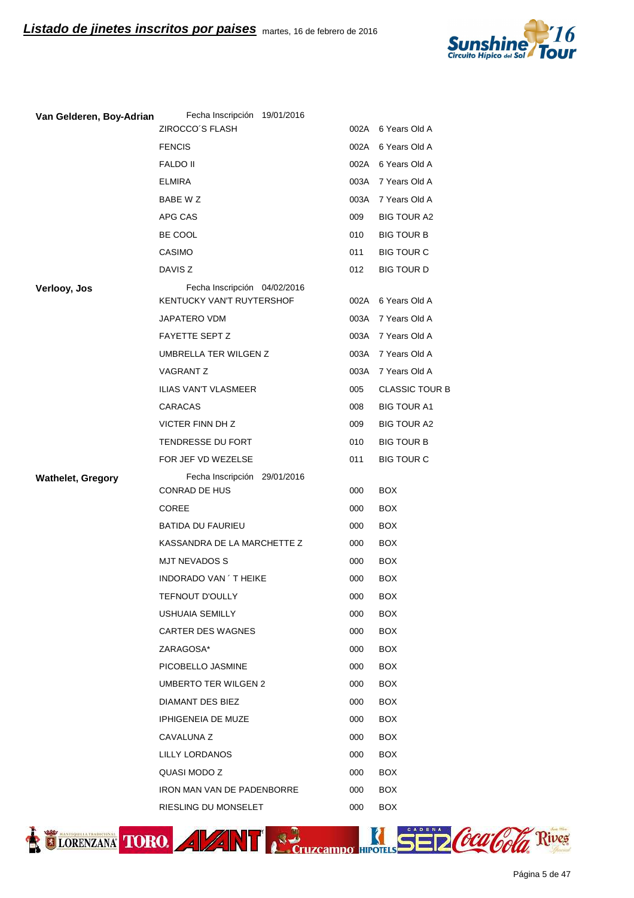## Listado de jinetes inscritos por paises

martes, 16 de febrero de 2016

| Jinete | Caballo | Código | Prueba |
|---|---|---|---|
| **Van Gelderen, Boy-Adrian** | Fecha Inscripción 19/01/2016 | | |
| | ZIROCCO´S FLASH | 002A | 6 Years Old A |
| | FENCIS | 002A | 6 Years Old A |
| | FALDO II | 002A | 6 Years Old A |
| | ELMIRA | 003A | 7 Years Old A |
| | BABE W Z | 003A | 7 Years Old A |
| | APG CAS | 009 | BIG TOUR A2 |
| | BE COOL | 010 | BIG TOUR B |
| | CASIMO | 011 | BIG TOUR C |
| | DAVIS Z | 012 | BIG TOUR D |
| **Verlooy, Jos** | Fecha Inscripción 04/02/2016 | | |
| | KENTUCKY VAN'T RUYTERSHOF | 002A | 6 Years Old A |
| | JAPATERO VDM | 003A | 7 Years Old A |
| | FAYETTE SEPT Z | 003A | 7 Years Old A |
| | UMBRELLA TER WILGEN Z | 003A | 7 Years Old A |
| | VAGRANT Z | 003A | 7 Years Old A |
| | ILIAS VAN'T VLASMEER | 005 | CLASSIC TOUR B |
| | CARACAS | 008 | BIG TOUR A1 |
| | VICTER FINN DH Z | 009 | BIG TOUR A2 |
| | TENDRESSE DU FORT | 010 | BIG TOUR B |
| | FOR JEF VD WEZELSE | 011 | BIG TOUR C |
| **Wathelet, Gregory** | Fecha Inscripción 29/01/2016 | | |
| | CONRAD DE HUS | 000 | BOX |
| | COREE | 000 | BOX |
| | BATIDA DU FAURIEU | 000 | BOX |
| | KASSANDRA DE LA MARCHETTE Z | 000 | BOX |
| | MJT NEVADOS S | 000 | BOX |
| | INDORADO VAN ´ T HEIKE | 000 | BOX |
| | TEFNOUT D'OULLY | 000 | BOX |
| | USHUAIA SEMILLY | 000 | BOX |
| | CARTER DES WAGNES | 000 | BOX |
| | ZARAGOSA* | 000 | BOX |
| | PICOBELLO JASMINE | 000 | BOX |
| | UMBERTO TER WILGEN 2 | 000 | BOX |
| | DIAMANT DES BIEZ | 000 | BOX |
| | IPHIGENEIA DE MUZE | 000 | BOX |
| | CAVALUNA Z | 000 | BOX |
| | LILLY LORDANOS | 000 | BOX |
| | QUASI MODO Z | 000 | BOX |
| | IRON MAN VAN DE PADENBORRE | 000 | BOX |
| | RIESLING DU MONSELET | 000 | BOX |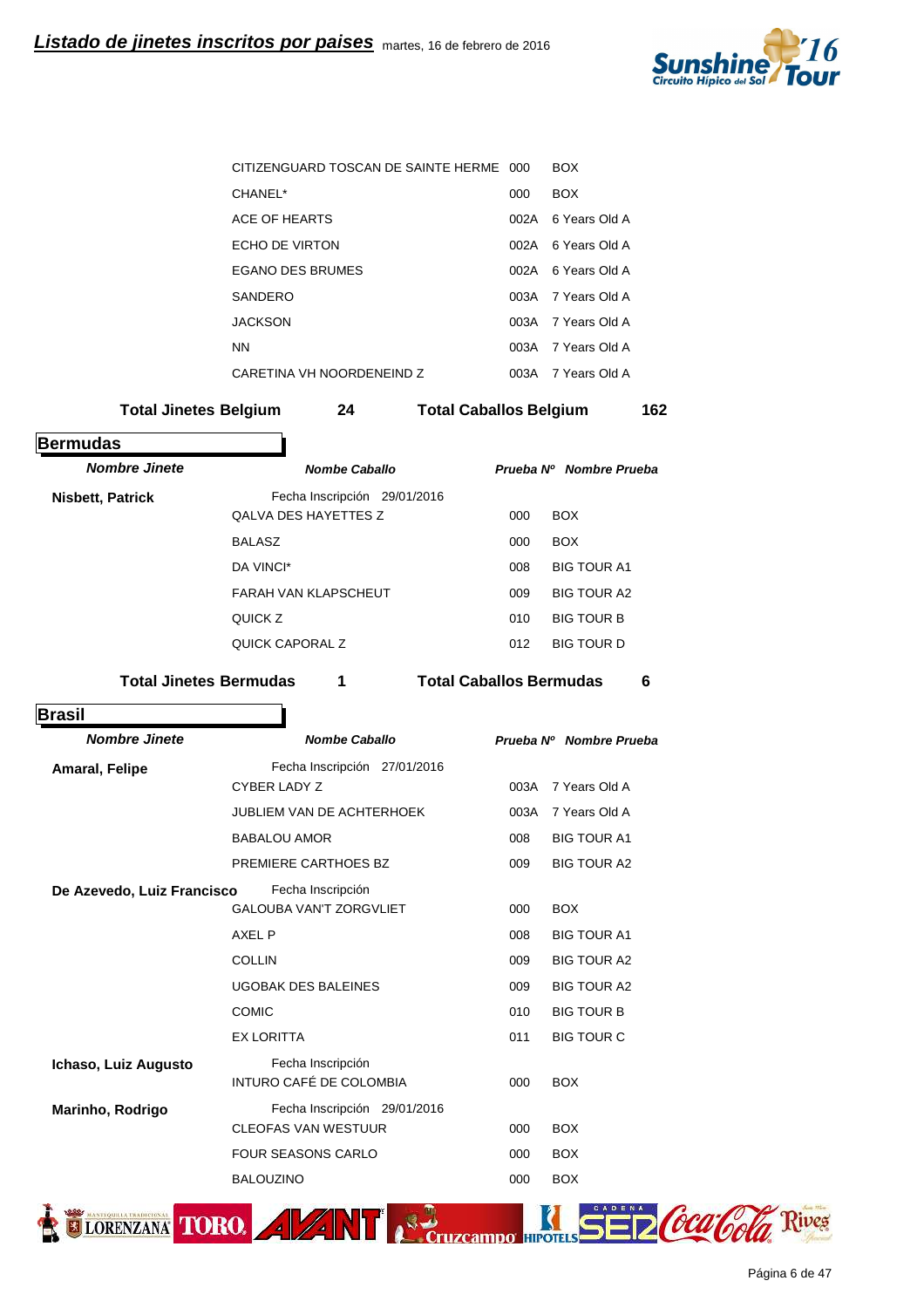| | | | |
|---|---|---|---|
| | CITIZENGUARD TOSCAN DE SAINTE HERME | 000 | BOX |
| | CHANEL* | 000 | BOX |
| | ACE OF HEARTS | 002A | 6 Years Old A |
| | ECHO DE VIRTON | 002A | 6 Years Old A |
| | EGANO DES BRUMES | 002A | 6 Years Old A |
| | SANDERO | 003A | 7 Years Old A |
| | JACKSON | 003A | 7 Years Old A |
| | NN | 003A | 7 Years Old A |
| | CARETINA VH NOORDENEIND Z | 003A | 7 Years Old A |

**Total Jinetes Belgium 24 Total Caballos Belgium 162**

## Bermudas

| *Nombre Jinete* | *Nombe Caballo* | *Prueba Nº* | *Nombre Prueba* |
|---|---|---|---|
| **Nisbett, Patrick** | Fecha Inscripción 29/01/2016 | | |
| | QALVA DES HAYETTES Z | 000 | BOX |
| | BALASZ | 000 | BOX |
| | DA VINCI* | 008 | BIG TOUR A1 |
| | FARAH VAN KLAPSCHEUT | 009 | BIG TOUR A2 |
| | QUICK Z | 010 | BIG TOUR B |
| | QUICK CAPORAL Z | 012 | BIG TOUR D |

**Total Jinetes Bermudas 1 Total Caballos Bermudas 6**

## Brasil

| *Nombre Jinete* | *Nombe Caballo* | *Prueba Nº* | *Nombre Prueba* |
|---|---|---|---|
| **Amaral, Felipe** | Fecha Inscripción 27/01/2016 | | |
| | CYBER LADY Z | 003A | 7 Years Old A |
| | JUBLIEM VAN DE ACHTERHOEK | 003A | 7 Years Old A |
| | BABALOU AMOR | 008 | BIG TOUR A1 |
| | PREMIERE CARTHOES BZ | 009 | BIG TOUR A2 |
| **De Azevedo, Luiz Francisco** | Fecha Inscripción | | |
| | GALOUBA VAN'T ZORGVLIET | 000 | BOX |
| | AXEL P | 008 | BIG TOUR A1 |
| | COLLIN | 009 | BIG TOUR A2 |
| | UGOBAK DES BALEINES | 009 | BIG TOUR A2 |
| | COMIC | 010 | BIG TOUR B |
| | EX LORITTA | 011 | BIG TOUR C |
| **Ichaso, Luiz Augusto** | Fecha Inscripción | | |
| | INTURO CAFÉ DE COLOMBIA | 000 | BOX |
| **Marinho, Rodrigo** | Fecha Inscripción 29/01/2016 | | |
| | CLEOFAS VAN WESTUUR | 000 | BOX |
| | FOUR SEASONS CARLO | 000 | BOX |
| | BALOUZINO | 000 | BOX |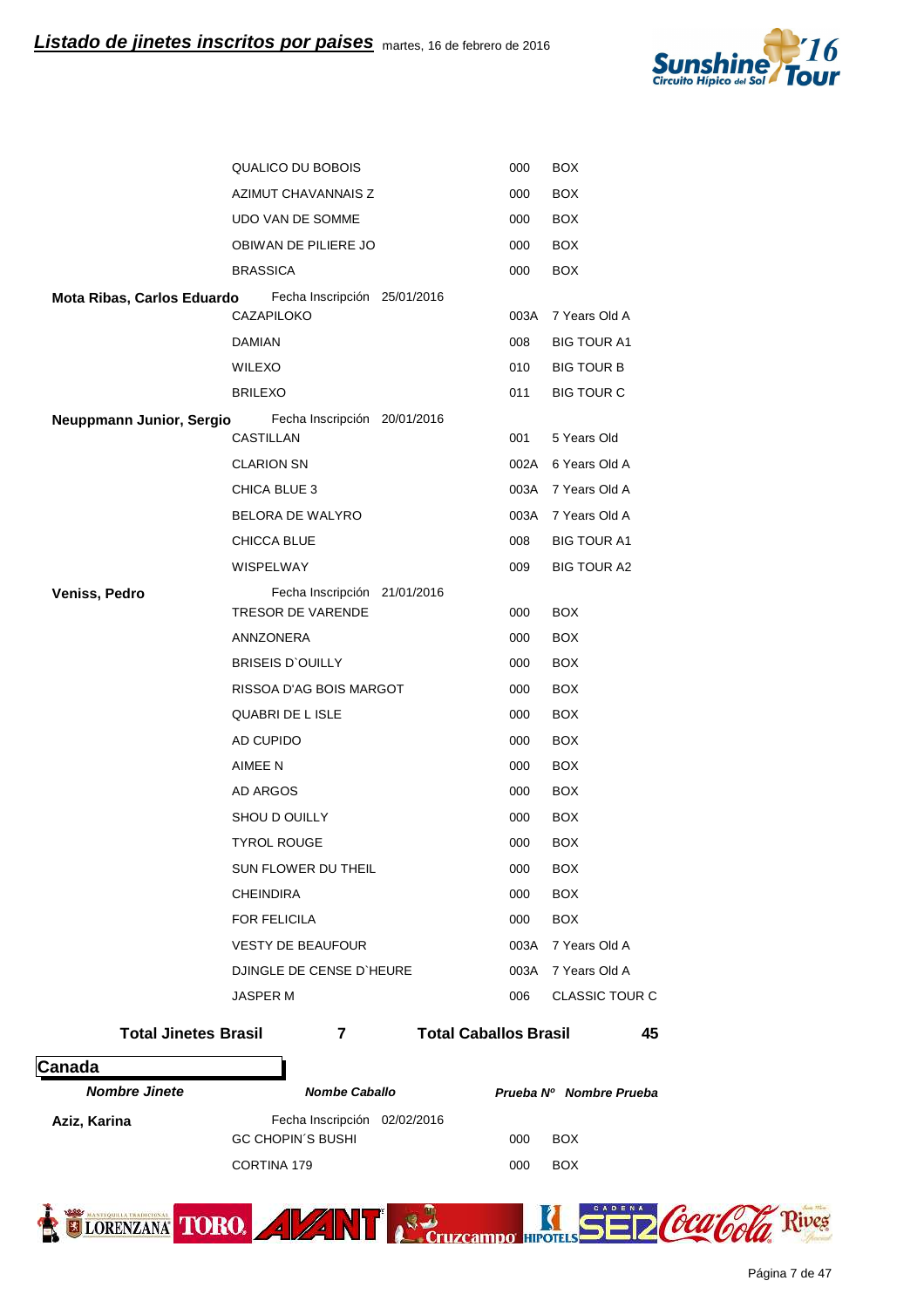## Listado de jinetes inscritos por paises

martes, 16 de febrero de 2016

| Nombre Jinete | Nombe Caballo | Prueba Nº | Nombre Prueba |
|---|---|---|---|
| | QUALICO DU BOBOIS | 000 | BOX |
| | AZIMUT CHAVANNAIS Z | 000 | BOX |
| | UDO VAN DE SOMME | 000 | BOX |
| | OBIWAN DE PILIERE JO | 000 | BOX |
| | BRASSICA | 000 | BOX |
| **Mota Ribas, Carlos Eduardo** | Fecha Inscripción 25/01/2016 | | |
| | CAZAPILOKO | 003A | 7 Years Old A |
| | DAMIAN | 008 | BIG TOUR A1 |
| | WILEXO | 010 | BIG TOUR B |
| | BRILEXO | 011 | BIG TOUR C |
| **Neuppmann Junior, Sergio** | Fecha Inscripción 20/01/2016 | | |
| | CASTILLAN | 001 | 5 Years Old |
| | CLARION SN | 002A | 6 Years Old A |
| | CHICA BLUE 3 | 003A | 7 Years Old A |
| | BELORA DE WALYRO | 003A | 7 Years Old A |
| | CHICCA BLUE | 008 | BIG TOUR A1 |
| | WISPELWAY | 009 | BIG TOUR A2 |
| **Veniss, Pedro** | Fecha Inscripción 21/01/2016 | | |
| | TRESOR DE VARENDE | 000 | BOX |
| | ANNZONERA | 000 | BOX |
| | BRISEIS D`OUILLY | 000 | BOX |
| | RISSOA D'AG BOIS MARGOT | 000 | BOX |
| | QUABRI DE L ISLE | 000 | BOX |
| | AD CUPIDO | 000 | BOX |
| | AIMEE N | 000 | BOX |
| | AD ARGOS | 000 | BOX |
| | SHOU D OUILLY | 000 | BOX |
| | TYROL ROUGE | 000 | BOX |
| | SUN FLOWER DU THEIL | 000 | BOX |
| | CHEINDIRA | 000 | BOX |
| | FOR FELICILA | 000 | BOX |
| | VESTY DE BEAUFOUR | 003A | 7 Years Old A |
| | DJINGLE DE CENSE D`HEURE | 003A | 7 Years Old A |
| | JASPER M | 006 | CLASSIC TOUR C |

**Total Jinetes Brasil** **7** **Total Caballos Brasil** **45**

## Canada

| Nombre Jinete | Nombe Caballo | Prueba Nº | Nombre Prueba |
|---|---|---|---|
| **Aziz, Karina** | Fecha Inscripción 02/02/2016 | | |
| | GC CHOPIN´S BUSHI | 000 | BOX |
| | CORTINA 179 | 000 | BOX |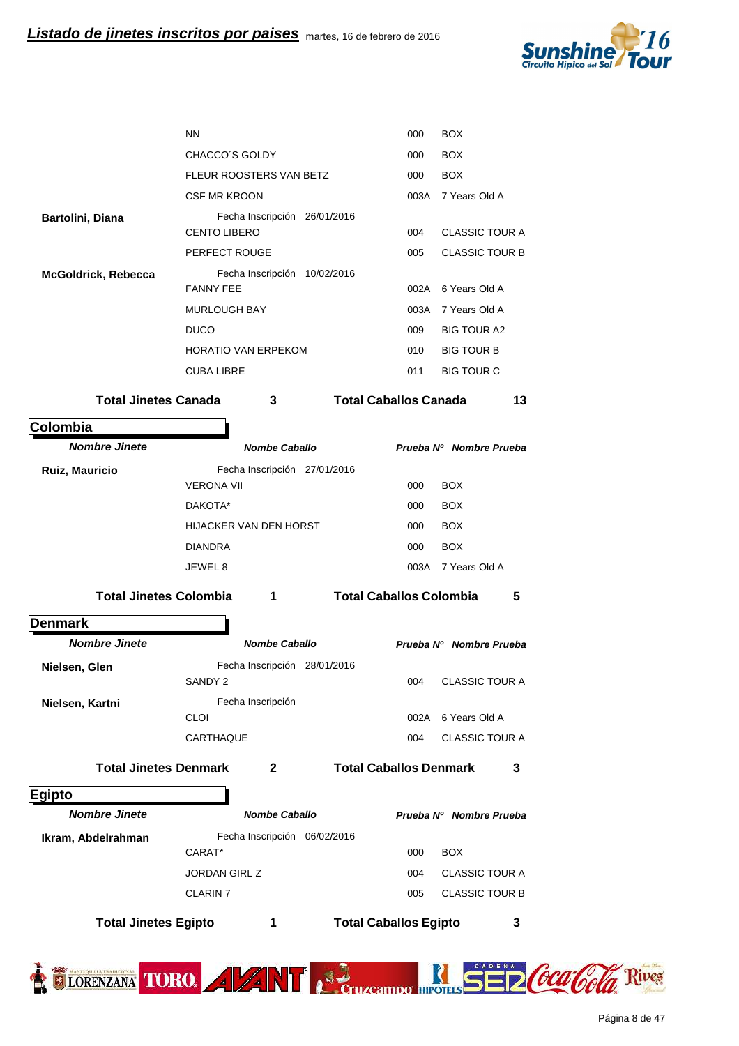| | | | |
|---|---|---|---|
| | NN | 000 | BOX |
| | CHACCO´S GOLDY | 000 | BOX |
| | FLEUR ROOSTERS VAN BETZ | 000 | BOX |
| | CSF MR KROON | 003A | 7 Years Old A |
| **Bartolini, Diana** | Fecha Inscripción 26/01/2016 | | |
| | CENTO LIBERO | 004 | CLASSIC TOUR A |
| | PERFECT ROUGE | 005 | CLASSIC TOUR B |
| **McGoldrick, Rebecca** | Fecha Inscripción 10/02/2016 | | |
| | FANNY FEE | 002A | 6 Years Old A |
| | MURLOUGH BAY | 003A | 7 Years Old A |
| | DUCO | 009 | BIG TOUR A2 |
| | HORATIO VAN ERPEKOM | 010 | BIG TOUR B |
| | CUBA LIBRE | 011 | BIG TOUR C |

**Total Jinetes Canada 3 — Total Caballos Canada 13**

## Colombia

| *Nombre Jinete* | *Nombe Caballo* | *Prueba Nº* | *Nombre Prueba* |
|---|---|---|---|
| **Ruiz, Mauricio** | Fecha Inscripción 27/01/2016 | | |
| | VERONA VII | 000 | BOX |
| | DAKOTA* | 000 | BOX |
| | HIJACKER VAN DEN HORST | 000 | BOX |
| | DIANDRA | 000 | BOX |
| | JEWEL 8 | 003A | 7 Years Old A |

**Total Jinetes Colombia 1 — Total Caballos Colombia 5**

## Denmark

| *Nombre Jinete* | *Nombe Caballo* | *Prueba Nº* | *Nombre Prueba* |
|---|---|---|---|
| **Nielsen, Glen** | Fecha Inscripción 28/01/2016 | | |
| | SANDY 2 | 004 | CLASSIC TOUR A |
| **Nielsen, Kartni** | Fecha Inscripción | | |
| | CLOI | 002A | 6 Years Old A |
| | CARTHAQUE | 004 | CLASSIC TOUR A |

**Total Jinetes Denmark 2 — Total Caballos Denmark 3**

## Egipto

| *Nombre Jinete* | *Nombe Caballo* | *Prueba Nº* | *Nombre Prueba* |
|---|---|---|---|
| **Ikram, Abdelrahman** | Fecha Inscripción 06/02/2016 | | |
| | CARAT* | 000 | BOX |
| | JORDAN GIRL Z | 004 | CLASSIC TOUR A |
| | CLARIN 7 | 005 | CLASSIC TOUR B |

**Total Jinetes Egipto 1 — Total Caballos Egipto 3**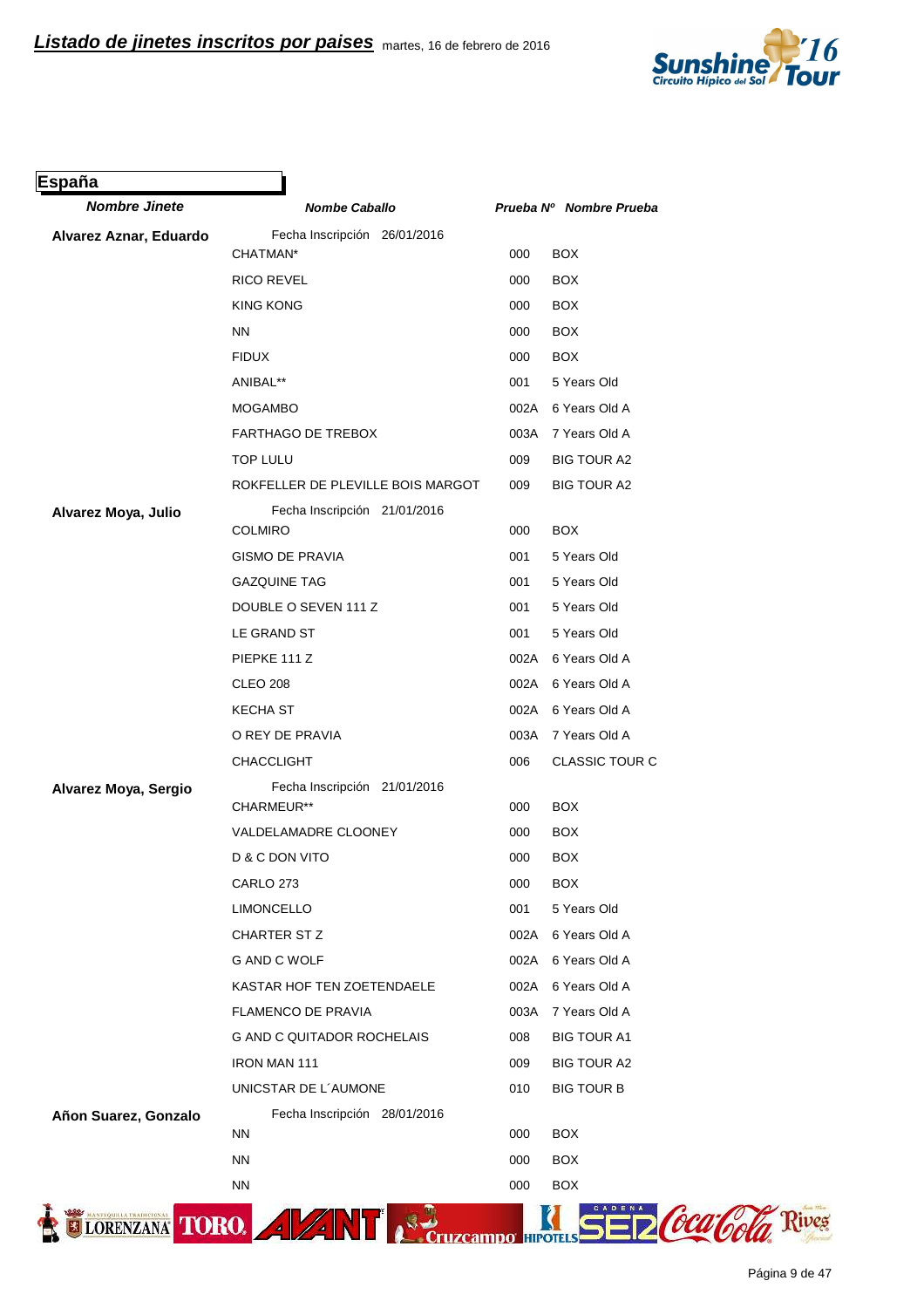**Listado de jinetes inscritos por paises** martes, 16 de febrero de 2016

## España

| Nombre Jinete | Nombe Caballo | Prueba Nº | Nombre Prueba |
|---|---|---|---|
| **Alvarez Aznar, Eduardo** | Fecha Inscripción 26/01/2016 | | |
| | CHATMAN* | 000 | BOX |
| | RICO REVEL | 000 | BOX |
| | KING KONG | 000 | BOX |
| | NN | 000 | BOX |
| | FIDUX | 000 | BOX |
| | ANIBAL** | 001 | 5 Years Old |
| | MOGAMBO | 002A | 6 Years Old A |
| | FARTHAGO DE TREBOX | 003A | 7 Years Old A |
| | TOP LULU | 009 | BIG TOUR A2 |
| | ROKFELLER DE PLEVILLE BOIS MARGOT | 009 | BIG TOUR A2 |
| **Alvarez Moya, Julio** | Fecha Inscripción 21/01/2016 | | |
| | COLMIRO | 000 | BOX |
| | GISMO DE PRAVIA | 001 | 5 Years Old |
| | GAZQUINE TAG | 001 | 5 Years Old |
| | DOUBLE O SEVEN 111 Z | 001 | 5 Years Old |
| | LE GRAND ST | 001 | 5 Years Old |
| | PIEPKE 111 Z | 002A | 6 Years Old A |
| | CLEO 208 | 002A | 6 Years Old A |
| | KECHA ST | 002A | 6 Years Old A |
| | O REY DE PRAVIA | 003A | 7 Years Old A |
| | CHACCLIGHT | 006 | CLASSIC TOUR C |
| **Alvarez Moya, Sergio** | Fecha Inscripción 21/01/2016 | | |
| | CHARMEUR** | 000 | BOX |
| | VALDELAMADRE CLOONEY | 000 | BOX |
| | D & C DON VITO | 000 | BOX |
| | CARLO 273 | 000 | BOX |
| | LIMONCELLO | 001 | 5 Years Old |
| | CHARTER ST Z | 002A | 6 Years Old A |
| | G AND C WOLF | 002A | 6 Years Old A |
| | KASTAR HOF TEN ZOETENDAELE | 002A | 6 Years Old A |
| | FLAMENCO DE PRAVIA | 003A | 7 Years Old A |
| | G AND C QUITADOR ROCHELAIS | 008 | BIG TOUR A1 |
| | IRON MAN 111 | 009 | BIG TOUR A2 |
| | UNICSTAR DE L´AUMONE | 010 | BIG TOUR B |
| **Añon Suarez, Gonzalo** | Fecha Inscripción 28/01/2016 | | |
| | NN | 000 | BOX |
| | NN | 000 | BOX |
| | NN | 000 | BOX |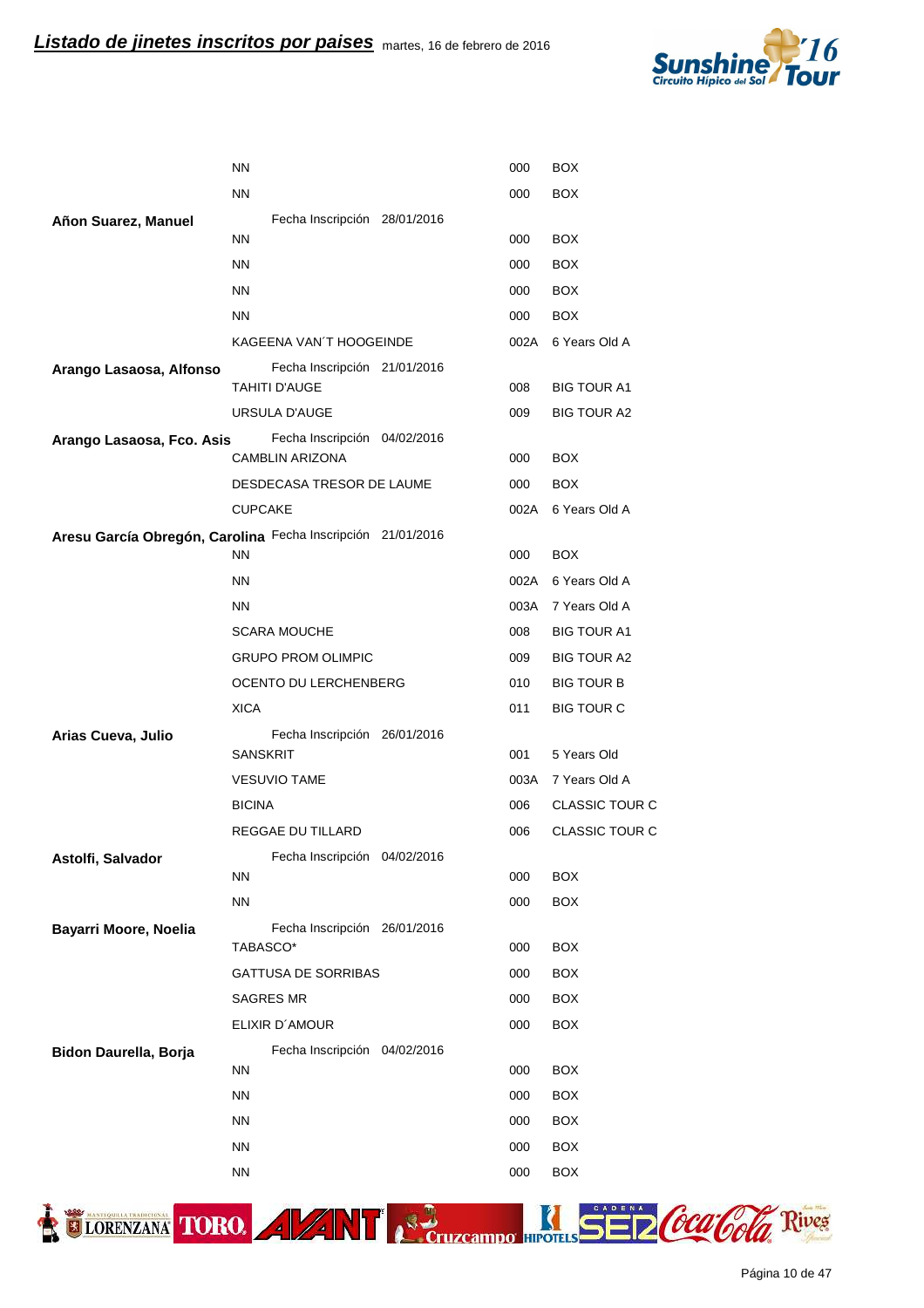## Listado de jinetes inscritos por paises martes, 16 de febrero de 2016

| Jinete | Caballo | Código | Prueba |
|---|---|---|---|
| | NN | 000 | BOX |
| | NN | 000 | BOX |
| **Añon Suarez, Manuel** | Fecha Inscripción 28/01/2016 | | |
| | NN | 000 | BOX |
| | NN | 000 | BOX |
| | NN | 000 | BOX |
| | NN | 000 | BOX |
| | KAGEENA VAN´T HOOGEINDE | 002A | 6 Years Old A |
| **Arango Lasaosa, Alfonso** | Fecha Inscripción 21/01/2016 | | |
| | TAHITI D'AUGE | 008 | BIG TOUR A1 |
| | URSULA D'AUGE | 009 | BIG TOUR A2 |
| **Arango Lasaosa, Fco. Asis** | Fecha Inscripción 04/02/2016 | | |
| | CAMBLIN ARIZONA | 000 | BOX |
| | DESDECASA TRESOR DE LAUME | 000 | BOX |
| | CUPCAKE | 002A | 6 Years Old A |
| **Aresu García Obregón, Carolina** | Fecha Inscripción 21/01/2016 | | |
| | NN | 000 | BOX |
| | NN | 002A | 6 Years Old A |
| | NN | 003A | 7 Years Old A |
| | SCARA MOUCHE | 008 | BIG TOUR A1 |
| | GRUPO PROM OLIMPIC | 009 | BIG TOUR A2 |
| | OCENTO DU LERCHENBERG | 010 | BIG TOUR B |
| | XICA | 011 | BIG TOUR C |
| **Arias Cueva, Julio** | Fecha Inscripción 26/01/2016 | | |
| | SANSKRIT | 001 | 5 Years Old |
| | VESUVIO TAME | 003A | 7 Years Old A |
| | BICINA | 006 | CLASSIC TOUR C |
| | REGGAE DU TILLARD | 006 | CLASSIC TOUR C |
| **Astolfi, Salvador** | Fecha Inscripción 04/02/2016 | | |
| | NN | 000 | BOX |
| | NN | 000 | BOX |
| **Bayarri Moore, Noelia** | Fecha Inscripción 26/01/2016 | | |
| | TABASCO* | 000 | BOX |
| | GATTUSA DE SORRIBAS | 000 | BOX |
| | SAGRES MR | 000 | BOX |
| | ELIXIR D´AMOUR | 000 | BOX |
| **Bidon Daurella, Borja** | Fecha Inscripción 04/02/2016 | | |
| | NN | 000 | BOX |
| | NN | 000 | BOX |
| | NN | 000 | BOX |
| | NN | 000 | BOX |
| | NN | 000 | BOX |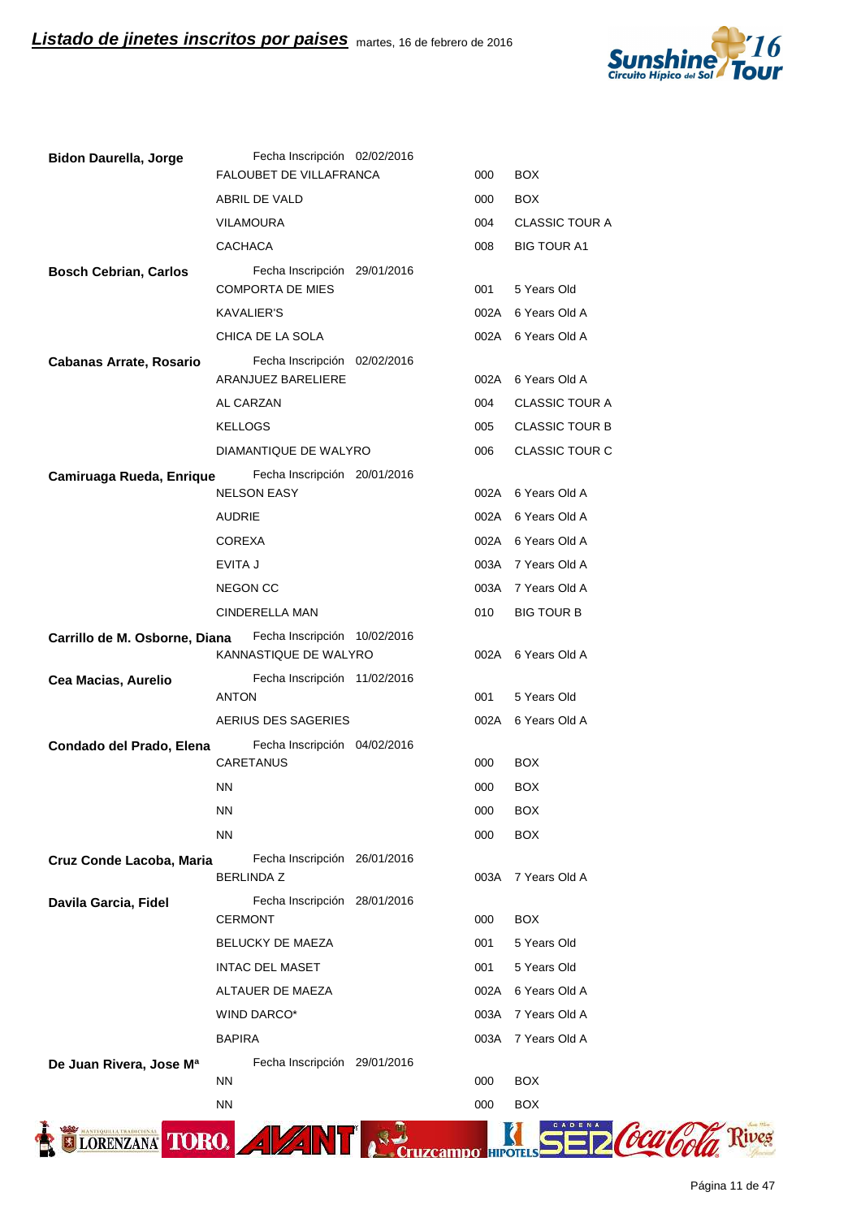## Listado de jinetes inscritos por paises

martes, 16 de febrero de 2016

| Jinete | Fecha Inscripción | Caballo | Código | Prueba |
|---|---|---|---|---|
| **Bidon Daurella, Jorge** | 02/02/2016 | FALOUBET DE VILLAFRANCA | 000 | BOX |
| | | ABRIL DE VALD | 000 | BOX |
| | | VILAMOURA | 004 | CLASSIC TOUR A |
| | | CACHACA | 008 | BIG TOUR A1 |
| **Bosch Cebrian, Carlos** | 29/01/2016 | COMPORTA DE MIES | 001 | 5 Years Old |
| | | KAVALIER'S | 002A | 6 Years Old A |
| | | CHICA DE LA SOLA | 002A | 6 Years Old A |
| **Cabanas Arrate, Rosario** | 02/02/2016 | ARANJUEZ BARELIERE | 002A | 6 Years Old A |
| | | AL CARZAN | 004 | CLASSIC TOUR A |
| | | KELLOGS | 005 | CLASSIC TOUR B |
| | | DIAMANTIQUE DE WALYRO | 006 | CLASSIC TOUR C |
| **Camiruaga Rueda, Enrique** | 20/01/2016 | NELSON EASY | 002A | 6 Years Old A |
| | | AUDRIE | 002A | 6 Years Old A |
| | | COREXA | 002A | 6 Years Old A |
| | | EVITA J | 003A | 7 Years Old A |
| | | NEGON CC | 003A | 7 Years Old A |
| | | CINDERELLA MAN | 010 | BIG TOUR B |
| **Carrillo de M. Osborne, Diana** | 10/02/2016 | KANNASTIQUE DE WALYRO | 002A | 6 Years Old A |
| **Cea Macias, Aurelio** | 11/02/2016 | ANTON | 001 | 5 Years Old |
| | | AERIUS DES SAGERIES | 002A | 6 Years Old A |
| **Condado del Prado, Elena** | 04/02/2016 | CARETANUS | 000 | BOX |
| | | NN | 000 | BOX |
| | | NN | 000 | BOX |
| | | NN | 000 | BOX |
| **Cruz Conde Lacoba, Maria** | 26/01/2016 | BERLINDA Z | 003A | 7 Years Old A |
| **Davila Garcia, Fidel** | 28/01/2016 | CERMONT | 000 | BOX |
| | | BELUCKY DE MAEZA | 001 | 5 Years Old |
| | | INTAC DEL MASET | 001 | 5 Years Old |
| | | ALTAUER DE MAEZA | 002A | 6 Years Old A |
| | | WIND DARCO* | 003A | 7 Years Old A |
| | | BAPIRA | 003A | 7 Years Old A |
| **De Juan Rivera, Jose Mª** | 29/01/2016 | NN | 000 | BOX |
| | | NN | 000 | BOX |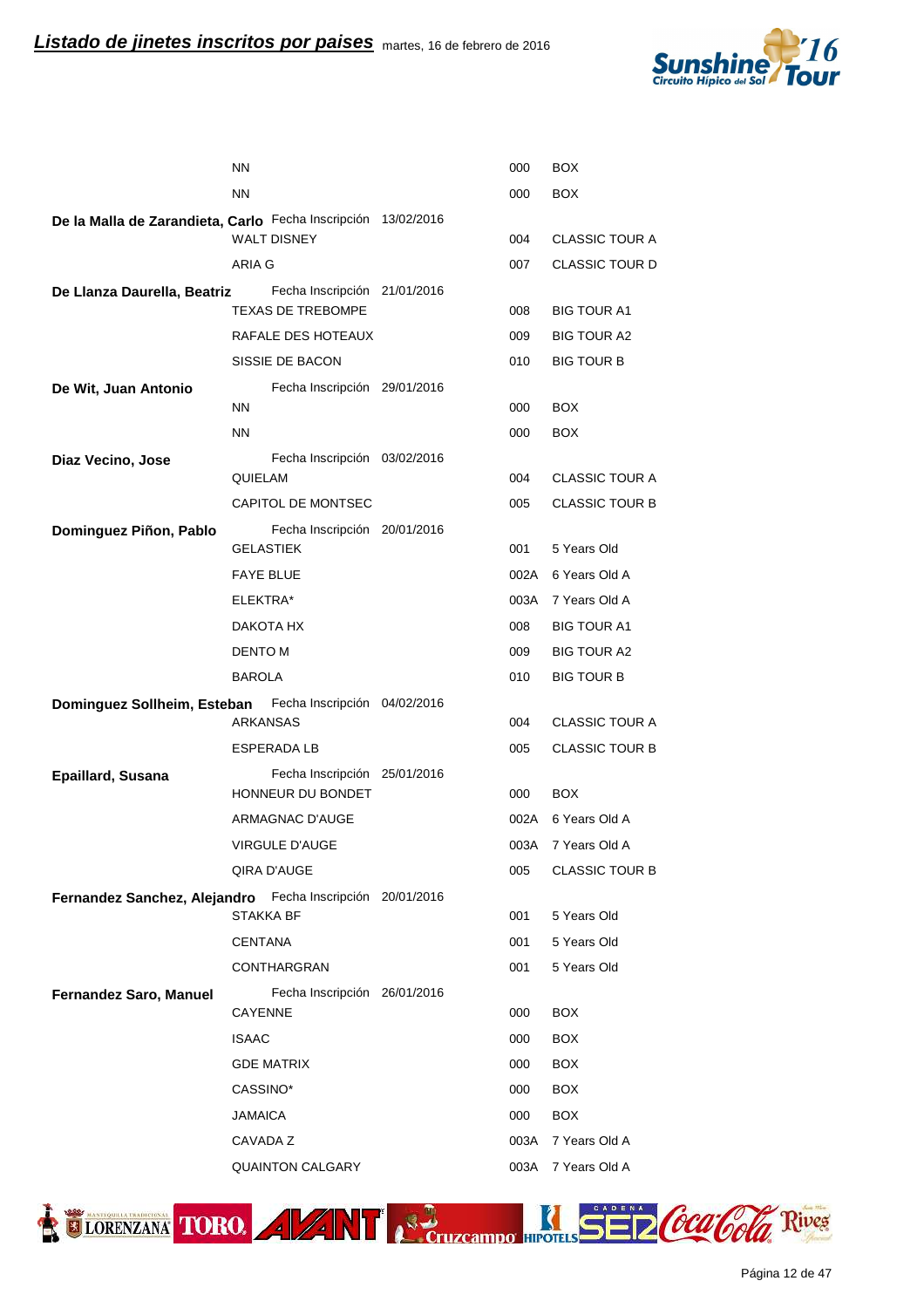## Listado de jinetes inscritos por paises

martes, 16 de febrero de 2016

| Jinete | Caballo | Nº | Prueba |
|---|---|---|---|
| | NN | 000 | BOX |
| | NN | 000 | BOX |
| **De la Malla de Zarandieta, Carlo** Fecha Inscripción 13/02/2016 | WALT DISNEY | 004 | CLASSIC TOUR A |
| | ARIA G | 007 | CLASSIC TOUR D |
| **De Llanza Daurella, Beatriz** Fecha Inscripción 21/01/2016 | TEXAS DE TREBOMPE | 008 | BIG TOUR A1 |
| | RAFALE DES HOTEAUX | 009 | BIG TOUR A2 |
| | SISSIE DE BACON | 010 | BIG TOUR B |
| **De Wit, Juan Antonio** Fecha Inscripción 29/01/2016 | NN | 000 | BOX |
| | NN | 000 | BOX |
| **Diaz Vecino, Jose** Fecha Inscripción 03/02/2016 | QUIELAM | 004 | CLASSIC TOUR A |
| | CAPITOL DE MONTSEC | 005 | CLASSIC TOUR B |
| **Dominguez Piñon, Pablo** Fecha Inscripción 20/01/2016 | GELASTIEK | 001 | 5 Years Old |
| | FAYE BLUE | 002A | 6 Years Old A |
| | ELEKTRA* | 003A | 7 Years Old A |
| | DAKOTA HX | 008 | BIG TOUR A1 |
| | DENTO M | 009 | BIG TOUR A2 |
| | BAROLA | 010 | BIG TOUR B |
| **Dominguez Sollheim, Esteban** Fecha Inscripción 04/02/2016 | ARKANSAS | 004 | CLASSIC TOUR A |
| | ESPERADA LB | 005 | CLASSIC TOUR B |
| **Epaillard, Susana** Fecha Inscripción 25/01/2016 | HONNEUR DU BONDET | 000 | BOX |
| | ARMAGNAC D'AUGE | 002A | 6 Years Old A |
| | VIRGULE D'AUGE | 003A | 7 Years Old A |
| | QIRA D'AUGE | 005 | CLASSIC TOUR B |
| **Fernandez Sanchez, Alejandro** Fecha Inscripción 20/01/2016 | STAKKA BF | 001 | 5 Years Old |
| | CENTANA | 001 | 5 Years Old |
| | CONTHARGRAN | 001 | 5 Years Old |
| **Fernandez Saro, Manuel** Fecha Inscripción 26/01/2016 | CAYENNE | 000 | BOX |
| | ISAAC | 000 | BOX |
| | GDE MATRIX | 000 | BOX |
| | CASSINO* | 000 | BOX |
| | JAMAICA | 000 | BOX |
| | CAVADA Z | 003A | 7 Years Old A |
| | QUAINTON CALGARY | 003A | 7 Years Old A |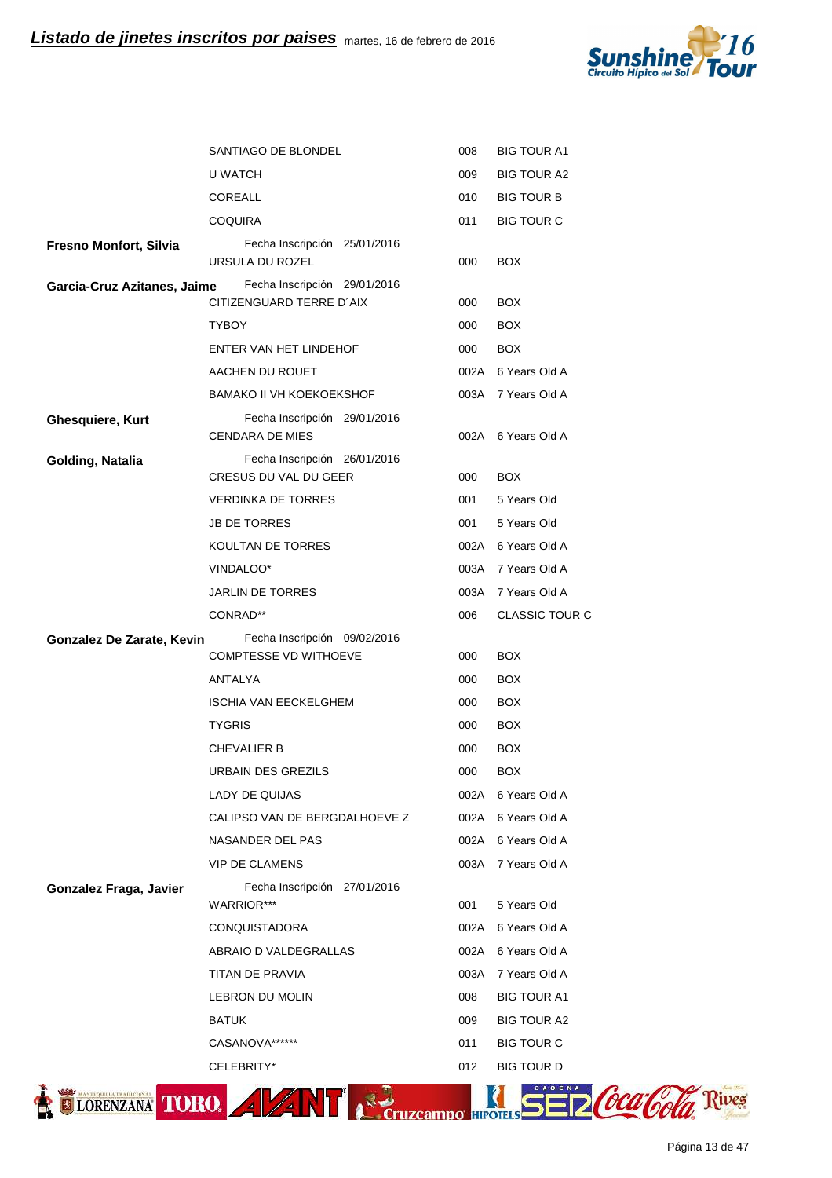## Listado de jinetes inscritos por paises martes, 16 de febrero de 2016

| Jinete | Caballo | Código | Prueba |
|---|---|---|---|
| | SANTIAGO DE BLONDEL | 008 | BIG TOUR A1 |
| | U WATCH | 009 | BIG TOUR A2 |
| | COREALL | 010 | BIG TOUR B |
| | COQUIRA | 011 | BIG TOUR C |
| **Fresno Monfort, Silvia** | Fecha Inscripción 25/01/2016 | | |
| | URSULA DU ROZEL | 000 | BOX |
| **Garcia-Cruz Azitanes, Jaime** | Fecha Inscripción 29/01/2016 | | |
| | CITIZENGUARD TERRE D´AIX | 000 | BOX |
| | TYBOY | 000 | BOX |
| | ENTER VAN HET LINDEHOF | 000 | BOX |
| | AACHEN DU ROUET | 002A | 6 Years Old A |
| | BAMAKO II VH KOEKOEKSHOF | 003A | 7 Years Old A |
| **Ghesquiere, Kurt** | Fecha Inscripción 29/01/2016 | | |
| | CENDARA DE MIES | 002A | 6 Years Old A |
| **Golding, Natalia** | Fecha Inscripción 26/01/2016 | | |
| | CRESUS DU VAL DU GEER | 000 | BOX |
| | VERDINKA DE TORRES | 001 | 5 Years Old |
| | JB DE TORRES | 001 | 5 Years Old |
| | KOULTAN DE TORRES | 002A | 6 Years Old A |
| | VINDALOO* | 003A | 7 Years Old A |
| | JARLIN DE TORRES | 003A | 7 Years Old A |
| | CONRAD** | 006 | CLASSIC TOUR C |
| **Gonzalez De Zarate, Kevin** | Fecha Inscripción 09/02/2016 | | |
| | COMPTESSE VD WITHOEVE | 000 | BOX |
| | ANTALYA | 000 | BOX |
| | ISCHIA VAN EECKELGHEM | 000 | BOX |
| | TYGRIS | 000 | BOX |
| | CHEVALIER B | 000 | BOX |
| | URBAIN DES GREZILS | 000 | BOX |
| | LADY DE QUIJAS | 002A | 6 Years Old A |
| | CALIPSO VAN DE BERGDALHOEVE Z | 002A | 6 Years Old A |
| | NASANDER DEL PAS | 002A | 6 Years Old A |
| | VIP DE CLAMENS | 003A | 7 Years Old A |
| **Gonzalez Fraga, Javier** | Fecha Inscripción 27/01/2016 | | |
| | WARRIOR*** | 001 | 5 Years Old |
| | CONQUISTADORA | 002A | 6 Years Old A |
| | ABRAIO D VALDEGRALLAS | 002A | 6 Years Old A |
| | TITAN DE PRAVIA | 003A | 7 Years Old A |
| | LEBRON DU MOLIN | 008 | BIG TOUR A1 |
| | BATUK | 009 | BIG TOUR A2 |
| | CASANOVA****** | 011 | BIG TOUR C |
| | CELEBRITY* | 012 | BIG TOUR D |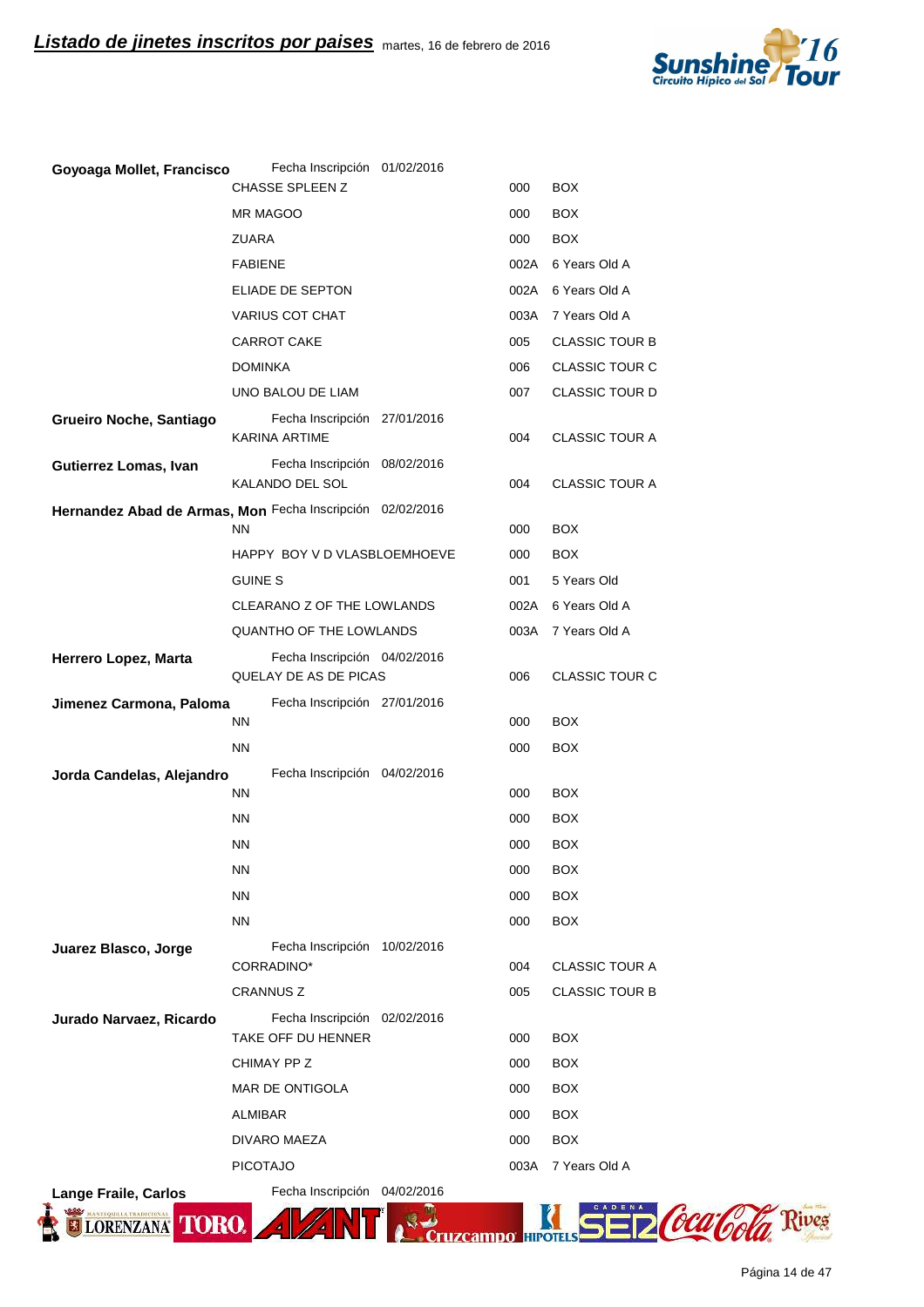## Listado de jinetes inscritos por paises

martes, 16 de febrero de 2016

| Jinete | Fecha Inscripción | Caballo | Código | Prueba |
|---|---|---|---|---|
| **Goyoaga Mollet, Francisco** | 01/02/2016 | CHASSE SPLEEN Z | 000 | BOX |
| | | MR MAGOO | 000 | BOX |
| | | ZUARA | 000 | BOX |
| | | FABIENE | 002A | 6 Years Old A |
| | | ELIADE DE SEPTON | 002A | 6 Years Old A |
| | | VARIUS COT CHAT | 003A | 7 Years Old A |
| | | CARROT CAKE | 005 | CLASSIC TOUR B |
| | | DOMINKA | 006 | CLASSIC TOUR C |
| | | UNO BALOU DE LIAM | 007 | CLASSIC TOUR D |
| **Grueiro Noche, Santiago** | 27/01/2016 | KARINA ARTIME | 004 | CLASSIC TOUR A |
| **Gutierrez Lomas, Ivan** | 08/02/2016 | KALANDO DEL SOL | 004 | CLASSIC TOUR A |
| **Hernandez Abad de Armas, Mon** | 02/02/2016 | NN | 000 | BOX |
| | | HAPPY BOY V D VLASBLOEMHOEVE | 000 | BOX |
| | | GUINE S | 001 | 5 Years Old |
| | | CLEARANO Z OF THE LOWLANDS | 002A | 6 Years Old A |
| | | QUANTHO OF THE LOWLANDS | 003A | 7 Years Old A |
| **Herrero Lopez, Marta** | 04/02/2016 | QUELAY DE AS DE PICAS | 006 | CLASSIC TOUR C |
| **Jimenez Carmona, Paloma** | 27/01/2016 | NN | 000 | BOX |
| | | NN | 000 | BOX |
| **Jorda Candelas, Alejandro** | 04/02/2016 | NN | 000 | BOX |
| | | NN | 000 | BOX |
| | | NN | 000 | BOX |
| | | NN | 000 | BOX |
| | | NN | 000 | BOX |
| | | NN | 000 | BOX |
| **Juarez Blasco, Jorge** | 10/02/2016 | CORRADINO* | 004 | CLASSIC TOUR A |
| | | CRANNUS Z | 005 | CLASSIC TOUR B |
| **Jurado Narvaez, Ricardo** | 02/02/2016 | TAKE OFF DU HENNER | 000 | BOX |
| | | CHIMAY PP Z | 000 | BOX |
| | | MAR DE ONTIGOLA | 000 | BOX |
| | | ALMIBAR | 000 | BOX |
| | | DIVARO MAEZA | 000 | BOX |
| | | PICOTAJO | 003A | 7 Years Old A |
| **Lange Fraile, Carlos** | 04/02/2016 | | | |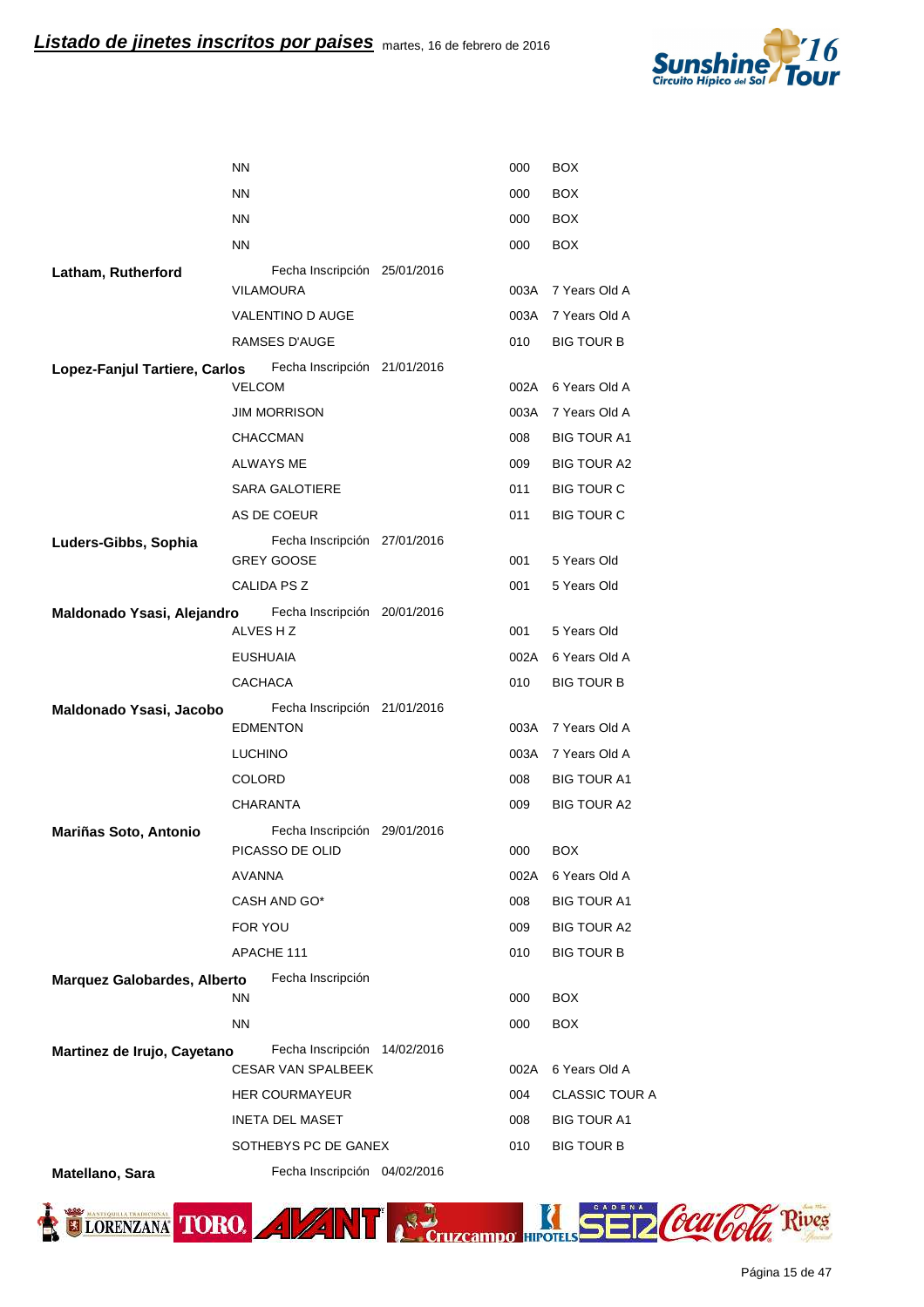# Listado de jinetes inscritos por paises

martes, 16 de febrero de 2016

| Jinete | Caballo / Fecha Inscripción | Código | Prueba |
|---|---|---|---|
| | NN | 000 | BOX |
| | NN | 000 | BOX |
| | NN | 000 | BOX |
| | NN | 000 | BOX |
| **Latham, Rutherford** | Fecha Inscripción 25/01/2016 | | |
| | VILAMOURA | 003A | 7 Years Old A |
| | VALENTINO D AUGE | 003A | 7 Years Old A |
| | RAMSES D'AUGE | 010 | BIG TOUR B |
| **Lopez-Fanjul Tartiere, Carlos** | Fecha Inscripción 21/01/2016 | | |
| | VELCOM | 002A | 6 Years Old A |
| | JIM MORRISON | 003A | 7 Years Old A |
| | CHACCMAN | 008 | BIG TOUR A1 |
| | ALWAYS ME | 009 | BIG TOUR A2 |
| | SARA GALOTIERE | 011 | BIG TOUR C |
| | AS DE COEUR | 011 | BIG TOUR C |
| **Luders-Gibbs, Sophia** | Fecha Inscripción 27/01/2016 | | |
| | GREY GOOSE | 001 | 5 Years Old |
| | CALIDA PS Z | 001 | 5 Years Old |
| **Maldonado Ysasi, Alejandro** | Fecha Inscripción 20/01/2016 | | |
| | ALVES H Z | 001 | 5 Years Old |
| | EUSHUAIA | 002A | 6 Years Old A |
| | CACHACA | 010 | BIG TOUR B |
| **Maldonado Ysasi, Jacobo** | Fecha Inscripción 21/01/2016 | | |
| | EDMENTON | 003A | 7 Years Old A |
| | LUCHINO | 003A | 7 Years Old A |
| | COLORD | 008 | BIG TOUR A1 |
| | CHARANTA | 009 | BIG TOUR A2 |
| **Mariñas Soto, Antonio** | Fecha Inscripción 29/01/2016 | | |
| | PICASSO DE OLID | 000 | BOX |
| | AVANNA | 002A | 6 Years Old A |
| | CASH AND GO* | 008 | BIG TOUR A1 |
| | FOR YOU | 009 | BIG TOUR A2 |
| | APACHE 111 | 010 | BIG TOUR B |
| **Marquez Galobardes, Alberto** | Fecha Inscripción | | |
| | NN | 000 | BOX |
| | NN | 000 | BOX |
| **Martinez de Irujo, Cayetano** | Fecha Inscripción 14/02/2016 | | |
| | CESAR VAN SPALBEEK | 002A | 6 Years Old A |
| | HER COURMAYEUR | 004 | CLASSIC TOUR A |
| | INETA DEL MASET | 008 | BIG TOUR A1 |
| | SOTHEBYS PC DE GANEX | 010 | BIG TOUR B |
| **Matellano, Sara** | Fecha Inscripción 04/02/2016 | | |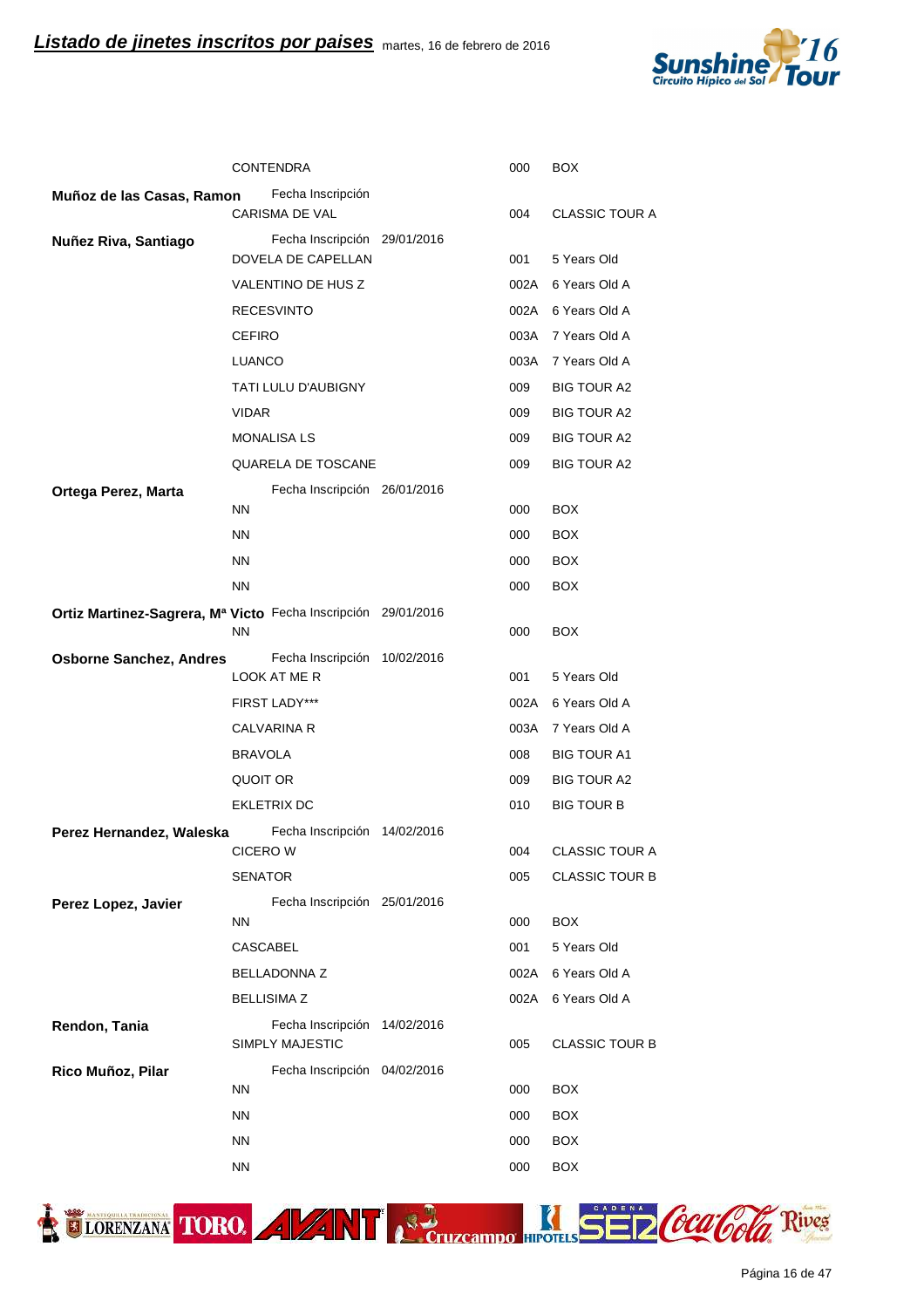## Listado de jinetes inscritos por paises

martes, 16 de febrero de 2016

| Jinete | Caballo / Fecha Inscripción | | Código | Prueba |
|---|---|---|---|---|
| | CONTENDRA | | 000 | BOX |
| **Muñoz de las Casas, Ramon** | Fecha Inscripción | | | |
| | CARISMA DE VAL | | 004 | CLASSIC TOUR A |
| **Nuñez Riva, Santiago** | Fecha Inscripción | 29/01/2016 | | |
| | DOVELA DE CAPELLAN | | 001 | 5 Years Old |
| | VALENTINO DE HUS Z | | 002A | 6 Years Old A |
| | RECESVINTO | | 002A | 6 Years Old A |
| | CEFIRO | | 003A | 7 Years Old A |
| | LUANCO | | 003A | 7 Years Old A |
| | TATI LULU D'AUBIGNY | | 009 | BIG TOUR A2 |
| | VIDAR | | 009 | BIG TOUR A2 |
| | MONALISA LS | | 009 | BIG TOUR A2 |
| | QUARELA DE TOSCANE | | 009 | BIG TOUR A2 |
| **Ortega Perez, Marta** | Fecha Inscripción | 26/01/2016 | | |
| | NN | | 000 | BOX |
| | NN | | 000 | BOX |
| | NN | | 000 | BOX |
| | NN | | 000 | BOX |
| **Ortiz Martinez-Sagrera, Mª Victo** | Fecha Inscripción | 29/01/2016 | | |
| | NN | | 000 | BOX |
| **Osborne Sanchez, Andres** | Fecha Inscripción | 10/02/2016 | | |
| | LOOK AT ME R | | 001 | 5 Years Old |
| | FIRST LADY*** | | 002A | 6 Years Old A |
| | CALVARINA R | | 003A | 7 Years Old A |
| | BRAVOLA | | 008 | BIG TOUR A1 |
| | QUOIT OR | | 009 | BIG TOUR A2 |
| | EKLETRIX DC | | 010 | BIG TOUR B |
| **Perez Hernandez, Waleska** | Fecha Inscripción | 14/02/2016 | | |
| | CICERO W | | 004 | CLASSIC TOUR A |
| | SENATOR | | 005 | CLASSIC TOUR B |
| **Perez Lopez, Javier** | Fecha Inscripción | 25/01/2016 | | |
| | NN | | 000 | BOX |
| | CASCABEL | | 001 | 5 Years Old |
| | BELLADONNA Z | | 002A | 6 Years Old A |
| | BELLISIMA Z | | 002A | 6 Years Old A |
| **Rendon, Tania** | Fecha Inscripción | 14/02/2016 | | |
| | SIMPLY MAJESTIC | | 005 | CLASSIC TOUR B |
| **Rico Muñoz, Pilar** | Fecha Inscripción | 04/02/2016 | | |
| | NN | | 000 | BOX |
| | NN | | 000 | BOX |
| | NN | | 000 | BOX |
| | NN | | 000 | BOX |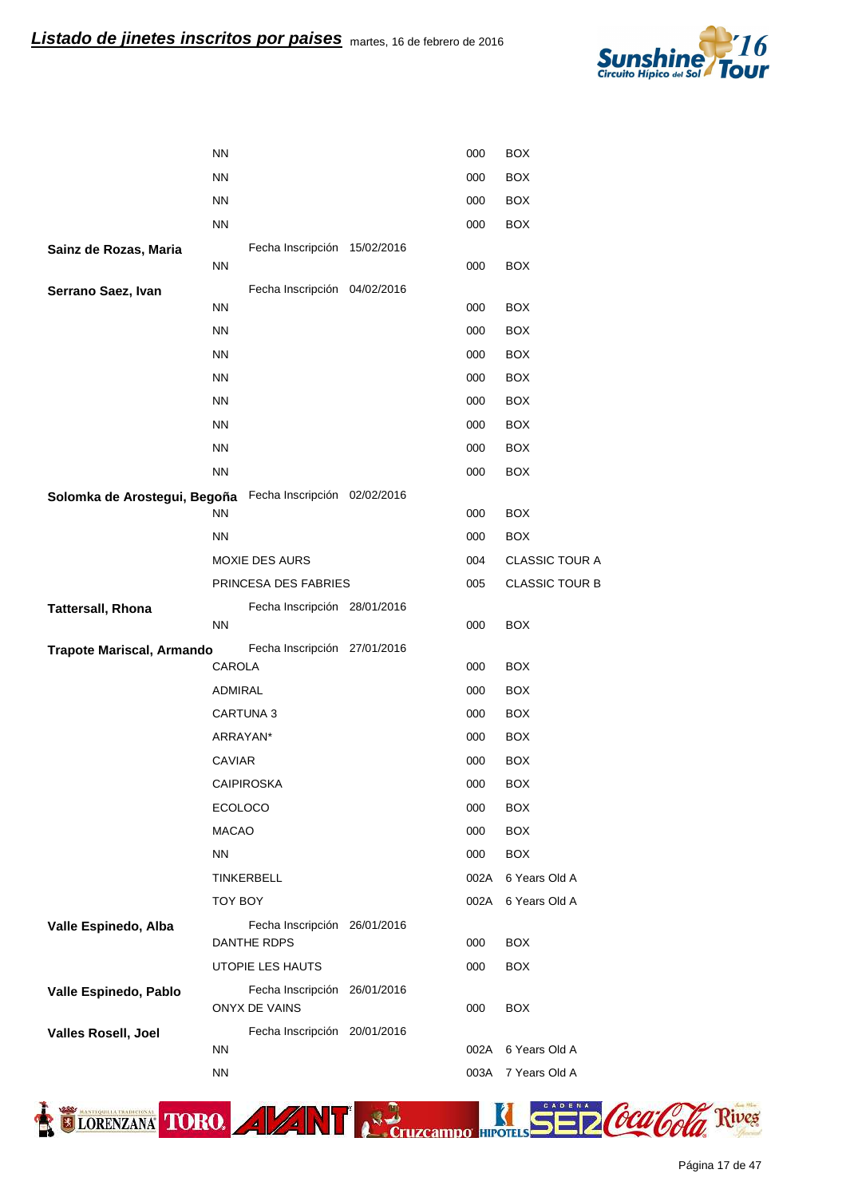| Jinete | Caballo | Nº | Prueba |
|---|---|---|---|
| | NN | 000 | BOX |
| | NN | 000 | BOX |
| | NN | 000 | BOX |
| | NN | 000 | BOX |
| **Sainz de Rozas, Maria** | Fecha Inscripción 15/02/2016 | | |
| | NN | 000 | BOX |
| **Serrano Saez, Ivan** | Fecha Inscripción 04/02/2016 | | |
| | NN | 000 | BOX |
| | NN | 000 | BOX |
| | NN | 000 | BOX |
| | NN | 000 | BOX |
| | NN | 000 | BOX |
| | NN | 000 | BOX |
| | NN | 000 | BOX |
| | NN | 000 | BOX |
| **Solomka de Arostegui, Begoña** | Fecha Inscripción 02/02/2016 | | |
| | NN | 000 | BOX |
| | NN | 000 | BOX |
| | MOXIE DES AURS | 004 | CLASSIC TOUR A |
| | PRINCESA DES FABRIES | 005 | CLASSIC TOUR B |
| **Tattersall, Rhona** | Fecha Inscripción 28/01/2016 | | |
| | NN | 000 | BOX |
| **Trapote Mariscal, Armando** | Fecha Inscripción 27/01/2016 | | |
| | CAROLA | 000 | BOX |
| | ADMIRAL | 000 | BOX |
| | CARTUNA 3 | 000 | BOX |
| | ARRAYAN* | 000 | BOX |
| | CAVIAR | 000 | BOX |
| | CAIPIROSKA | 000 | BOX |
| | ECOLOCO | 000 | BOX |
| | MACAO | 000 | BOX |
| | NN | 000 | BOX |
| | TINKERBELL | 002A | 6 Years Old A |
| | TOY BOY | 002A | 6 Years Old A |
| **Valle Espinedo, Alba** | Fecha Inscripción 26/01/2016 | | |
| | DANTHE RDPS | 000 | BOX |
| | UTOPIE LES HAUTS | 000 | BOX |
| **Valle Espinedo, Pablo** | Fecha Inscripción 26/01/2016 | | |
| | ONYX DE VAINS | 000 | BOX |
| **Valles Rosell, Joel** | Fecha Inscripción 20/01/2016 | | |
| | NN | 002A | 6 Years Old A |
| | NN | 003A | 7 Years Old A |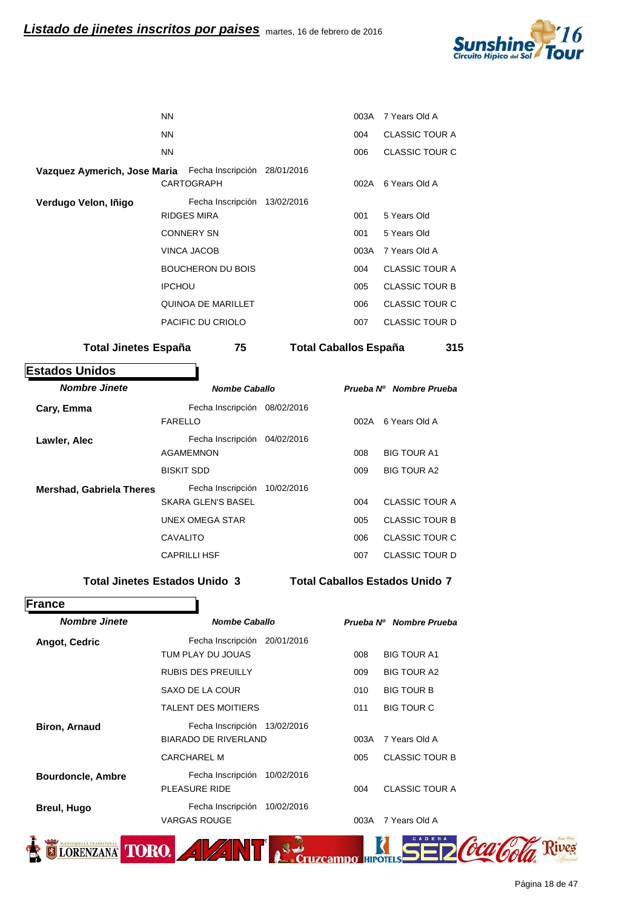## Listado de jinetes inscritos por paises

martes, 16 de febrero de 2016

| Nombre Jinete | Nombe Caballo | Prueba Nº | Nombre Prueba |
|---|---|---|---|
| | NN | 003A | 7 Years Old A |
| | NN | 004 | CLASSIC TOUR A |
| | NN | 006 | CLASSIC TOUR C |
| **Vazquez Aymerich, Jose Maria** | Fecha Inscripción 28/01/2016 | | |
| | CARTOGRAPH | 002A | 6 Years Old A |
| **Verdugo Velon, Iñigo** | Fecha Inscripción 13/02/2016 | | |
| | RIDGES MIRA | 001 | 5 Years Old |
| | CONNERY SN | 001 | 5 Years Old |
| | VINCA JACOB | 003A | 7 Years Old A |
| | BOUCHERON DU BOIS | 004 | CLASSIC TOUR A |
| | IPCHOU | 005 | CLASSIC TOUR B |
| | QUINOA DE MARILLET | 006 | CLASSIC TOUR C |
| | PACIFIC DU CRIOLO | 007 | CLASSIC TOUR D |

**Total Jinetes España 75** **Total Caballos España 315**

## Estados Unidos

| Nombre Jinete | Nombe Caballo | Prueba Nº | Nombre Prueba |
|---|---|---|---|
| **Cary, Emma** | Fecha Inscripción 08/02/2016 | | |
| | FARELLO | 002A | 6 Years Old A |
| **Lawler, Alec** | Fecha Inscripción 04/02/2016 | | |
| | AGAMEMNON | 008 | BIG TOUR A1 |
| | BISKIT SDD | 009 | BIG TOUR A2 |
| **Mershad, Gabriela Theres** | Fecha Inscripción 10/02/2016 | | |
| | SKARA GLEN'S BASEL | 004 | CLASSIC TOUR A |
| | UNEX OMEGA STAR | 005 | CLASSIC TOUR B |
| | CAVALITO | 006 | CLASSIC TOUR C |
| | CAPRILLI HSF | 007 | CLASSIC TOUR D |

**Total Jinetes Estados Unido 3** **Total Caballos Estados Unido 7**

## France

| Nombre Jinete | Nombe Caballo | Prueba Nº | Nombre Prueba |
|---|---|---|---|
| **Angot, Cedric** | Fecha Inscripción 20/01/2016 | | |
| | TUM PLAY DU JOUAS | 008 | BIG TOUR A1 |
| | RUBIS DES PREUILLY | 009 | BIG TOUR A2 |
| | SAXO DE LA COUR | 010 | BIG TOUR B |
| | TALENT DES MOITIERS | 011 | BIG TOUR C |
| **Biron, Arnaud** | Fecha Inscripción 13/02/2016 | | |
| | BIARADO DE RIVERLAND | 003A | 7 Years Old A |
| | CARCHAREL M | 005 | CLASSIC TOUR B |
| **Bourdoncle, Ambre** | Fecha Inscripción 10/02/2016 | | |
| | PLEASURE RIDE | 004 | CLASSIC TOUR A |
| **Breul, Hugo** | Fecha Inscripción 10/02/2016 | | |
| | VARGAS ROUGE | 003A | 7 Years Old A |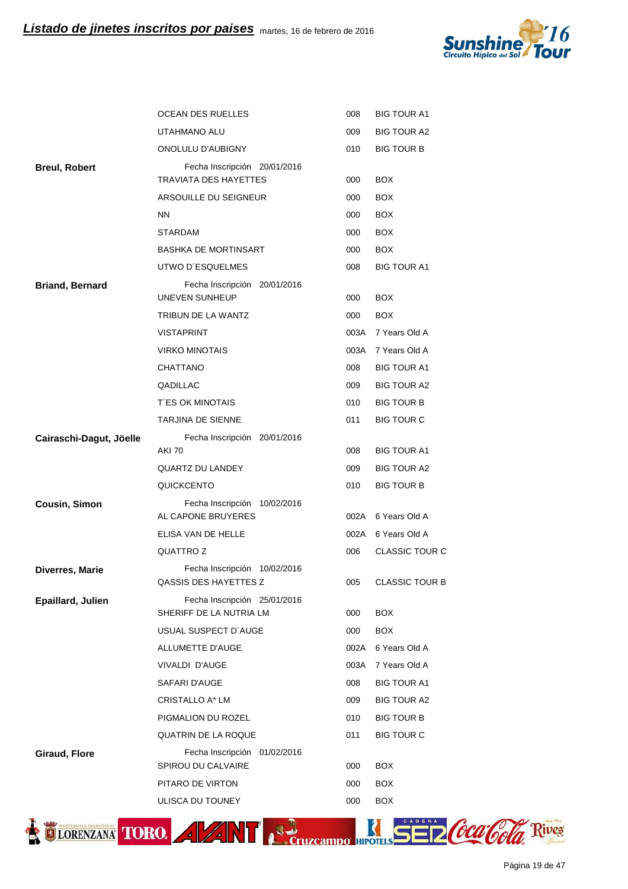## Listado de jinetes inscritos por paises

martes, 16 de febrero de 2016

| Jinete | Caballo | Código | Prueba |
|---|---|---|---|
| | OCEAN DES RUELLES | 008 | BIG TOUR A1 |
| | UTAHMANO ALU | 009 | BIG TOUR A2 |
| | ONOLULU D'AUBIGNY | 010 | BIG TOUR B |
| **Breul, Robert** | Fecha Inscripción 20/01/2016 | | |
| | TRAVIATA DES HAYETTES | 000 | BOX |
| | ARSOUILLE DU SEIGNEUR | 000 | BOX |
| | NN | 000 | BOX |
| | STARDAM | 000 | BOX |
| | BASHKA DE MORTINSART | 000 | BOX |
| | UTWO D´ESQUELMES | 008 | BIG TOUR A1 |
| **Briand, Bernard** | Fecha Inscripción 20/01/2016 | | |
| | UNEVEN SUNHEUP | 000 | BOX |
| | TRIBUN DE LA WANTZ | 000 | BOX |
| | VISTAPRINT | 003A | 7 Years Old A |
| | VIRKO MINOTAIS | 003A | 7 Years Old A |
| | CHATTANO | 008 | BIG TOUR A1 |
| | QADILLAC | 009 | BIG TOUR A2 |
| | T´ES OK MINOTAIS | 010 | BIG TOUR B |
| | TARJINA DE SIENNE | 011 | BIG TOUR C |
| **Cairaschi-Dagut, Jöelle** | Fecha Inscripción 20/01/2016 | | |
| | AKI 70 | 008 | BIG TOUR A1 |
| | QUARTZ DU LANDEY | 009 | BIG TOUR A2 |
| | QUICKCENTO | 010 | BIG TOUR B |
| **Cousin, Simon** | Fecha Inscripción 10/02/2016 | | |
| | AL CAPONE BRUYERES | 002A | 6 Years Old A |
| | ELISA VAN DE HELLE | 002A | 6 Years Old A |
| | QUATTRO Z | 006 | CLASSIC TOUR C |
| **Diverres, Marie** | Fecha Inscripción 10/02/2016 | | |
| | QASSIS DES HAYETTES Z | 005 | CLASSIC TOUR B |
| **Epaillard, Julien** | Fecha Inscripción 25/01/2016 | | |
| | SHERIFF DE LA NUTRIA LM | 000 | BOX |
| | USUAL SUSPECT D´AUGE | 000 | BOX |
| | ALLUMETTE D'AUGE | 002A | 6 Years Old A |
| | VIVALDI D'AUGE | 003A | 7 Years Old A |
| | SAFARI D'AUGE | 008 | BIG TOUR A1 |
| | CRISTALLO A* LM | 009 | BIG TOUR A2 |
| | PIGMALION DU ROZEL | 010 | BIG TOUR B |
| | QUATRIN DE LA ROQUE | 011 | BIG TOUR C |
| **Giraud, Flore** | Fecha Inscripción 01/02/2016 | | |
| | SPIROU DU CALVAIRE | 000 | BOX |
| | PITARO DE VIRTON | 000 | BOX |
| | ULISCA DU TOUNEY | 000 | BOX |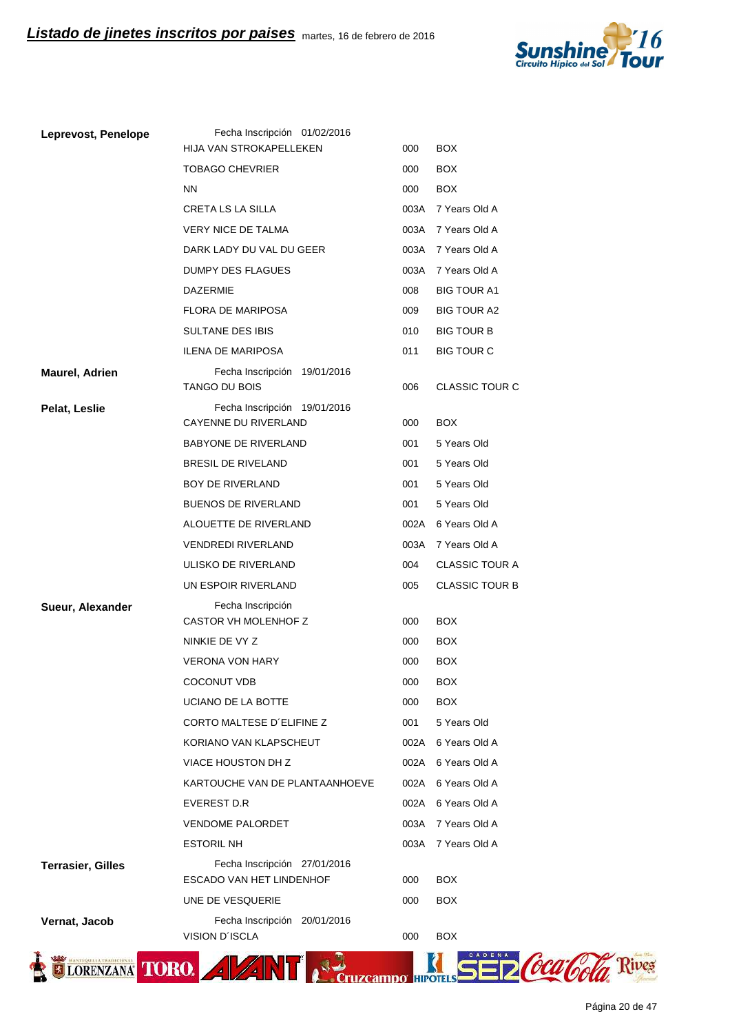## Listado de jinetes inscritos por paises martes, 16 de febrero de 2016

| Jinete | Caballo | Código | Prueba |
|---|---|---|---|
| **Leprevost, Penelope** | Fecha Inscripción 01/02/2016 | | |
| | HIJA VAN STROKAPELLEKEN | 000 | BOX |
| | TOBAGO CHEVRIER | 000 | BOX |
| | NN | 000 | BOX |
| | CRETA LS LA SILLA | 003A | 7 Years Old A |
| | VERY NICE DE TALMA | 003A | 7 Years Old A |
| | DARK LADY DU VAL DU GEER | 003A | 7 Years Old A |
| | DUMPY DES FLAGUES | 003A | 7 Years Old A |
| | DAZERMIE | 008 | BIG TOUR A1 |
| | FLORA DE MARIPOSA | 009 | BIG TOUR A2 |
| | SULTANE DES IBIS | 010 | BIG TOUR B |
| | ILENA DE MARIPOSA | 011 | BIG TOUR C |
| **Maurel, Adrien** | Fecha Inscripción 19/01/2016 | | |
| | TANGO DU BOIS | 006 | CLASSIC TOUR C |
| **Pelat, Leslie** | Fecha Inscripción 19/01/2016 | | |
| | CAYENNE DU RIVERLAND | 000 | BOX |
| | BABYONE DE RIVERLAND | 001 | 5 Years Old |
| | BRESIL DE RIVELAND | 001 | 5 Years Old |
| | BOY DE RIVERLAND | 001 | 5 Years Old |
| | BUENOS DE RIVERLAND | 001 | 5 Years Old |
| | ALOUETTE DE RIVERLAND | 002A | 6 Years Old A |
| | VENDREDI RIVERLAND | 003A | 7 Years Old A |
| | ULISKO DE RIVERLAND | 004 | CLASSIC TOUR A |
| | UN ESPOIR RIVERLAND | 005 | CLASSIC TOUR B |
| **Sueur, Alexander** | Fecha Inscripción | | |
| | CASTOR VH MOLENHOF Z | 000 | BOX |
| | NINKIE DE VY Z | 000 | BOX |
| | VERONA VON HARY | 000 | BOX |
| | COCONUT VDB | 000 | BOX |
| | UCIANO DE LA BOTTE | 000 | BOX |
| | CORTO MALTESE D´ELIFINE Z | 001 | 5 Years Old |
| | KORIANO VAN KLAPSCHEUT | 002A | 6 Years Old A |
| | VIACE HOUSTON DH Z | 002A | 6 Years Old A |
| | KARTOUCHE VAN DE PLANTAANHOEVE | 002A | 6 Years Old A |
| | EVEREST D.R | 002A | 6 Years Old A |
| | VENDOME PALORDET | 003A | 7 Years Old A |
| | ESTORIL NH | 003A | 7 Years Old A |
| **Terrasier, Gilles** | Fecha Inscripción 27/01/2016 | | |
| | ESCADO VAN HET LINDENHOF | 000 | BOX |
| | UNE DE VESQUERIE | 000 | BOX |
| **Vernat, Jacob** | Fecha Inscripción 20/01/2016 | | |
| | VISION D´ISCLA | 000 | BOX |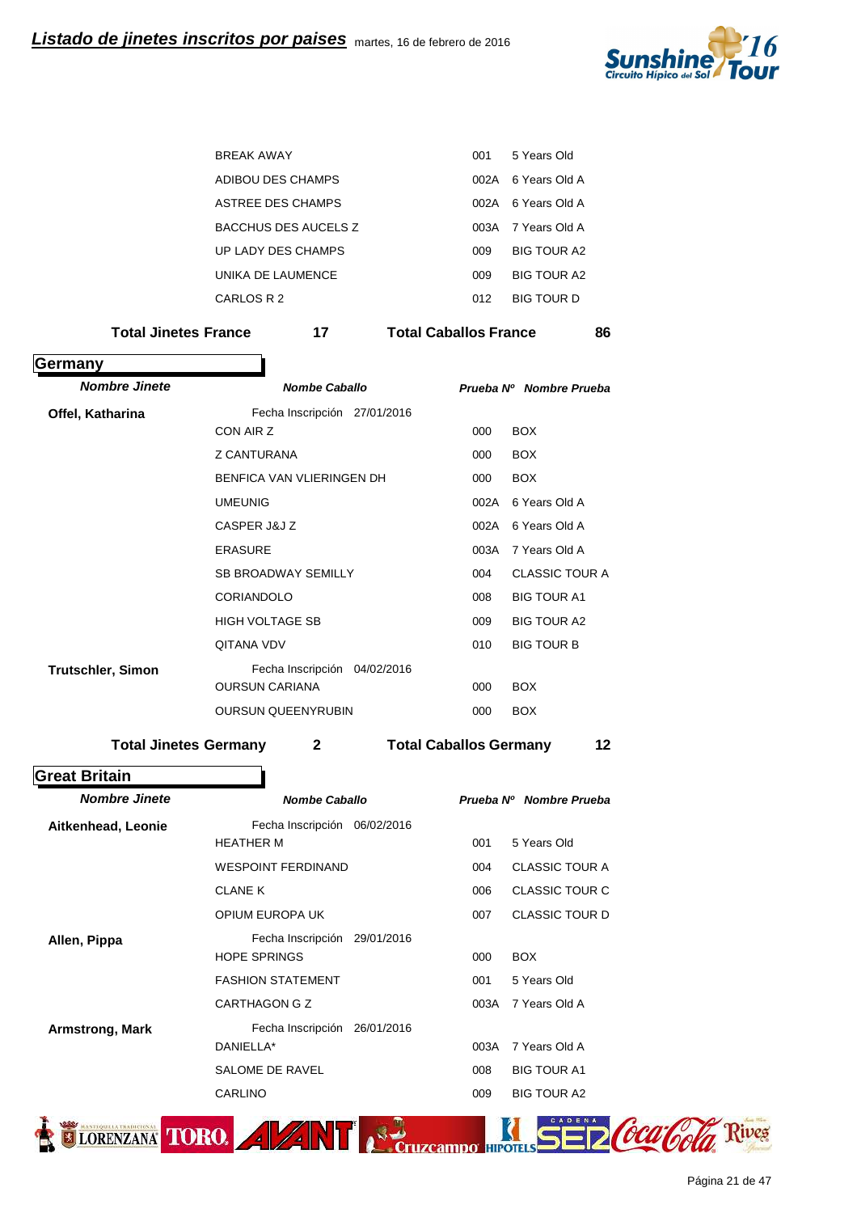## Listado de jinetes inscritos por paises

martes, 16 de febrero de 2016

| | Nombe Caballo | Prueba Nº | Nombre Prueba |
|---|---|---|---|
| | BREAK AWAY | 001 | 5 Years Old |
| | ADIBOU DES CHAMPS | 002A | 6 Years Old A |
| | ASTREE DES CHAMPS | 002A | 6 Years Old A |
| | BACCHUS DES AUCELS Z | 003A | 7 Years Old A |
| | UP LADY DES CHAMPS | 009 | BIG TOUR A2 |
| | UNIKA DE LAUMENCE | 009 | BIG TOUR A2 |
| | CARLOS R 2 | 012 | BIG TOUR D |

**Total Jinetes France** 17 **Total Caballos France** 86

## Germany

| Nombre Jinete | Nombe Caballo | Prueba Nº | Nombre Prueba |
|---|---|---|---|
| **Offel, Katharina** | Fecha Inscripción 27/01/2016 | | |
| | CON AIR Z | 000 | BOX |
| | Z CANTURANA | 000 | BOX |
| | BENFICA VAN VLIERINGEN DH | 000 | BOX |
| | UMEUNIG | 002A | 6 Years Old A |
| | CASPER J&J Z | 002A | 6 Years Old A |
| | ERASURE | 003A | 7 Years Old A |
| | SB BROADWAY SEMILLY | 004 | CLASSIC TOUR A |
| | CORIANDOLO | 008 | BIG TOUR A1 |
| | HIGH VOLTAGE SB | 009 | BIG TOUR A2 |
| | QITANA VDV | 010 | BIG TOUR B |
| **Trutschler, Simon** | Fecha Inscripción 04/02/2016 | | |
| | OURSUN CARIANA | 000 | BOX |
| | OURSUN QUEENYRUBIN | 000 | BOX |

**Total Jinetes Germany** 2 **Total Caballos Germany** 12

## Great Britain

| Nombre Jinete | Nombe Caballo | Prueba Nº | Nombre Prueba |
|---|---|---|---|
| **Aitkenhead, Leonie** | Fecha Inscripción 06/02/2016 | | |
| | HEATHER M | 001 | 5 Years Old |
| | WESPOINT FERDINAND | 004 | CLASSIC TOUR A |
| | CLANE K | 006 | CLASSIC TOUR C |
| | OPIUM EUROPA UK | 007 | CLASSIC TOUR D |
| **Allen, Pippa** | Fecha Inscripción 29/01/2016 | | |
| | HOPE SPRINGS | 000 | BOX |
| | FASHION STATEMENT | 001 | 5 Years Old |
| | CARTHAGON G Z | 003A | 7 Years Old A |
| **Armstrong, Mark** | Fecha Inscripción 26/01/2016 | | |
| | DANIELLA* | 003A | 7 Years Old A |
| | SALOME DE RAVEL | 008 | BIG TOUR A1 |
| | CARLINO | 009 | BIG TOUR A2 |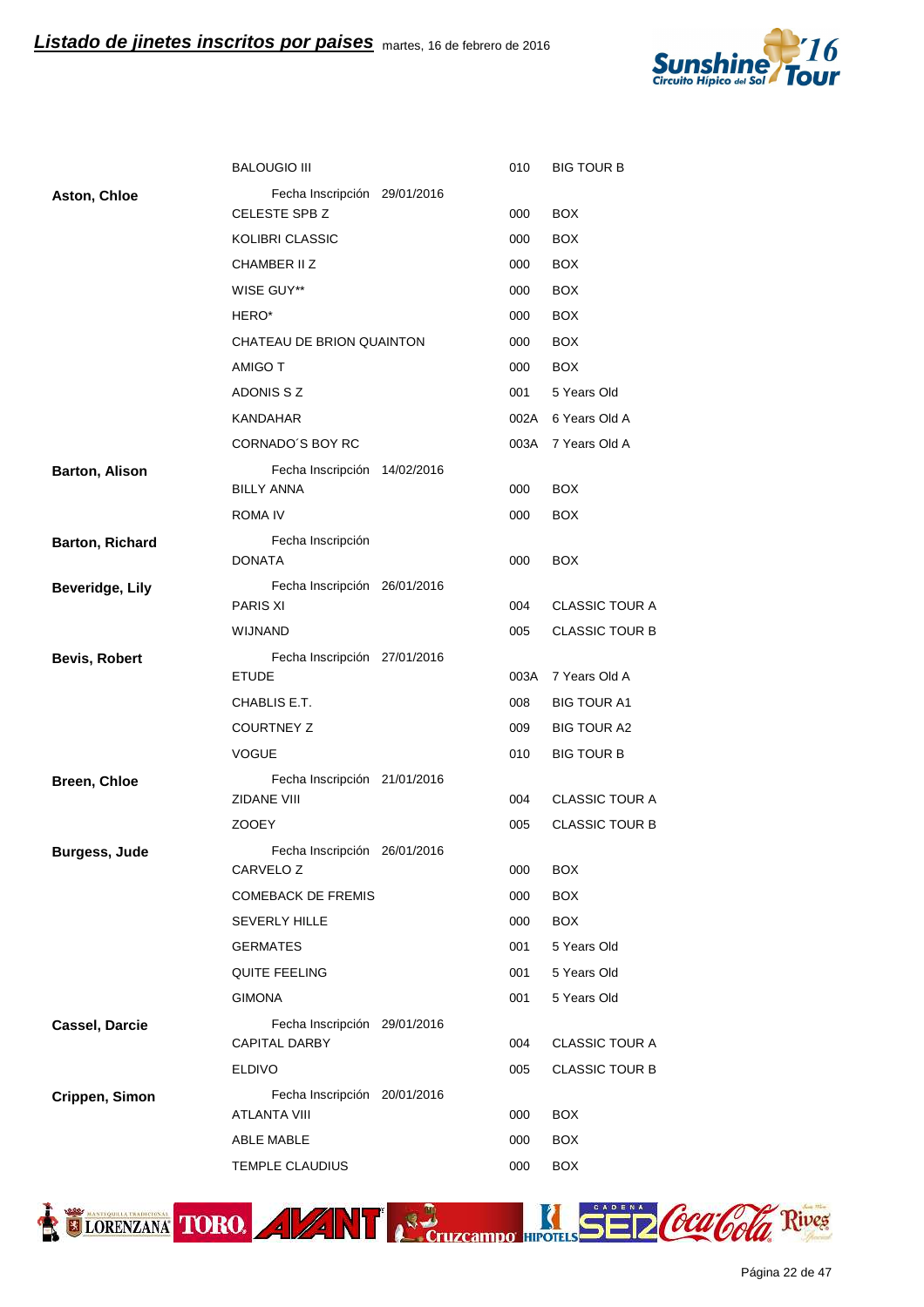| Jinete | Caballo | Código | Prueba |
|---|---|---|---|
| | BALOUGIO III | 010 | BIG TOUR B |
| **Aston, Chloe** | Fecha Inscripción 29/01/2016 | | |
| | CELESTE SPB Z | 000 | BOX |
| | KOLIBRI CLASSIC | 000 | BOX |
| | CHAMBER II Z | 000 | BOX |
| | WISE GUY** | 000 | BOX |
| | HERO* | 000 | BOX |
| | CHATEAU DE BRION QUAINTON | 000 | BOX |
| | AMIGO T | 000 | BOX |
| | ADONIS S Z | 001 | 5 Years Old |
| | KANDAHAR | 002A | 6 Years Old A |
| | CORNADO´S BOY RC | 003A | 7 Years Old A |
| **Barton, Alison** | Fecha Inscripción 14/02/2016 | | |
| | BILLY ANNA | 000 | BOX |
| | ROMA IV | 000 | BOX |
| **Barton, Richard** | Fecha Inscripción | | |
| | DONATA | 000 | BOX |
| **Beveridge, Lily** | Fecha Inscripción 26/01/2016 | | |
| | PARIS XI | 004 | CLASSIC TOUR A |
| | WIJNAND | 005 | CLASSIC TOUR B |
| **Bevis, Robert** | Fecha Inscripción 27/01/2016 | | |
| | ETUDE | 003A | 7 Years Old A |
| | CHABLIS E.T. | 008 | BIG TOUR A1 |
| | COURTNEY Z | 009 | BIG TOUR A2 |
| | VOGUE | 010 | BIG TOUR B |
| **Breen, Chloe** | Fecha Inscripción 21/01/2016 | | |
| | ZIDANE VIII | 004 | CLASSIC TOUR A |
| | ZOOEY | 005 | CLASSIC TOUR B |
| **Burgess, Jude** | Fecha Inscripción 26/01/2016 | | |
| | CARVELO Z | 000 | BOX |
| | COMEBACK DE FREMIS | 000 | BOX |
| | SEVERLY HILLE | 000 | BOX |
| | GERMATES | 001 | 5 Years Old |
| | QUITE FEELING | 001 | 5 Years Old |
| | GIMONA | 001 | 5 Years Old |
| **Cassel, Darcie** | Fecha Inscripción 29/01/2016 | | |
| | CAPITAL DARBY | 004 | CLASSIC TOUR A |
| | ELDIVO | 005 | CLASSIC TOUR B |
| **Crippen, Simon** | Fecha Inscripción 20/01/2016 | | |
| | ATLANTA VIII | 000 | BOX |
| | ABLE MABLE | 000 | BOX |
| | TEMPLE CLAUDIUS | 000 | BOX |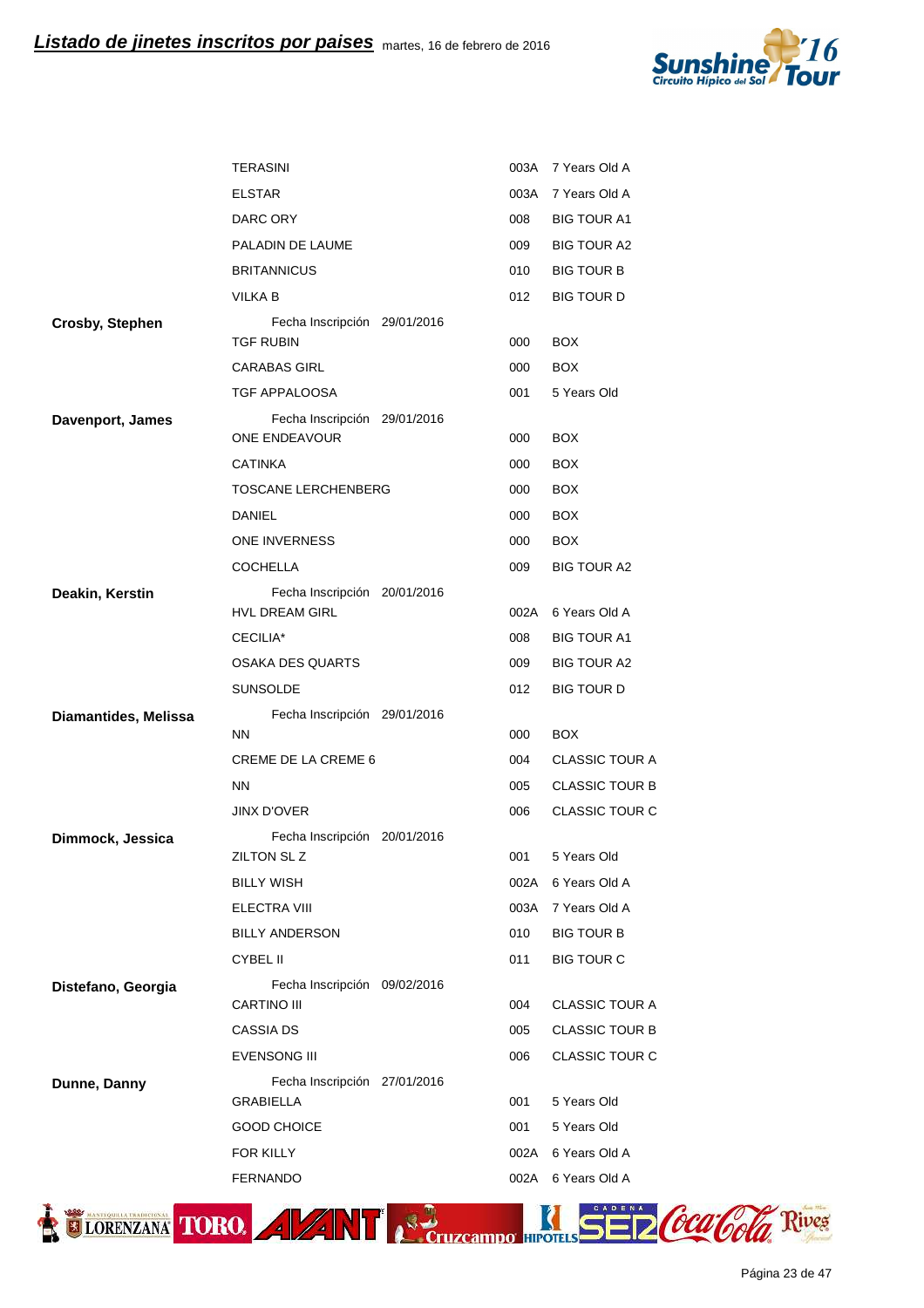## Listado de jinetes inscritos por paises

martes, 16 de febrero de 2016

| Jinete | Caballo | Código | Prueba |
|---|---|---|---|
| | TERASINI | 003A | 7 Years Old A |
| | ELSTAR | 003A | 7 Years Old A |
| | DARC ORY | 008 | BIG TOUR A1 |
| | PALADIN DE LAUME | 009 | BIG TOUR A2 |
| | BRITANNICUS | 010 | BIG TOUR B |
| | VILKA B | 012 | BIG TOUR D |
| **Crosby, Stephen** | Fecha Inscripción 29/01/2016 | | |
| | TGF RUBIN | 000 | BOX |
| | CARABAS GIRL | 000 | BOX |
| | TGF APPALOOSA | 001 | 5 Years Old |
| **Davenport, James** | Fecha Inscripción 29/01/2016 | | |
| | ONE ENDEAVOUR | 000 | BOX |
| | CATINKA | 000 | BOX |
| | TOSCANE LERCHENBERG | 000 | BOX |
| | DANIEL | 000 | BOX |
| | ONE INVERNESS | 000 | BOX |
| | COCHELLA | 009 | BIG TOUR A2 |
| **Deakin, Kerstin** | Fecha Inscripción 20/01/2016 | | |
| | HVL DREAM GIRL | 002A | 6 Years Old A |
| | CECILIA* | 008 | BIG TOUR A1 |
| | OSAKA DES QUARTS | 009 | BIG TOUR A2 |
| | SUNSOLDE | 012 | BIG TOUR D |
| **Diamantides, Melissa** | Fecha Inscripción 29/01/2016 | | |
| | NN | 000 | BOX |
| | CREME DE LA CREME 6 | 004 | CLASSIC TOUR A |
| | NN | 005 | CLASSIC TOUR B |
| | JINX D'OVER | 006 | CLASSIC TOUR C |
| **Dimmock, Jessica** | Fecha Inscripción 20/01/2016 | | |
| | ZILTON SL Z | 001 | 5 Years Old |
| | BILLY WISH | 002A | 6 Years Old A |
| | ELECTRA VIII | 003A | 7 Years Old A |
| | BILLY ANDERSON | 010 | BIG TOUR B |
| | CYBEL II | 011 | BIG TOUR C |
| **Distefano, Georgia** | Fecha Inscripción 09/02/2016 | | |
| | CARTINO III | 004 | CLASSIC TOUR A |
| | CASSIA DS | 005 | CLASSIC TOUR B |
| | EVENSONG III | 006 | CLASSIC TOUR C |
| **Dunne, Danny** | Fecha Inscripción 27/01/2016 | | |
| | GRABIELLA | 001 | 5 Years Old |
| | GOOD CHOICE | 001 | 5 Years Old |
| | FOR KILLY | 002A | 6 Years Old A |
| | FERNANDO | 002A | 6 Years Old A |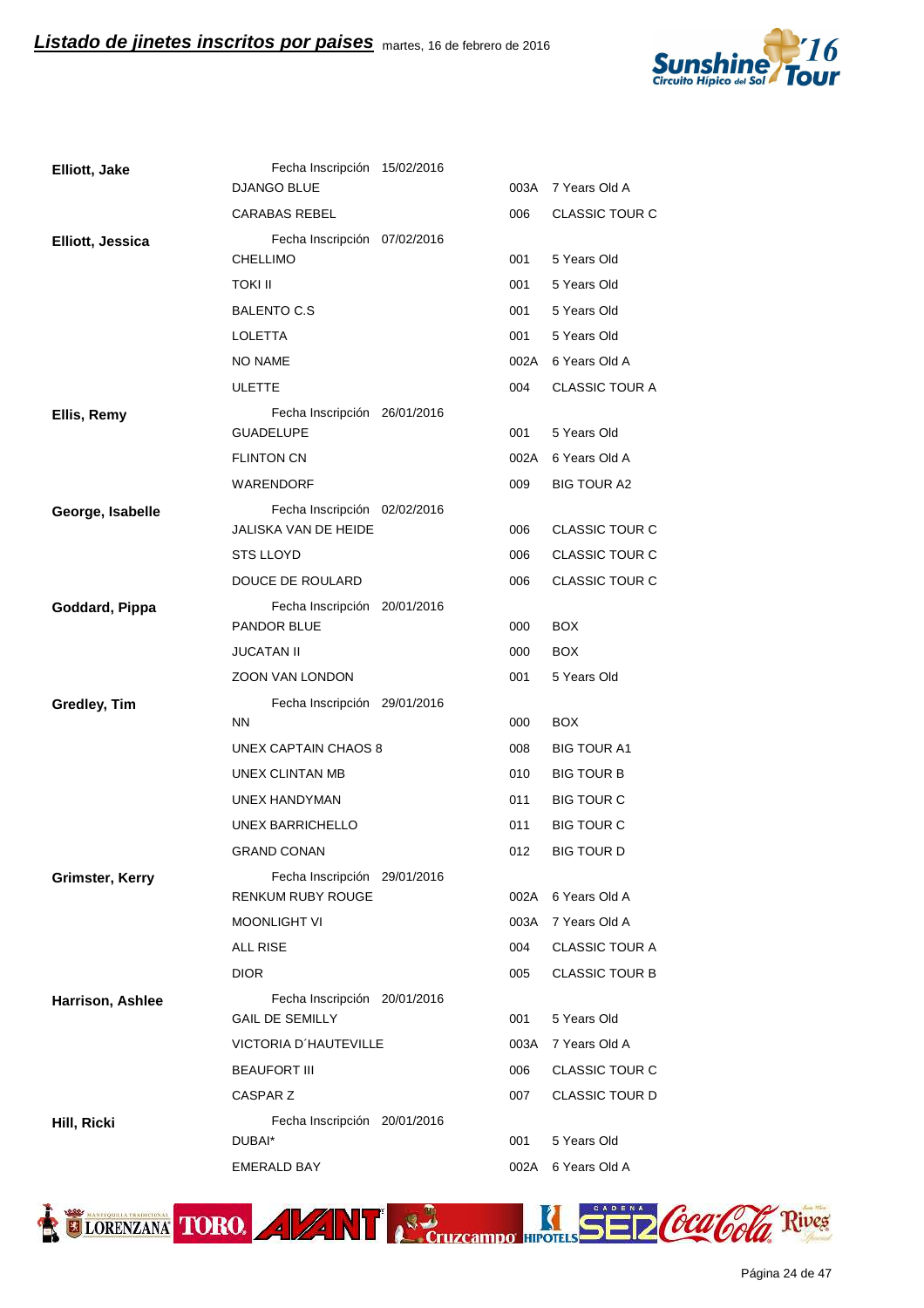## Listado de jinetes inscritos por paises

martes, 16 de febrero de 2016

| Jinete | Caballo | Código | Prueba |
|---|---|---|---|
| **Elliott, Jake** | Fecha Inscripción 15/02/2016 | | |
| | DJANGO BLUE | 003A | 7 Years Old A |
| | CARABAS REBEL | 006 | CLASSIC TOUR C |
| **Elliott, Jessica** | Fecha Inscripción 07/02/2016 | | |
| | CHELLIMO | 001 | 5 Years Old |
| | TOKI II | 001 | 5 Years Old |
| | BALENTO C.S | 001 | 5 Years Old |
| | LOLETTA | 001 | 5 Years Old |
| | NO NAME | 002A | 6 Years Old A |
| | ULETTE | 004 | CLASSIC TOUR A |
| **Ellis, Remy** | Fecha Inscripción 26/01/2016 | | |
| | GUADELUPE | 001 | 5 Years Old |
| | FLINTON CN | 002A | 6 Years Old A |
| | WARENDORF | 009 | BIG TOUR A2 |
| **George, Isabelle** | Fecha Inscripción 02/02/2016 | | |
| | JALISKA VAN DE HEIDE | 006 | CLASSIC TOUR C |
| | STS LLOYD | 006 | CLASSIC TOUR C |
| | DOUCE DE ROULARD | 006 | CLASSIC TOUR C |
| **Goddard, Pippa** | Fecha Inscripción 20/01/2016 | | |
| | PANDOR BLUE | 000 | BOX |
| | JUCATAN II | 000 | BOX |
| | ZOON VAN LONDON | 001 | 5 Years Old |
| **Gredley, Tim** | Fecha Inscripción 29/01/2016 | | |
| | NN | 000 | BOX |
| | UNEX CAPTAIN CHAOS 8 | 008 | BIG TOUR A1 |
| | UNEX CLINTAN MB | 010 | BIG TOUR B |
| | UNEX HANDYMAN | 011 | BIG TOUR C |
| | UNEX BARRICHELLO | 011 | BIG TOUR C |
| | GRAND CONAN | 012 | BIG TOUR D |
| **Grimster, Kerry** | Fecha Inscripción 29/01/2016 | | |
| | RENKUM RUBY ROUGE | 002A | 6 Years Old A |
| | MOONLIGHT VI | 003A | 7 Years Old A |
| | ALL RISE | 004 | CLASSIC TOUR A |
| | DIOR | 005 | CLASSIC TOUR B |
| **Harrison, Ashlee** | Fecha Inscripción 20/01/2016 | | |
| | GAIL DE SEMILLY | 001 | 5 Years Old |
| | VICTORIA D´HAUTEVILLE | 003A | 7 Years Old A |
| | BEAUFORT III | 006 | CLASSIC TOUR C |
| | CASPAR Z | 007 | CLASSIC TOUR D |
| **Hill, Ricki** | Fecha Inscripción 20/01/2016 | | |
| | DUBAI* | 001 | 5 Years Old |
| | EMERALD BAY | 002A | 6 Years Old A |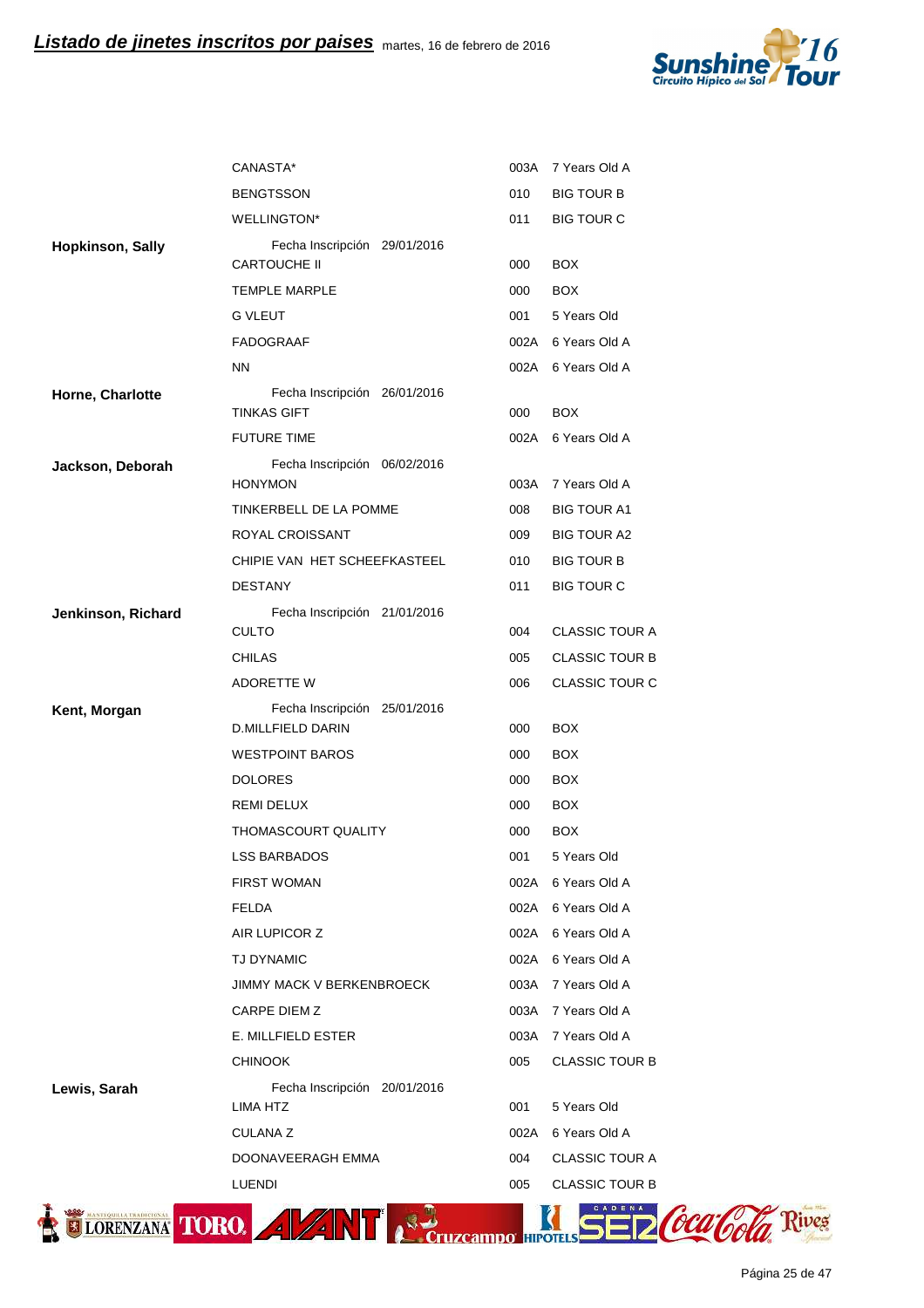## Listado de jinetes inscritos por paises

martes, 16 de febrero de 2016

| Jinete | Caballo | Código | Prueba |
|---|---|---|---|
| | CANASTA* | 003A | 7 Years Old A |
| | BENGTSSON | 010 | BIG TOUR B |
| | WELLINGTON* | 011 | BIG TOUR C |
| **Hopkinson, Sally** | Fecha Inscripción 29/01/2016 | | |
| | CARTOUCHE II | 000 | BOX |
| | TEMPLE MARPLE | 000 | BOX |
| | G VLEUT | 001 | 5 Years Old |
| | FADOGRAAF | 002A | 6 Years Old A |
| | NN | 002A | 6 Years Old A |
| **Horne, Charlotte** | Fecha Inscripción 26/01/2016 | | |
| | TINKAS GIFT | 000 | BOX |
| | FUTURE TIME | 002A | 6 Years Old A |
| **Jackson, Deborah** | Fecha Inscripción 06/02/2016 | | |
| | HONYMON | 003A | 7 Years Old A |
| | TINKERBELL DE LA POMME | 008 | BIG TOUR A1 |
| | ROYAL CROISSANT | 009 | BIG TOUR A2 |
| | CHIPIE VAN HET SCHEEFKASTEEL | 010 | BIG TOUR B |
| | DESTANY | 011 | BIG TOUR C |
| **Jenkinson, Richard** | Fecha Inscripción 21/01/2016 | | |
| | CULTO | 004 | CLASSIC TOUR A |
| | CHILAS | 005 | CLASSIC TOUR B |
| | ADORETTE W | 006 | CLASSIC TOUR C |
| **Kent, Morgan** | Fecha Inscripción 25/01/2016 | | |
| | D.MILLFIELD DARIN | 000 | BOX |
| | WESTPOINT BAROS | 000 | BOX |
| | DOLORES | 000 | BOX |
| | REMI DELUX | 000 | BOX |
| | THOMASCOURT QUALITY | 000 | BOX |
| | LSS BARBADOS | 001 | 5 Years Old |
| | FIRST WOMAN | 002A | 6 Years Old A |
| | FELDA | 002A | 6 Years Old A |
| | AIR LUPICOR Z | 002A | 6 Years Old A |
| | TJ DYNAMIC | 002A | 6 Years Old A |
| | JIMMY MACK V BERKENBROECK | 003A | 7 Years Old A |
| | CARPE DIEM Z | 003A | 7 Years Old A |
| | E. MILLFIELD ESTER | 003A | 7 Years Old A |
| | CHINOOK | 005 | CLASSIC TOUR B |
| **Lewis, Sarah** | Fecha Inscripción 20/01/2016 | | |
| | LIMA HTZ | 001 | 5 Years Old |
| | CULANA Z | 002A | 6 Years Old A |
| | DOONAVEERAGH EMMA | 004 | CLASSIC TOUR A |
| | LUENDI | 005 | CLASSIC TOUR B |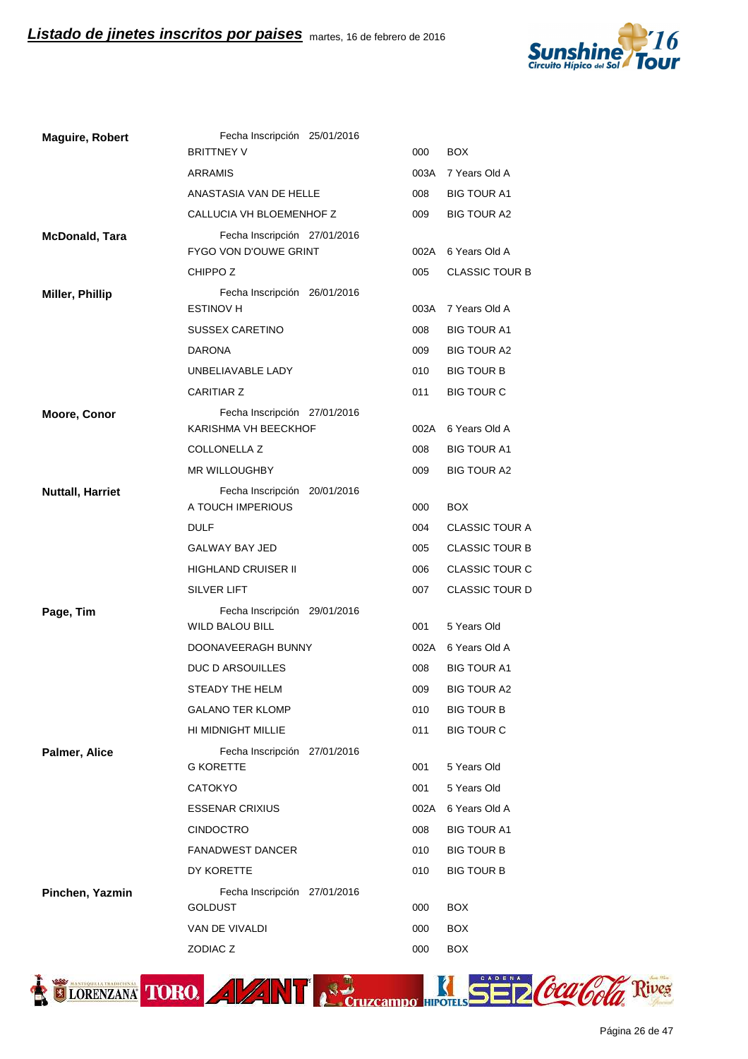## Listado de jinetes inscritos por paises

martes, 16 de febrero de 2016

| Jinete | Caballo | Código | Prueba |
|---|---|---|---|
| **Maguire, Robert** | Fecha Inscripción 25/01/2016 | | |
| | BRITTNEY V | 000 | BOX |
| | ARRAMIS | 003A | 7 Years Old A |
| | ANASTASIA VAN DE HELLE | 008 | BIG TOUR A1 |
| | CALLUCIA VH BLOEMENHOF Z | 009 | BIG TOUR A2 |
| **McDonald, Tara** | Fecha Inscripción 27/01/2016 | | |
| | FYGO VON D'OUWE GRINT | 002A | 6 Years Old A |
| | CHIPPO Z | 005 | CLASSIC TOUR B |
| **Miller, Phillip** | Fecha Inscripción 26/01/2016 | | |
| | ESTINOV H | 003A | 7 Years Old A |
| | SUSSEX CARETINO | 008 | BIG TOUR A1 |
| | DARONA | 009 | BIG TOUR A2 |
| | UNBELIAVABLE LADY | 010 | BIG TOUR B |
| | CARITIAR Z | 011 | BIG TOUR C |
| **Moore, Conor** | Fecha Inscripción 27/01/2016 | | |
| | KARISHMA VH BEECKHOF | 002A | 6 Years Old A |
| | COLLONELLA Z | 008 | BIG TOUR A1 |
| | MR WILLOUGHBY | 009 | BIG TOUR A2 |
| **Nuttall, Harriet** | Fecha Inscripción 20/01/2016 | | |
| | A TOUCH IMPERIOUS | 000 | BOX |
| | DULF | 004 | CLASSIC TOUR A |
| | GALWAY BAY JED | 005 | CLASSIC TOUR B |
| | HIGHLAND CRUISER II | 006 | CLASSIC TOUR C |
| | SILVER LIFT | 007 | CLASSIC TOUR D |
| **Page, Tim** | Fecha Inscripción 29/01/2016 | | |
| | WILD BALOU BILL | 001 | 5 Years Old |
| | DOONAVEERAGH BUNNY | 002A | 6 Years Old A |
| | DUC D ARSOUILLES | 008 | BIG TOUR A1 |
| | STEADY THE HELM | 009 | BIG TOUR A2 |
| | GALANO TER KLOMP | 010 | BIG TOUR B |
| | HI MIDNIGHT MILLIE | 011 | BIG TOUR C |
| **Palmer, Alice** | Fecha Inscripción 27/01/2016 | | |
| | G KORETTE | 001 | 5 Years Old |
| | CATOKYO | 001 | 5 Years Old |
| | ESSENAR CRIXIUS | 002A | 6 Years Old A |
| | CINDOCTRO | 008 | BIG TOUR A1 |
| | FANADWEST DANCER | 010 | BIG TOUR B |
| | DY KORETTE | 010 | BIG TOUR B |
| **Pinchen, Yazmin** | Fecha Inscripción 27/01/2016 | | |
| | GOLDUST | 000 | BOX |
| | VAN DE VIVALDI | 000 | BOX |
| | ZODIAC Z | 000 | BOX |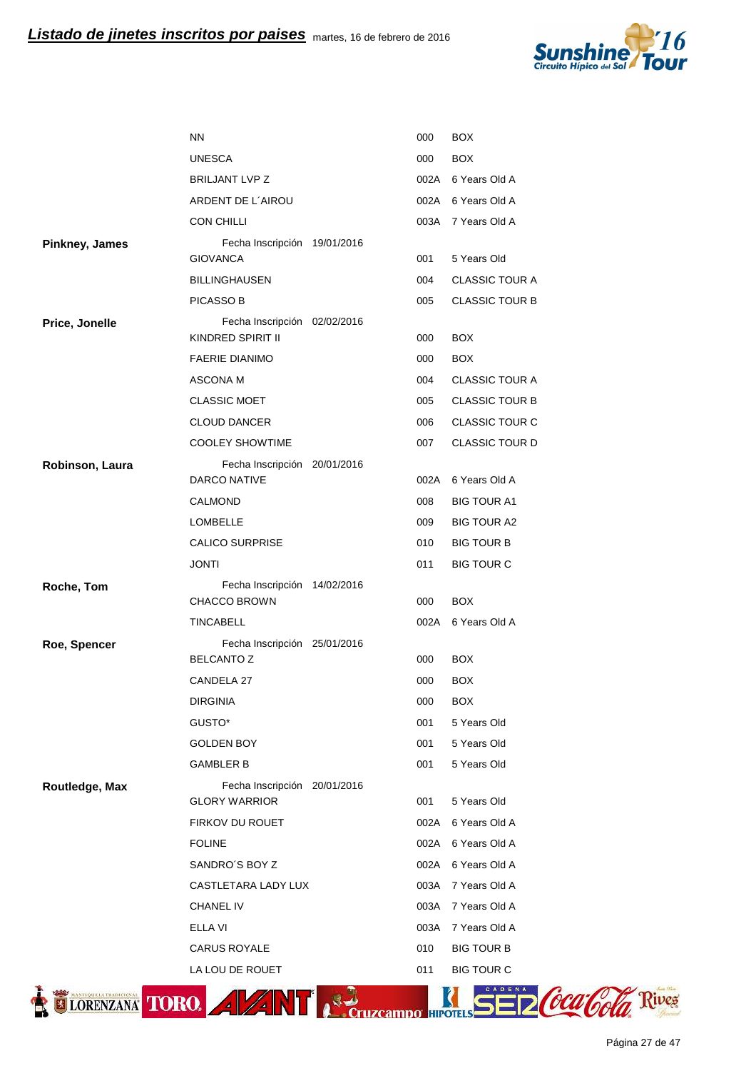| Jinete | Caballo | Código | Prueba |
|---|---|---|---|
| | NN | 000 | BOX |
| | UNESCA | 000 | BOX |
| | BRILJANT LVP Z | 002A | 6 Years Old A |
| | ARDENT DE L´AIROU | 002A | 6 Years Old A |
| | CON CHILLI | 003A | 7 Years Old A |
| **Pinkney, James** | Fecha Inscripción 19/01/2016 | | |
| | GIOVANCA | 001 | 5 Years Old |
| | BILLINGHAUSEN | 004 | CLASSIC TOUR A |
| | PICASSO B | 005 | CLASSIC TOUR B |
| **Price, Jonelle** | Fecha Inscripción 02/02/2016 | | |
| | KINDRED SPIRIT II | 000 | BOX |
| | FAERIE DIANIMO | 000 | BOX |
| | ASCONA M | 004 | CLASSIC TOUR A |
| | CLASSIC MOET | 005 | CLASSIC TOUR B |
| | CLOUD DANCER | 006 | CLASSIC TOUR C |
| | COOLEY SHOWTIME | 007 | CLASSIC TOUR D |
| **Robinson, Laura** | Fecha Inscripción 20/01/2016 | | |
| | DARCO NATIVE | 002A | 6 Years Old A |
| | CALMOND | 008 | BIG TOUR A1 |
| | LOMBELLE | 009 | BIG TOUR A2 |
| | CALICO SURPRISE | 010 | BIG TOUR B |
| | JONTI | 011 | BIG TOUR C |
| **Roche, Tom** | Fecha Inscripción 14/02/2016 | | |
| | CHACCO BROWN | 000 | BOX |
| | TINCABELL | 002A | 6 Years Old A |
| **Roe, Spencer** | Fecha Inscripción 25/01/2016 | | |
| | BELCANTO Z | 000 | BOX |
| | CANDELA 27 | 000 | BOX |
| | DIRGINIA | 000 | BOX |
| | GUSTO* | 001 | 5 Years Old |
| | GOLDEN BOY | 001 | 5 Years Old |
| | GAMBLER B | 001 | 5 Years Old |
| **Routledge, Max** | Fecha Inscripción 20/01/2016 | | |
| | GLORY WARRIOR | 001 | 5 Years Old |
| | FIRKOV DU ROUET | 002A | 6 Years Old A |
| | FOLINE | 002A | 6 Years Old A |
| | SANDRO´S BOY Z | 002A | 6 Years Old A |
| | CASTLETARA LADY LUX | 003A | 7 Years Old A |
| | CHANEL IV | 003A | 7 Years Old A |
| | ELLA VI | 003A | 7 Years Old A |
| | CARUS ROYALE | 010 | BIG TOUR B |
| | LA LOU DE ROUET | 011 | BIG TOUR C |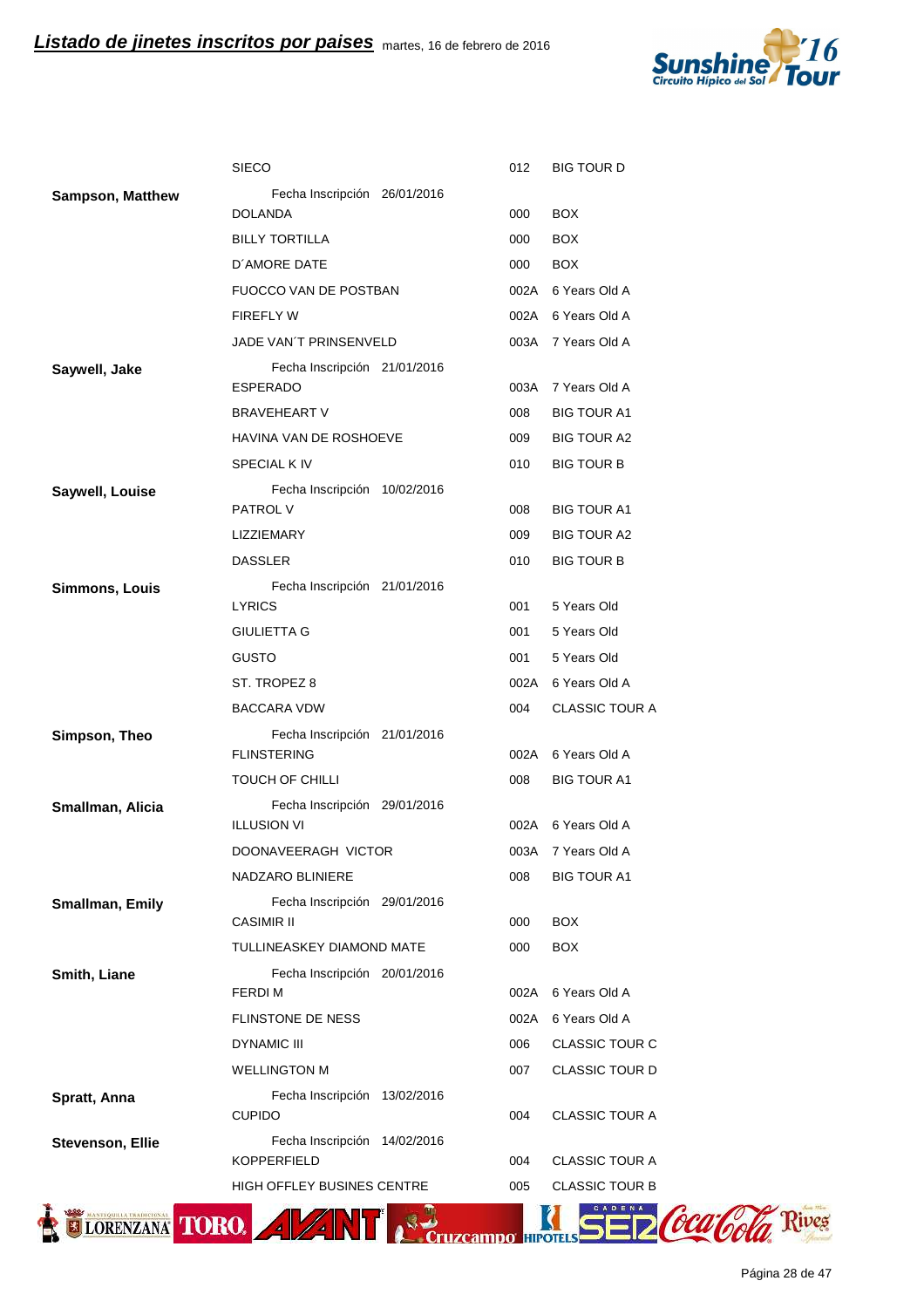## Listado de jinetes inscritos por paises

martes, 16 de febrero de 2016

| Jinete | Caballo | Código | Prueba |
|---|---|---|---|
| | SIECO | 012 | BIG TOUR D |
| **Sampson, Matthew** | Fecha Inscripción 26/01/2016 | | |
| | DOLANDA | 000 | BOX |
| | BILLY TORTILLA | 000 | BOX |
| | D´AMORE DATE | 000 | BOX |
| | FUOCCO VAN DE POSTBAN | 002A | 6 Years Old A |
| | FIREFLY W | 002A | 6 Years Old A |
| | JADE VAN´T PRINSENVELD | 003A | 7 Years Old A |
| **Saywell, Jake** | Fecha Inscripción 21/01/2016 | | |
| | ESPERADO | 003A | 7 Years Old A |
| | BRAVEHEART V | 008 | BIG TOUR A1 |
| | HAVINA VAN DE ROSHOEVE | 009 | BIG TOUR A2 |
| | SPECIAL K IV | 010 | BIG TOUR B |
| **Saywell, Louise** | Fecha Inscripción 10/02/2016 | | |
| | PATROL V | 008 | BIG TOUR A1 |
| | LIZZIEMARY | 009 | BIG TOUR A2 |
| | DASSLER | 010 | BIG TOUR B |
| **Simmons, Louis** | Fecha Inscripción 21/01/2016 | | |
| | LYRICS | 001 | 5 Years Old |
| | GIULIETTA G | 001 | 5 Years Old |
| | GUSTO | 001 | 5 Years Old |
| | ST. TROPEZ 8 | 002A | 6 Years Old A |
| | BACCARA VDW | 004 | CLASSIC TOUR A |
| **Simpson, Theo** | Fecha Inscripción 21/01/2016 | | |
| | FLINSTERING | 002A | 6 Years Old A |
| | TOUCH OF CHILLI | 008 | BIG TOUR A1 |
| **Smallman, Alicia** | Fecha Inscripción 29/01/2016 | | |
| | ILLUSION VI | 002A | 6 Years Old A |
| | DOONAVEERAGH VICTOR | 003A | 7 Years Old A |
| | NADZARO BLINIERE | 008 | BIG TOUR A1 |
| **Smallman, Emily** | Fecha Inscripción 29/01/2016 | | |
| | CASIMIR II | 000 | BOX |
| | TULLINEASKEY DIAMOND MATE | 000 | BOX |
| **Smith, Liane** | Fecha Inscripción 20/01/2016 | | |
| | FERDI M | 002A | 6 Years Old A |
| | FLINSTONE DE NESS | 002A | 6 Years Old A |
| | DYNAMIC III | 006 | CLASSIC TOUR C |
| | WELLINGTON M | 007 | CLASSIC TOUR D |
| **Spratt, Anna** | Fecha Inscripción 13/02/2016 | | |
| | CUPIDO | 004 | CLASSIC TOUR A |
| **Stevenson, Ellie** | Fecha Inscripción 14/02/2016 | | |
| | KOPPERFIELD | 004 | CLASSIC TOUR A |
| | HIGH OFFLEY BUSINES CENTRE | 005 | CLASSIC TOUR B |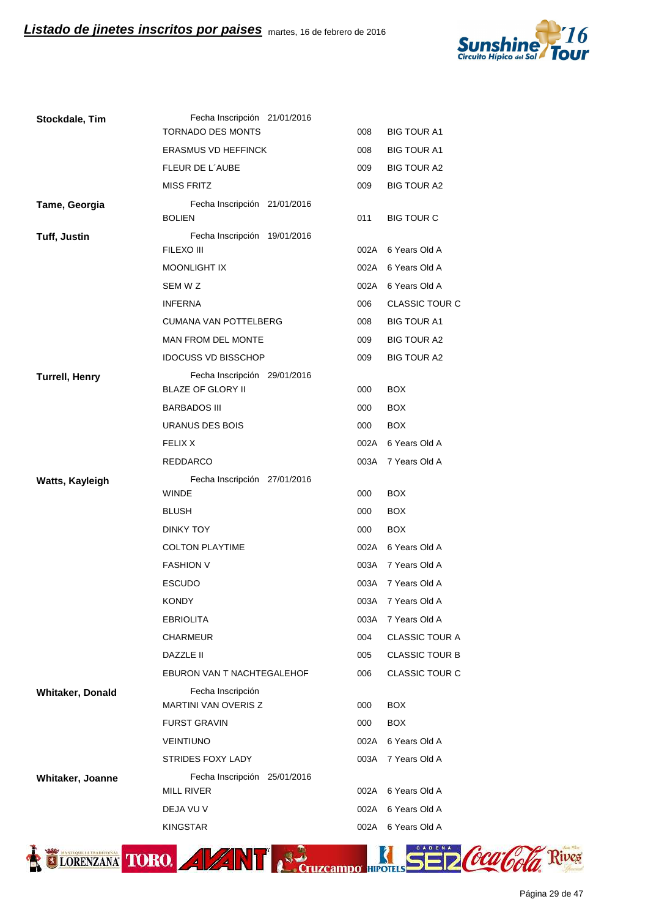**Listado de jinetes inscritos por paises** martes, 16 de febrero de 2016

| Jinete | Caballo | Código | Prueba |
|---|---|---|---|
| **Stockdale, Tim** | Fecha Inscripción 21/01/2016 | | |
| | TORNADO DES MONTS | 008 | BIG TOUR A1 |
| | ERASMUS VD HEFFINCK | 008 | BIG TOUR A1 |
| | FLEUR DE L´AUBE | 009 | BIG TOUR A2 |
| | MISS FRITZ | 009 | BIG TOUR A2 |
| **Tame, Georgia** | Fecha Inscripción 21/01/2016 | | |
| | BOLIEN | 011 | BIG TOUR C |
| **Tuff, Justin** | Fecha Inscripción 19/01/2016 | | |
| | FILEXO III | 002A | 6 Years Old A |
| | MOONLIGHT IX | 002A | 6 Years Old A |
| | SEM W Z | 002A | 6 Years Old A |
| | INFERNA | 006 | CLASSIC TOUR C |
| | CUMANA VAN POTTELBERG | 008 | BIG TOUR A1 |
| | MAN FROM DEL MONTE | 009 | BIG TOUR A2 |
| | IDOCUSS VD BISSCHOP | 009 | BIG TOUR A2 |
| **Turrell, Henry** | Fecha Inscripción 29/01/2016 | | |
| | BLAZE OF GLORY II | 000 | BOX |
| | BARBADOS III | 000 | BOX |
| | URANUS DES BOIS | 000 | BOX |
| | FELIX X | 002A | 6 Years Old A |
| | REDDARCO | 003A | 7 Years Old A |
| **Watts, Kayleigh** | Fecha Inscripción 27/01/2016 | | |
| | WINDE | 000 | BOX |
| | BLUSH | 000 | BOX |
| | DINKY TOY | 000 | BOX |
| | COLTON PLAYTIME | 002A | 6 Years Old A |
| | FASHION V | 003A | 7 Years Old A |
| | ESCUDO | 003A | 7 Years Old A |
| | KONDY | 003A | 7 Years Old A |
| | EBRIOLITA | 003A | 7 Years Old A |
| | CHARMEUR | 004 | CLASSIC TOUR A |
| | DAZZLE II | 005 | CLASSIC TOUR B |
| | EBURON VAN T NACHTEGALEHOF | 006 | CLASSIC TOUR C |
| **Whitaker, Donald** | Fecha Inscripción | | |
| | MARTINI VAN OVERIS Z | 000 | BOX |
| | FURST GRAVIN | 000 | BOX |
| | VEINTIUNO | 002A | 6 Years Old A |
| | STRIDES FOXY LADY | 003A | 7 Years Old A |
| **Whitaker, Joanne** | Fecha Inscripción 25/01/2016 | | |
| | MILL RIVER | 002A | 6 Years Old A |
| | DEJA VU V | 002A | 6 Years Old A |
| | KINGSTAR | 002A | 6 Years Old A |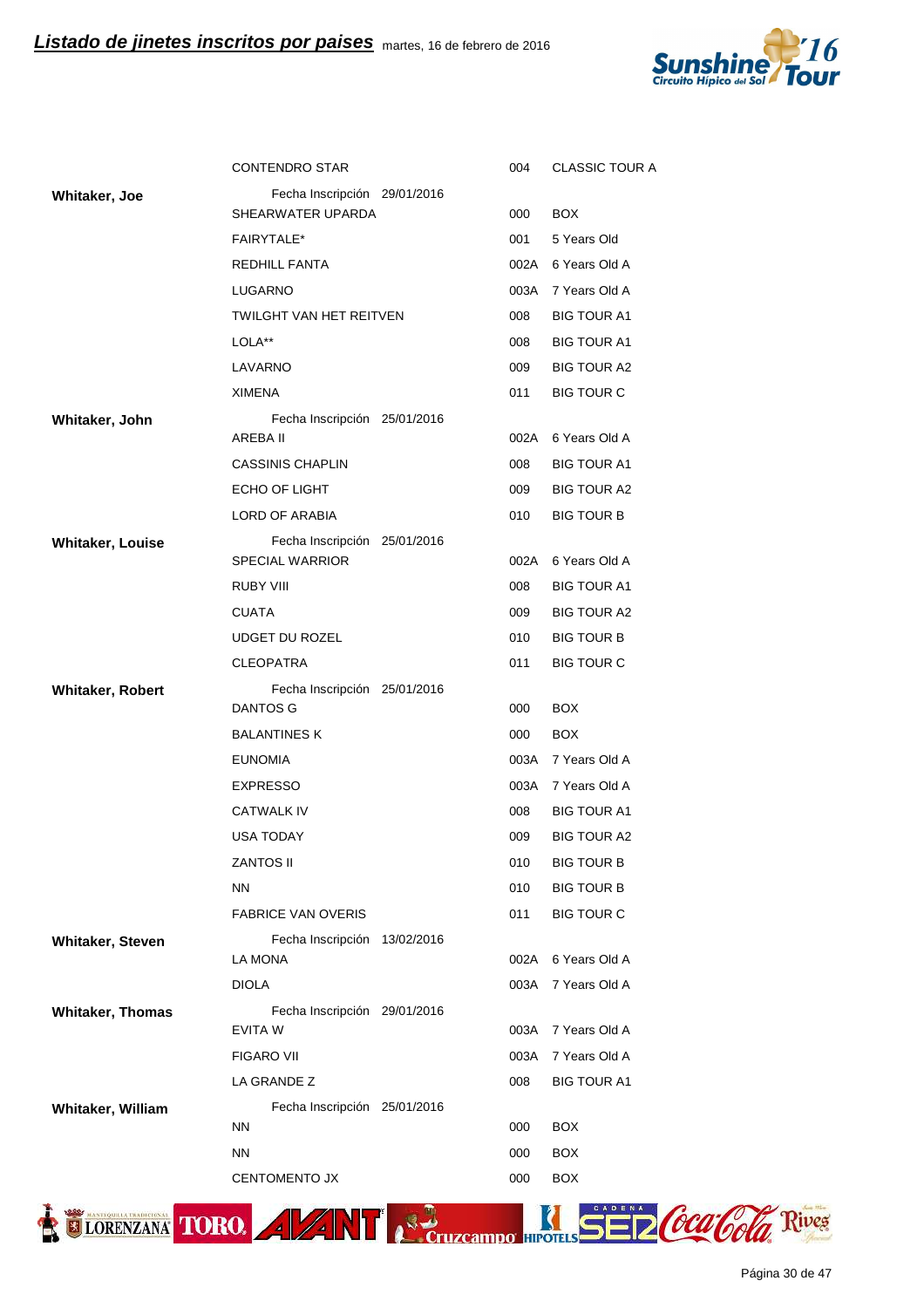## Listado de jinetes inscritos por paises

martes, 16 de febrero de 2016

| Jinete | Caballo | Código | Prueba |
|---|---|---|---|
| | CONTENDRO STAR | 004 | CLASSIC TOUR A |
| **Whitaker, Joe** | Fecha Inscripción 29/01/2016 | | |
| | SHEARWATER UPARDA | 000 | BOX |
| | FAIRYTALE* | 001 | 5 Years Old |
| | REDHILL FANTA | 002A | 6 Years Old A |
| | LUGARNO | 003A | 7 Years Old A |
| | TWILGHT VAN HET REITVEN | 008 | BIG TOUR A1 |
| | LOLA** | 008 | BIG TOUR A1 |
| | LAVARNO | 009 | BIG TOUR A2 |
| | XIMENA | 011 | BIG TOUR C |
| **Whitaker, John** | Fecha Inscripción 25/01/2016 | | |
| | AREBA II | 002A | 6 Years Old A |
| | CASSINIS CHAPLIN | 008 | BIG TOUR A1 |
| | ECHO OF LIGHT | 009 | BIG TOUR A2 |
| | LORD OF ARABIA | 010 | BIG TOUR B |
| **Whitaker, Louise** | Fecha Inscripción 25/01/2016 | | |
| | SPECIAL WARRIOR | 002A | 6 Years Old A |
| | RUBY VIII | 008 | BIG TOUR A1 |
| | CUATA | 009 | BIG TOUR A2 |
| | UDGET DU ROZEL | 010 | BIG TOUR B |
| | CLEOPATRA | 011 | BIG TOUR C |
| **Whitaker, Robert** | Fecha Inscripción 25/01/2016 | | |
| | DANTOS G | 000 | BOX |
| | BALANTINES K | 000 | BOX |
| | EUNOMIA | 003A | 7 Years Old A |
| | EXPRESSO | 003A | 7 Years Old A |
| | CATWALK IV | 008 | BIG TOUR A1 |
| | USA TODAY | 009 | BIG TOUR A2 |
| | ZANTOS II | 010 | BIG TOUR B |
| | NN | 010 | BIG TOUR B |
| | FABRICE VAN OVERIS | 011 | BIG TOUR C |
| **Whitaker, Steven** | Fecha Inscripción 13/02/2016 | | |
| | LA MONA | 002A | 6 Years Old A |
| | DIOLA | 003A | 7 Years Old A |
| **Whitaker, Thomas** | Fecha Inscripción 29/01/2016 | | |
| | EVITA W | 003A | 7 Years Old A |
| | FIGARO VII | 003A | 7 Years Old A |
| | LA GRANDE Z | 008 | BIG TOUR A1 |
| **Whitaker, William** | Fecha Inscripción 25/01/2016 | | |
| | NN | 000 | BOX |
| | NN | 000 | BOX |
| | CENTOMENTO JX | 000 | BOX |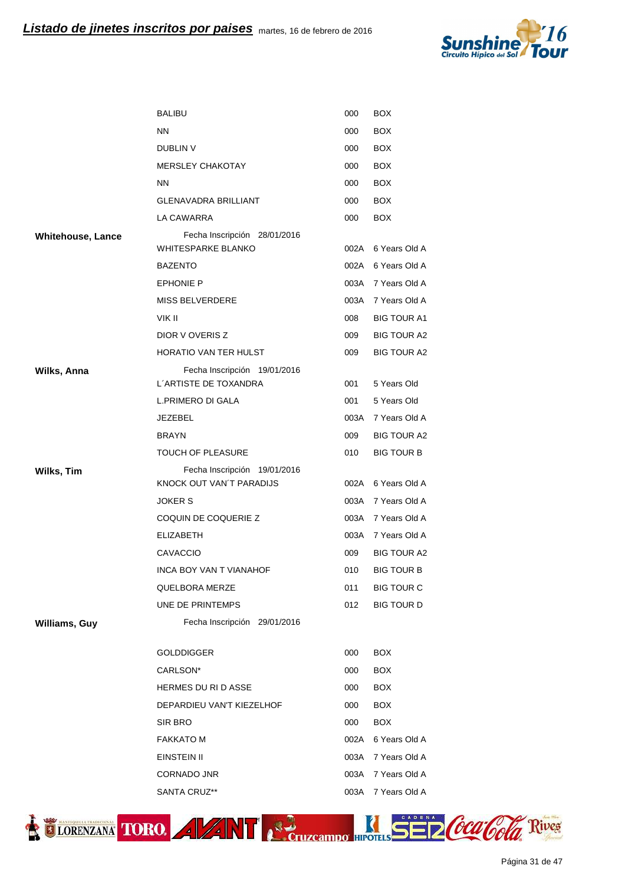## *Listado de jinetes inscritos por paises* martes, 16 de febrero de 2016

| Jinete | Caballo | Código | Prueba |
|---|---|---|---|
| | BALIBU | 000 | BOX |
| | NN | 000 | BOX |
| | DUBLIN V | 000 | BOX |
| | MERSLEY CHAKOTAY | 000 | BOX |
| | NN | 000 | BOX |
| | GLENAVADRA BRILLIANT | 000 | BOX |
| | LA CAWARRA | 000 | BOX |
| **Whitehouse, Lance** | Fecha Inscripción 28/01/2016 | | |
| | WHITESPARKE BLANKO | 002A | 6 Years Old A |
| | BAZENTO | 002A | 6 Years Old A |
| | EPHONIE P | 003A | 7 Years Old A |
| | MISS BELVERDERE | 003A | 7 Years Old A |
| | VIK II | 008 | BIG TOUR A1 |
| | DIOR V OVERIS Z | 009 | BIG TOUR A2 |
| | HORATIO VAN TER HULST | 009 | BIG TOUR A2 |
| **Wilks, Anna** | Fecha Inscripción 19/01/2016 | | |
| | L´ARTISTE DE TOXANDRA | 001 | 5 Years Old |
| | L.PRIMERO DI GALA | 001 | 5 Years Old |
| | JEZEBEL | 003A | 7 Years Old A |
| | BRAYN | 009 | BIG TOUR A2 |
| | TOUCH OF PLEASURE | 010 | BIG TOUR B |
| **Wilks, Tim** | Fecha Inscripción 19/01/2016 | | |
| | KNOCK OUT VAN´T PARADIJS | 002A | 6 Years Old A |
| | JOKER S | 003A | 7 Years Old A |
| | COQUIN DE COQUERIE Z | 003A | 7 Years Old A |
| | ELIZABETH | 003A | 7 Years Old A |
| | CAVACCIO | 009 | BIG TOUR A2 |
| | INCA BOY VAN T VIANAHOF | 010 | BIG TOUR B |
| | QUELBORA MERZE | 011 | BIG TOUR C |
| | UNE DE PRINTEMPS | 012 | BIG TOUR D |
| **Williams, Guy** | Fecha Inscripción 29/01/2016 | | |
| | GOLDDIGGER | 000 | BOX |
| | CARLSON* | 000 | BOX |
| | HERMES DU RI D ASSE | 000 | BOX |
| | DEPARDIEU VAN'T KIEZELHOF | 000 | BOX |
| | SIR BRO | 000 | BOX |
| | FAKKATO M | 002A | 6 Years Old A |
| | EINSTEIN II | 003A | 7 Years Old A |
| | CORNADO JNR | 003A | 7 Years Old A |
| | SANTA CRUZ** | 003A | 7 Years Old A |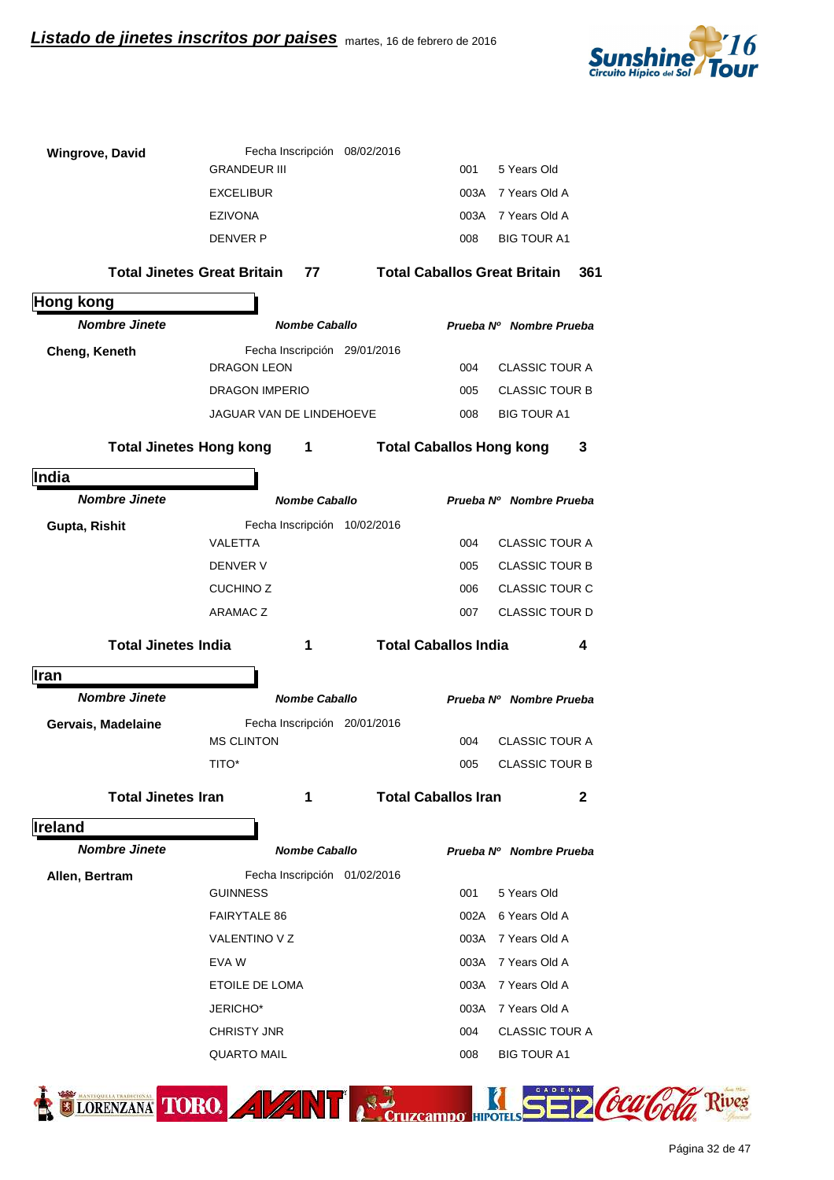| Nombre Jinete | Nombe Caballo | Prueba Nº | Nombre Prueba |
|---|---|---|---|
| **Wingrove, David** | Fecha Inscripción 08/02/2016 | | |
| | GRANDEUR III | 001 | 5 Years Old |
| | EXCELIBUR | 003A | 7 Years Old A |
| | EZIVONA | 003A | 7 Years Old A |
| | DENVER P | 008 | BIG TOUR A1 |

**Total Jinetes Great Britain 77** **Total Caballos Great Britain 361**

## Hong kong

| *Nombre Jinete* | *Nombe Caballo* | *Prueba Nº* | *Nombre Prueba* |
|---|---|---|---|
| **Cheng, Keneth** | Fecha Inscripción 29/01/2016 | | |
| | DRAGON LEON | 004 | CLASSIC TOUR A |
| | DRAGON IMPERIO | 005 | CLASSIC TOUR B |
| | JAGUAR VAN DE LINDEHOEVE | 008 | BIG TOUR A1 |

**Total Jinetes Hong kong 1** **Total Caballos Hong kong 3**

## India

| *Nombre Jinete* | *Nombe Caballo* | *Prueba Nº* | *Nombre Prueba* |
|---|---|---|---|
| **Gupta, Rishit** | Fecha Inscripción 10/02/2016 | | |
| | VALETTA | 004 | CLASSIC TOUR A |
| | DENVER V | 005 | CLASSIC TOUR B |
| | CUCHINO Z | 006 | CLASSIC TOUR C |
| | ARAMAC Z | 007 | CLASSIC TOUR D |

**Total Jinetes India 1** **Total Caballos India 4**

## Iran

| *Nombre Jinete* | *Nombe Caballo* | *Prueba Nº* | *Nombre Prueba* |
|---|---|---|---|
| **Gervais, Madelaine** | Fecha Inscripción 20/01/2016 | | |
| | MS CLINTON | 004 | CLASSIC TOUR A |
| | TITO* | 005 | CLASSIC TOUR B |

**Total Jinetes Iran 1** **Total Caballos Iran 2**

## Ireland

| *Nombre Jinete* | *Nombe Caballo* | *Prueba Nº* | *Nombre Prueba* |
|---|---|---|---|
| **Allen, Bertram** | Fecha Inscripción 01/02/2016 | | |
| | GUINNESS | 001 | 5 Years Old |
| | FAIRYTALE 86 | 002A | 6 Years Old A |
| | VALENTINO V Z | 003A | 7 Years Old A |
| | EVA W | 003A | 7 Years Old A |
| | ETOILE DE LOMA | 003A | 7 Years Old A |
| | JERICHO* | 003A | 7 Years Old A |
| | CHRISTY JNR | 004 | CLASSIC TOUR A |
| | QUARTO MAIL | 008 | BIG TOUR A1 |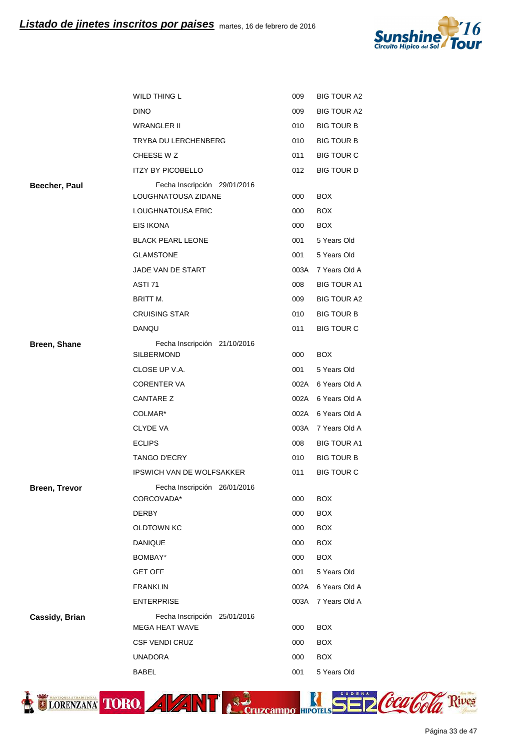## Listado de jinetes inscritos por paises

martes, 16 de febrero de 2016

| Jinete | Caballo | Código | Prueba |
|---|---|---|---|
| | WILD THING L | 009 | BIG TOUR A2 |
| | DINO | 009 | BIG TOUR A2 |
| | WRANGLER II | 010 | BIG TOUR B |
| | TRYBA DU LERCHENBERG | 010 | BIG TOUR B |
| | CHEESE W Z | 011 | BIG TOUR C |
| | ITZY BY PICOBELLO | 012 | BIG TOUR D |
| **Beecher, Paul** | Fecha Inscripción 29/01/2016 | | |
| | LOUGHNATOUSA ZIDANE | 000 | BOX |
| | LOUGHNATOUSA ERIC | 000 | BOX |
| | EIS IKONA | 000 | BOX |
| | BLACK PEARL LEONE | 001 | 5 Years Old |
| | GLAMSTONE | 001 | 5 Years Old |
| | JADE VAN DE START | 003A | 7 Years Old A |
| | ASTI 71 | 008 | BIG TOUR A1 |
| | BRITT M. | 009 | BIG TOUR A2 |
| | CRUISING STAR | 010 | BIG TOUR B |
| | DANQU | 011 | BIG TOUR C |
| **Breen, Shane** | Fecha Inscripción 21/10/2016 | | |
| | SILBERMOND | 000 | BOX |
| | CLOSE UP V.A. | 001 | 5 Years Old |
| | CORENTER VA | 002A | 6 Years Old A |
| | CANTARE Z | 002A | 6 Years Old A |
| | COLMAR* | 002A | 6 Years Old A |
| | CLYDE VA | 003A | 7 Years Old A |
| | ECLIPS | 008 | BIG TOUR A1 |
| | TANGO D'ECRY | 010 | BIG TOUR B |
| | IPSWICH VAN DE WOLFSAKKER | 011 | BIG TOUR C |
| **Breen, Trevor** | Fecha Inscripción 26/01/2016 | | |
| | CORCOVADA* | 000 | BOX |
| | DERBY | 000 | BOX |
| | OLDTOWN KC | 000 | BOX |
| | DANIQUE | 000 | BOX |
| | BOMBAY* | 000 | BOX |
| | GET OFF | 001 | 5 Years Old |
| | FRANKLIN | 002A | 6 Years Old A |
| | ENTERPRISE | 003A | 7 Years Old A |
| **Cassidy, Brian** | Fecha Inscripción 25/01/2016 | | |
| | MEGA HEAT WAVE | 000 | BOX |
| | CSF VENDI CRUZ | 000 | BOX |
| | UNADORA | 000 | BOX |
| | BABEL | 001 | 5 Years Old |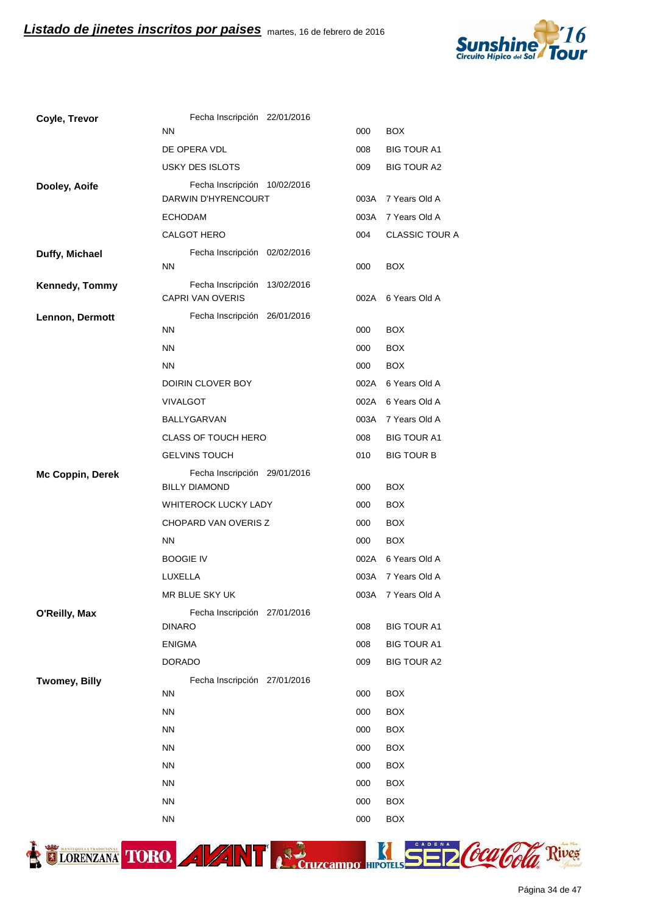## Listado de jinetes inscritos por paises martes, 16 de febrero de 2016

| Jinete | Caballo | Código | Prueba |
|---|---|---|---|
| **Coyle, Trevor** | Fecha Inscripción 22/01/2016 | | |
| | NN | 000 | BOX |
| | DE OPERA VDL | 008 | BIG TOUR A1 |
| | USKY DES ISLOTS | 009 | BIG TOUR A2 |
| **Dooley, Aoife** | Fecha Inscripción 10/02/2016 | | |
| | DARWIN D'HYRENCOURT | 003A | 7 Years Old A |
| | ECHODAM | 003A | 7 Years Old A |
| | CALGOT HERO | 004 | CLASSIC TOUR A |
| **Duffy, Michael** | Fecha Inscripción 02/02/2016 | | |
| | NN | 000 | BOX |
| **Kennedy, Tommy** | Fecha Inscripción 13/02/2016 | | |
| | CAPRI VAN OVERIS | 002A | 6 Years Old A |
| **Lennon, Dermott** | Fecha Inscripción 26/01/2016 | | |
| | NN | 000 | BOX |
| | NN | 000 | BOX |
| | NN | 000 | BOX |
| | DOIRIN CLOVER BOY | 002A | 6 Years Old A |
| | VIVALGOT | 002A | 6 Years Old A |
| | BALLYGARVAN | 003A | 7 Years Old A |
| | CLASS OF TOUCH HERO | 008 | BIG TOUR A1 |
| | GELVINS TOUCH | 010 | BIG TOUR B |
| **Mc Coppin, Derek** | Fecha Inscripción 29/01/2016 | | |
| | BILLY DIAMOND | 000 | BOX |
| | WHITEROCK LUCKY LADY | 000 | BOX |
| | CHOPARD VAN OVERIS Z | 000 | BOX |
| | NN | 000 | BOX |
| | BOOGIE IV | 002A | 6 Years Old A |
| | LUXELLA | 003A | 7 Years Old A |
| | MR BLUE SKY UK | 003A | 7 Years Old A |
| **O'Reilly, Max** | Fecha Inscripción 27/01/2016 | | |
| | DINARO | 008 | BIG TOUR A1 |
| | ENIGMA | 008 | BIG TOUR A1 |
| | DORADO | 009 | BIG TOUR A2 |
| **Twomey, Billy** | Fecha Inscripción 27/01/2016 | | |
| | NN | 000 | BOX |
| | NN | 000 | BOX |
| | NN | 000 | BOX |
| | NN | 000 | BOX |
| | NN | 000 | BOX |
| | NN | 000 | BOX |
| | NN | 000 | BOX |
| | NN | 000 | BOX |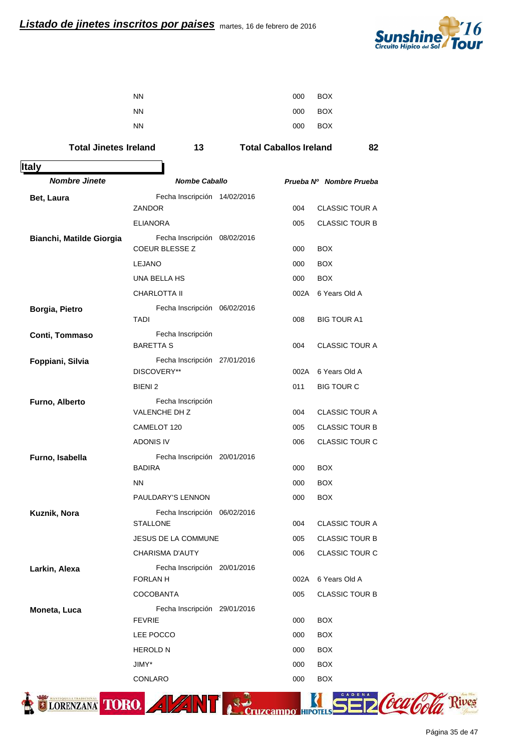| | Nombre Caballo | Prueba Nº | Nombre Prueba |
|---|---|---|---|
| | NN | 000 | BOX |
| | NN | 000 | BOX |
| | NN | 000 | BOX |

**Total Jinetes Ireland** **13** **Total Caballos Ireland** **82**

## Italy

| *Nombre Jinete* | *Nombe Caballo* | *Prueba Nº* | *Nombre Prueba* |
|---|---|---|---|
| **Bet, Laura** | Fecha Inscripción 14/02/2016 | | |
| | ZANDOR | 004 | CLASSIC TOUR A |
| | ELIANORA | 005 | CLASSIC TOUR B |
| **Bianchi, Matilde Giorgia** | Fecha Inscripción 08/02/2016 | | |
| | COEUR BLESSE Z | 000 | BOX |
| | LEJANO | 000 | BOX |
| | UNA BELLA HS | 000 | BOX |
| | CHARLOTTA II | 002A | 6 Years Old A |
| **Borgia, Pietro** | Fecha Inscripción 06/02/2016 | | |
| | TADI | 008 | BIG TOUR A1 |
| **Conti, Tommaso** | Fecha Inscripción | | |
| | BARETTA S | 004 | CLASSIC TOUR A |
| **Foppiani, Silvia** | Fecha Inscripción 27/01/2016 | | |
| | DISCOVERY** | 002A | 6 Years Old A |
| | BIENI 2 | 011 | BIG TOUR C |
| **Furno, Alberto** | Fecha Inscripción | | |
| | VALENCHE DH Z | 004 | CLASSIC TOUR A |
| | CAMELOT 120 | 005 | CLASSIC TOUR B |
| | ADONIS IV | 006 | CLASSIC TOUR C |
| **Furno, Isabella** | Fecha Inscripción 20/01/2016 | | |
| | BADIRA | 000 | BOX |
| | NN | 000 | BOX |
| | PAULDARY'S LENNON | 000 | BOX |
| **Kuznik, Nora** | Fecha Inscripción 06/02/2016 | | |
| | STALLONE | 004 | CLASSIC TOUR A |
| | JESUS DE LA COMMUNE | 005 | CLASSIC TOUR B |
| | CHARISMA D'AUTY | 006 | CLASSIC TOUR C |
| **Larkin, Alexa** | Fecha Inscripción 20/01/2016 | | |
| | FORLAN H | 002A | 6 Years Old A |
| | COCOBANTA | 005 | CLASSIC TOUR B |
| **Moneta, Luca** | Fecha Inscripción 29/01/2016 | | |
| | FEVRIE | 000 | BOX |
| | LEE POCCO | 000 | BOX |
| | HEROLD N | 000 | BOX |
| | JIMY* | 000 | BOX |
| | CONLARO | 000 | BOX |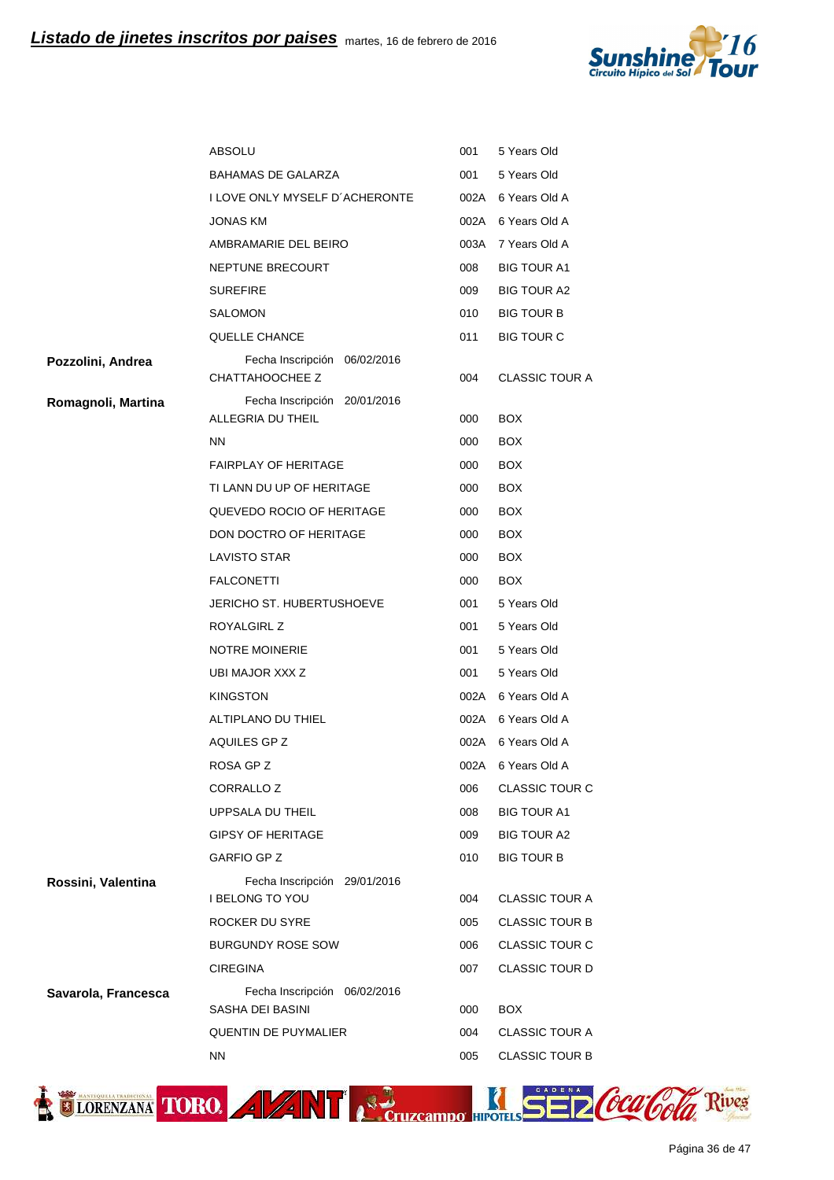## Listado de jinetes inscritos por paises

martes, 16 de febrero de 2016

| Jinete | Caballo | Código | Prueba |
|---|---|---|---|
| | ABSOLU | 001 | 5 Years Old |
| | BAHAMAS DE GALARZA | 001 | 5 Years Old |
| | I LOVE ONLY MYSELF D´ACHERONTE | 002A | 6 Years Old A |
| | JONAS KM | 002A | 6 Years Old A |
| | AMBRAMARIE DEL BEIRO | 003A | 7 Years Old A |
| | NEPTUNE BRECOURT | 008 | BIG TOUR A1 |
| | SUREFIRE | 009 | BIG TOUR A2 |
| | SALOMON | 010 | BIG TOUR B |
| | QUELLE CHANCE | 011 | BIG TOUR C |
| **Pozzolini, Andrea** | Fecha Inscripción 06/02/2016 | | |
| | CHATTAHOOCHEE Z | 004 | CLASSIC TOUR A |
| **Romagnoli, Martina** | Fecha Inscripción 20/01/2016 | | |
| | ALLEGRIA DU THEIL | 000 | BOX |
| | NN | 000 | BOX |
| | FAIRPLAY OF HERITAGE | 000 | BOX |
| | TI LANN DU UP OF HERITAGE | 000 | BOX |
| | QUEVEDO ROCIO OF HERITAGE | 000 | BOX |
| | DON DOCTRO OF HERITAGE | 000 | BOX |
| | LAVISTO STAR | 000 | BOX |
| | FALCONETTI | 000 | BOX |
| | JERICHO ST. HUBERTUSHOEVE | 001 | 5 Years Old |
| | ROYALGIRL Z | 001 | 5 Years Old |
| | NOTRE MOINERIE | 001 | 5 Years Old |
| | UBI MAJOR XXX Z | 001 | 5 Years Old |
| | KINGSTON | 002A | 6 Years Old A |
| | ALTIPLANO DU THIEL | 002A | 6 Years Old A |
| | AQUILES GP Z | 002A | 6 Years Old A |
| | ROSA GP Z | 002A | 6 Years Old A |
| | CORRALLO Z | 006 | CLASSIC TOUR C |
| | UPPSALA DU THEIL | 008 | BIG TOUR A1 |
| | GIPSY OF HERITAGE | 009 | BIG TOUR A2 |
| | GARFIO GP Z | 010 | BIG TOUR B |
| **Rossini, Valentina** | Fecha Inscripción 29/01/2016 | | |
| | I BELONG TO YOU | 004 | CLASSIC TOUR A |
| | ROCKER DU SYRE | 005 | CLASSIC TOUR B |
| | BURGUNDY ROSE SOW | 006 | CLASSIC TOUR C |
| | CIREGINA | 007 | CLASSIC TOUR D |
| **Savarola, Francesca** | Fecha Inscripción 06/02/2016 | | |
| | SASHA DEI BASINI | 000 | BOX |
| | QUENTIN DE PUYMALIER | 004 | CLASSIC TOUR A |
| | NN | 005 | CLASSIC TOUR B |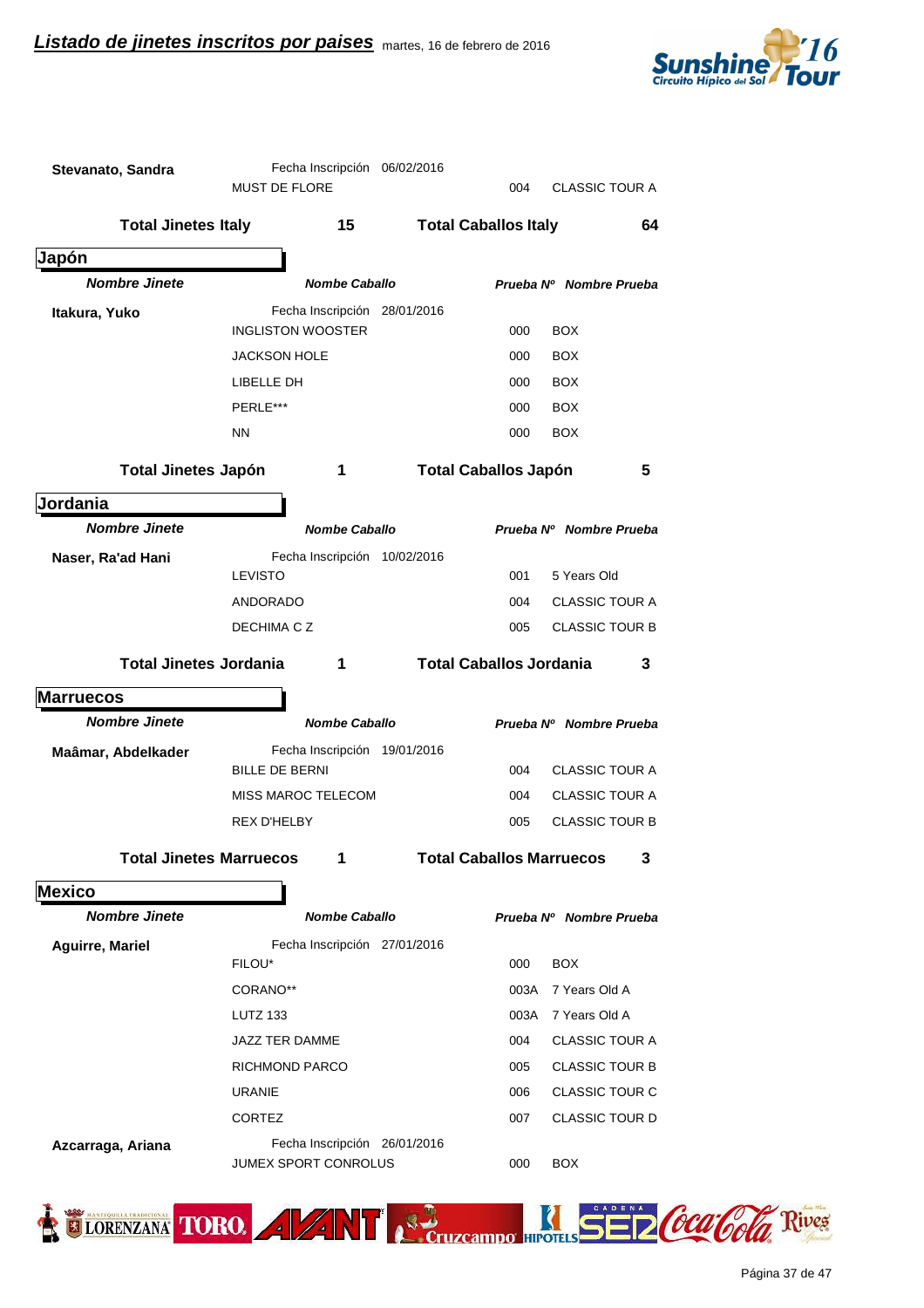# Listado de jinetes inscritos por paises

martes, 16 de febrero de 2016

| Nombre Jinete | Nombe Caballo | Prueba Nº | Nombre Prueba |
|---|---|---|---|
| **Stevanato, Sandra** | Fecha Inscripción 06/02/2016 | | |
| | MUST DE FLORE | 004 | CLASSIC TOUR A |

**Total Jinetes Italy** 15 **Total Caballos Italy** 64

## Japón

| Nombre Jinete | Nombe Caballo | Prueba Nº | Nombre Prueba |
|---|---|---|---|
| **Itakura, Yuko** | Fecha Inscripción 28/01/2016 | | |
| | INGLISTON WOOSTER | 000 | BOX |
| | JACKSON HOLE | 000 | BOX |
| | LIBELLE DH | 000 | BOX |
| | PERLE*** | 000 | BOX |
| | NN | 000 | BOX |

**Total Jinetes Japón** 1 **Total Caballos Japón** 5

## Jordania

| Nombre Jinete | Nombe Caballo | Prueba Nº | Nombre Prueba |
|---|---|---|---|
| **Naser, Ra'ad Hani** | Fecha Inscripción 10/02/2016 | | |
| | LEVISTO | 001 | 5 Years Old |
| | ANDORADO | 004 | CLASSIC TOUR A |
| | DECHIMA C Z | 005 | CLASSIC TOUR B |

**Total Jinetes Jordania** 1 **Total Caballos Jordania** 3

## Marruecos

| Nombre Jinete | Nombe Caballo | Prueba Nº | Nombre Prueba |
|---|---|---|---|
| **Maâmar, Abdelkader** | Fecha Inscripción 19/01/2016 | | |
| | BILLE DE BERNI | 004 | CLASSIC TOUR A |
| | MISS MAROC TELECOM | 004 | CLASSIC TOUR A |
| | REX D'HELBY | 005 | CLASSIC TOUR B |

**Total Jinetes Marruecos** 1 **Total Caballos Marruecos** 3

## Mexico

| Nombre Jinete | Nombe Caballo | Prueba Nº | Nombre Prueba |
|---|---|---|---|
| **Aguirre, Mariel** | Fecha Inscripción 27/01/2016 | | |
| | FILOU* | 000 | BOX |
| | CORANO** | 003A | 7 Years Old A |
| | LUTZ 133 | 003A | 7 Years Old A |
| | JAZZ TER DAMME | 004 | CLASSIC TOUR A |
| | RICHMOND PARCO | 005 | CLASSIC TOUR B |
| | URANIE | 006 | CLASSIC TOUR C |
| | CORTEZ | 007 | CLASSIC TOUR D |
| **Azcarraga, Ariana** | Fecha Inscripción 26/01/2016 | | |
| | JUMEX SPORT CONROLUS | 000 | BOX |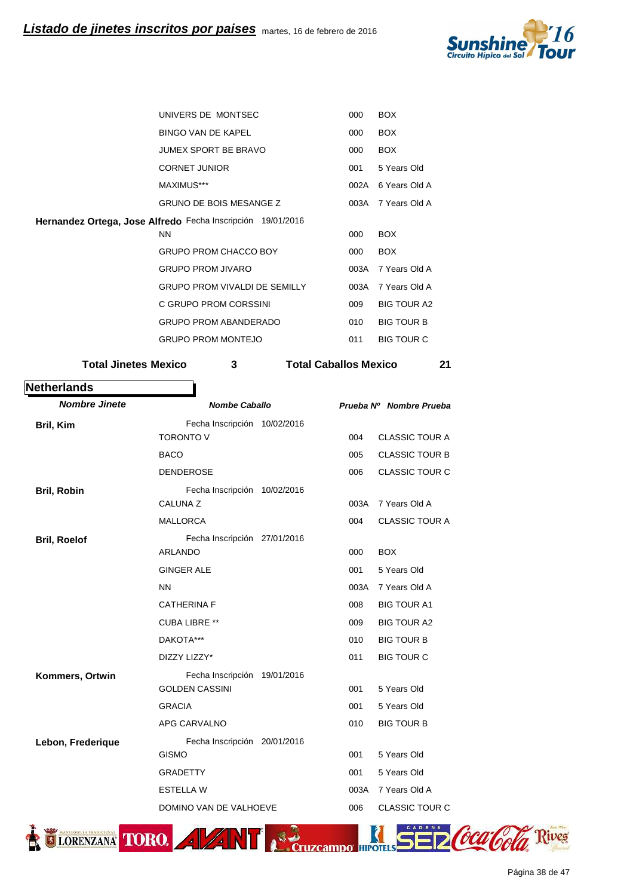| Nombre Jinete | Nombe Caballo | Prueba Nº | Nombre Prueba |
|---|---|---|---|
| | UNIVERS DE MONTSEC | 000 | BOX |
| | BINGO VAN DE KAPEL | 000 | BOX |
| | JUMEX SPORT BE BRAVO | 000 | BOX |
| | CORNET JUNIOR | 001 | 5 Years Old |
| | MAXIMUS*** | 002A | 6 Years Old A |
| | GRUNO DE BOIS MESANGE Z | 003A | 7 Years Old A |
| **Hernandez Ortega, Jose Alfredo** | Fecha Inscripción 19/01/2016 | | |
| | NN | 000 | BOX |
| | GRUPO PROM CHACCO BOY | 000 | BOX |
| | GRUPO PROM JIVARO | 003A | 7 Years Old A |
| | GRUPO PROM VIVALDI DE SEMILLY | 003A | 7 Years Old A |
| | C GRUPO PROM CORSSINI | 009 | BIG TOUR A2 |
| | GRUPO PROM ABANDERADO | 010 | BIG TOUR B |
| | GRUPO PROM MONTEJO | 011 | BIG TOUR C |

**Total Jinetes Mexico** 3 **Total Caballos Mexico** 21

## Netherlands

| Nombre Jinete | Nombe Caballo | Prueba Nº | Nombre Prueba |
|---|---|---|---|
| **Bril, Kim** | Fecha Inscripción 10/02/2016 | | |
| | TORONTO V | 004 | CLASSIC TOUR A |
| | BACO | 005 | CLASSIC TOUR B |
| | DENDEROSE | 006 | CLASSIC TOUR C |
| **Bril, Robin** | Fecha Inscripción 10/02/2016 | | |
| | CALUNA Z | 003A | 7 Years Old A |
| | MALLORCA | 004 | CLASSIC TOUR A |
| **Bril, Roelof** | Fecha Inscripción 27/01/2016 | | |
| | ARLANDO | 000 | BOX |
| | GINGER ALE | 001 | 5 Years Old |
| | NN | 003A | 7 Years Old A |
| | CATHERINA F | 008 | BIG TOUR A1 |
| | CUBA LIBRE ** | 009 | BIG TOUR A2 |
| | DAKOTA*** | 010 | BIG TOUR B |
| | DIZZY LIZZY* | 011 | BIG TOUR C |
| **Kommers, Ortwin** | Fecha Inscripción 19/01/2016 | | |
| | GOLDEN CASSINI | 001 | 5 Years Old |
| | GRACIA | 001 | 5 Years Old |
| | APG CARVALNO | 010 | BIG TOUR B |
| **Lebon, Frederique** | Fecha Inscripción 20/01/2016 | | |
| | GISMO | 001 | 5 Years Old |
| | GRADETTY | 001 | 5 Years Old |
| | ESTELLA W | 003A | 7 Years Old A |
| | DOMINO VAN DE VALHOEVE | 006 | CLASSIC TOUR C |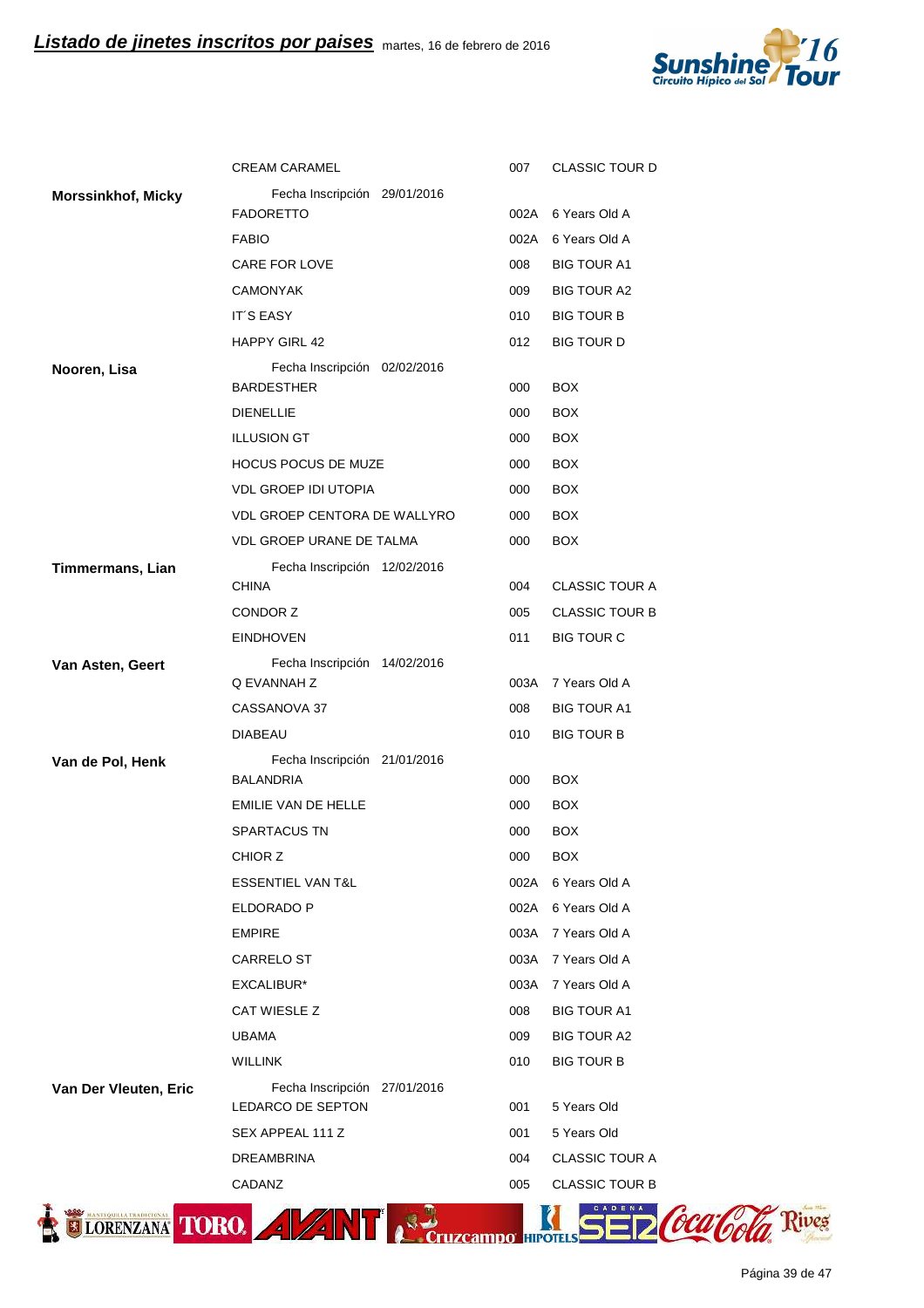| Jinete | Caballo | Código | Prueba |
|---|---|---|---|
| | CREAM CARAMEL | 007 | CLASSIC TOUR D |
| **Morssinkhof, Micky** | Fecha Inscripción 29/01/2016 | | |
| | FADORETTO | 002A | 6 Years Old A |
| | FABIO | 002A | 6 Years Old A |
| | CARE FOR LOVE | 008 | BIG TOUR A1 |
| | CAMONYAK | 009 | BIG TOUR A2 |
| | IT´S EASY | 010 | BIG TOUR B |
| | HAPPY GIRL 42 | 012 | BIG TOUR D |
| **Nooren, Lisa** | Fecha Inscripción 02/02/2016 | | |
| | BARDESTHER | 000 | BOX |
| | DIENELLIE | 000 | BOX |
| | ILLUSION GT | 000 | BOX |
| | HOCUS POCUS DE MUZE | 000 | BOX |
| | VDL GROEP IDI UTOPIA | 000 | BOX |
| | VDL GROEP CENTORA DE WALLYRO | 000 | BOX |
| | VDL GROEP URANE DE TALMA | 000 | BOX |
| **Timmermans, Lian** | Fecha Inscripción 12/02/2016 | | |
| | CHINA | 004 | CLASSIC TOUR A |
| | CONDOR Z | 005 | CLASSIC TOUR B |
| | EINDHOVEN | 011 | BIG TOUR C |
| **Van Asten, Geert** | Fecha Inscripción 14/02/2016 | | |
| | Q EVANNAH Z | 003A | 7 Years Old A |
| | CASSANOVA 37 | 008 | BIG TOUR A1 |
| | DIABEAU | 010 | BIG TOUR B |
| **Van de Pol, Henk** | Fecha Inscripción 21/01/2016 | | |
| | BALANDRIA | 000 | BOX |
| | EMILIE VAN DE HELLE | 000 | BOX |
| | SPARTACUS TN | 000 | BOX |
| | CHIOR Z | 000 | BOX |
| | ESSENTIEL VAN T&L | 002A | 6 Years Old A |
| | ELDORADO P | 002A | 6 Years Old A |
| | EMPIRE | 003A | 7 Years Old A |
| | CARRELO ST | 003A | 7 Years Old A |
| | EXCALIBUR* | 003A | 7 Years Old A |
| | CAT WIESLE Z | 008 | BIG TOUR A1 |
| | UBAMA | 009 | BIG TOUR A2 |
| | WILLINK | 010 | BIG TOUR B |
| **Van Der Vleuten, Eric** | Fecha Inscripción 27/01/2016 | | |
| | LEDARCO DE SEPTON | 001 | 5 Years Old |
| | SEX APPEAL 111 Z | 001 | 5 Years Old |
| | DREAMBRINA | 004 | CLASSIC TOUR A |
| | CADANZ | 005 | CLASSIC TOUR B |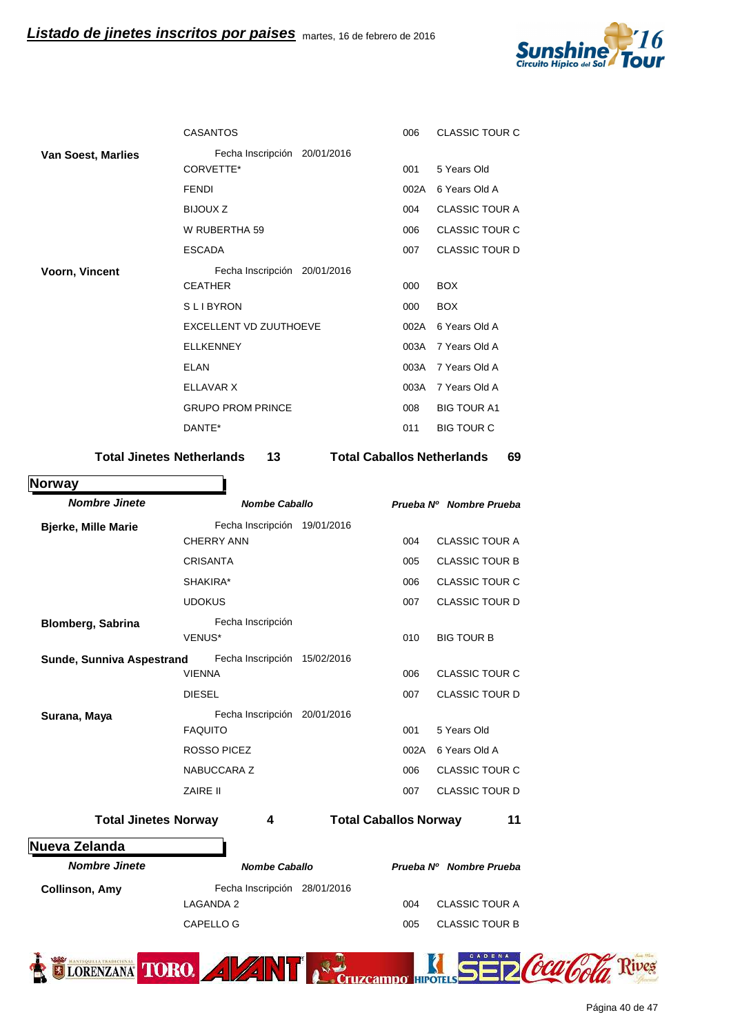## Listado de jinetes inscritos por paises

martes, 16 de febrero de 2016

| Nombre Jinete | Nombre Caballo | Prueba Nº | Nombre Prueba |
|---|---|---|---|
| | CASANTOS | 006 | CLASSIC TOUR C |
| **Van Soest, Marlies** | Fecha Inscripción 20/01/2016 | | |
| | CORVETTE* | 001 | 5 Years Old |
| | FENDI | 002A | 6 Years Old A |
| | BIJOUX Z | 004 | CLASSIC TOUR A |
| | W RUBERTHA 59 | 006 | CLASSIC TOUR C |
| | ESCADA | 007 | CLASSIC TOUR D |
| **Voorn, Vincent** | Fecha Inscripción 20/01/2016 | | |
| | CEATHER | 000 | BOX |
| | S L I BYRON | 000 | BOX |
| | EXCELLENT VD ZUUTHOEVE | 002A | 6 Years Old A |
| | ELLKENNEY | 003A | 7 Years Old A |
| | ELAN | 003A | 7 Years Old A |
| | ELLAVAR X | 003A | 7 Years Old A |
| | GRUPO PROM PRINCE | 008 | BIG TOUR A1 |
| | DANTE* | 011 | BIG TOUR C |

**Total Jinetes Netherlands 13** **Total Caballos Netherlands 69**

## Norway

| Nombre Jinete | Nombe Caballo | Prueba Nº | Nombre Prueba |
|---|---|---|---|
| **Bjerke, Mille Marie** | Fecha Inscripción 19/01/2016 | | |
| | CHERRY ANN | 004 | CLASSIC TOUR A |
| | CRISANTA | 005 | CLASSIC TOUR B |
| | SHAKIRA* | 006 | CLASSIC TOUR C |
| | UDOKUS | 007 | CLASSIC TOUR D |
| **Blomberg, Sabrina** | Fecha Inscripción | | |
| | VENUS* | 010 | BIG TOUR B |
| **Sunde, Sunniva Aspestrand** | Fecha Inscripción 15/02/2016 | | |
| | VIENNA | 006 | CLASSIC TOUR C |
| | DIESEL | 007 | CLASSIC TOUR D |
| **Surana, Maya** | Fecha Inscripción 20/01/2016 | | |
| | FAQUITO | 001 | 5 Years Old |
| | ROSSO PICEZ | 002A | 6 Years Old A |
| | NABUCCARA Z | 006 | CLASSIC TOUR C |
| | ZAIRE II | 007 | CLASSIC TOUR D |

**Total Jinetes Norway 4** **Total Caballos Norway 11**

## Nueva Zelanda

| Nombre Jinete | Nombe Caballo | Prueba Nº | Nombre Prueba |
|---|---|---|---|
| **Collinson, Amy** | Fecha Inscripción 28/01/2016 | | |
| | LAGANDA 2 | 004 | CLASSIC TOUR A |
| | CAPELLO G | 005 | CLASSIC TOUR B |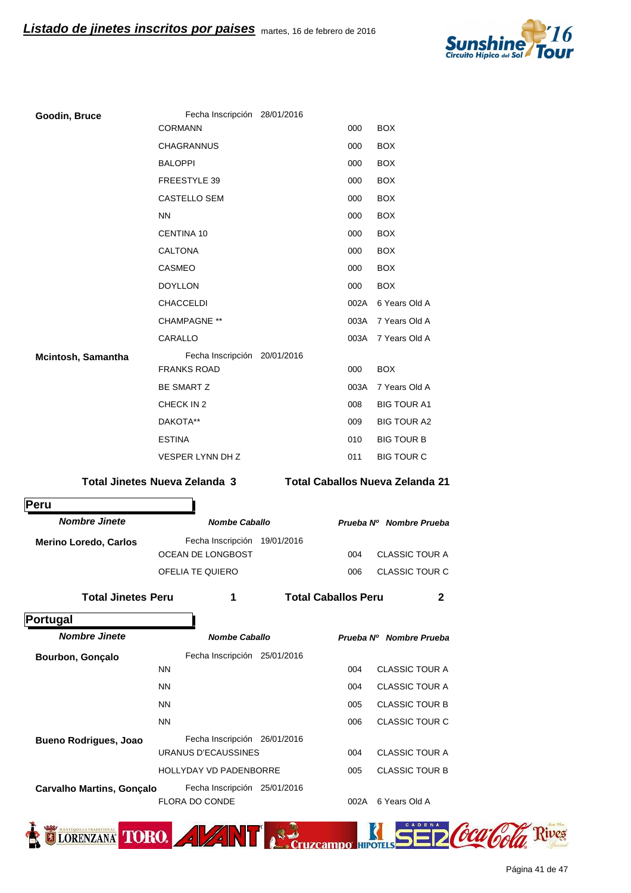## Listado de jinetes inscritos por paises

martes, 16 de febrero de 2016

| Nombre Jinete | Nombre Caballo | Prueba Nº | Nombre Prueba |
|---|---|---|---|
| **Goodin, Bruce** | Fecha Inscripción 28/01/2016 | | |
| | CORMANN | 000 | BOX |
| | CHAGRANNUS | 000 | BOX |
| | BALOPPI | 000 | BOX |
| | FREESTYLE 39 | 000 | BOX |
| | CASTELLO SEM | 000 | BOX |
| | NN | 000 | BOX |
| | CENTINA 10 | 000 | BOX |
| | CALTONA | 000 | BOX |
| | CASMEO | 000 | BOX |
| | DOYLLON | 000 | BOX |
| | CHACCELDI | 002A | 6 Years Old A |
| | CHAMPAGNE ** | 003A | 7 Years Old A |
| | CARALLO | 003A | 7 Years Old A |
| **Mcintosh, Samantha** | Fecha Inscripción 20/01/2016 | | |
| | FRANKS ROAD | 000 | BOX |
| | BE SMART Z | 003A | 7 Years Old A |
| | CHECK IN 2 | 008 | BIG TOUR A1 |
| | DAKOTA** | 009 | BIG TOUR A2 |
| | ESTINA | 010 | BIG TOUR B |
| | VESPER LYNN DH Z | 011 | BIG TOUR C |

**Total Jinetes Nueva Zelanda 3** **Total Caballos Nueva Zelanda 21**

## Peru

| Nombre Jinete | Nombre Caballo | Prueba Nº | Nombre Prueba |
|---|---|---|---|
| **Merino Loredo, Carlos** | Fecha Inscripción 19/01/2016 | | |
| | OCEAN DE LONGBOST | 004 | CLASSIC TOUR A |
| | OFELIA TE QUIERO | 006 | CLASSIC TOUR C |

**Total Jinetes Peru 1** **Total Caballos Peru 2**

## Portugal

| Nombre Jinete | Nombre Caballo | Prueba Nº | Nombre Prueba |
|---|---|---|---|
| **Bourbon, Gonçalo** | Fecha Inscripción 25/01/2016 | | |
| | NN | 004 | CLASSIC TOUR A |
| | NN | 004 | CLASSIC TOUR A |
| | NN | 005 | CLASSIC TOUR B |
| | NN | 006 | CLASSIC TOUR C |
| **Bueno Rodrigues, Joao** | Fecha Inscripción 26/01/2016 | | |
| | URANUS D'ECAUSSINES | 004 | CLASSIC TOUR A |
| | HOLLYDAY VD PADENBORRE | 005 | CLASSIC TOUR B |
| **Carvalho Martins, Gonçalo** | Fecha Inscripción 25/01/2016 | | |
| | FLORA DO CONDE | 002A | 6 Years Old A |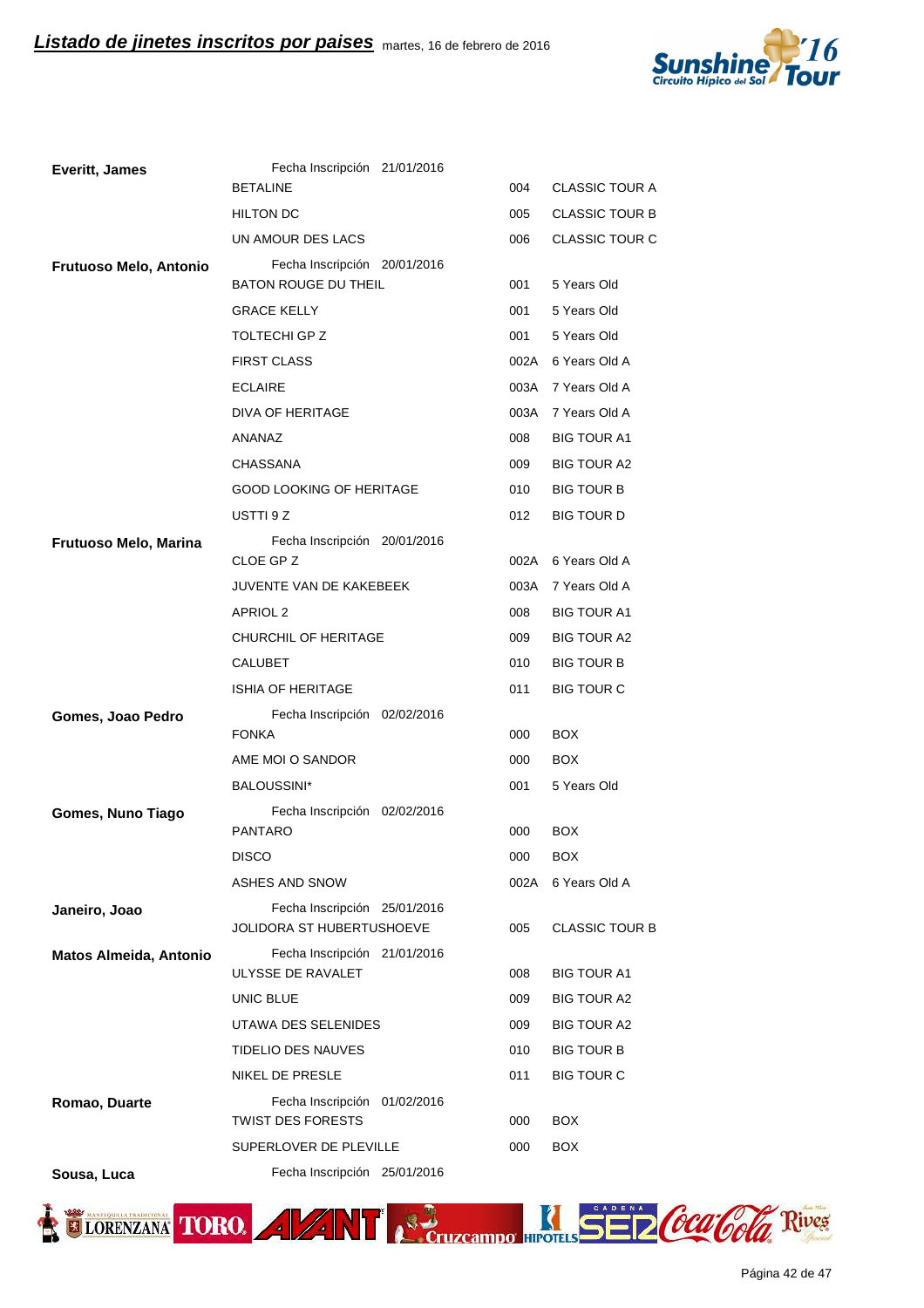## Listado de jinetes inscritos por paises

martes, 16 de febrero de 2016

| Jinete | Fecha Inscripción / Caballo | Código | Prueba |
|---|---|---|---|
| **Everitt, James** | Fecha Inscripción 21/01/2016 | | |
| | BETALINE | 004 | CLASSIC TOUR A |
| | HILTON DC | 005 | CLASSIC TOUR B |
| | UN AMOUR DES LACS | 006 | CLASSIC TOUR C |
| **Frutuoso Melo, Antonio** | Fecha Inscripción 20/01/2016 | | |
| | BATON ROUGE DU THEIL | 001 | 5 Years Old |
| | GRACE KELLY | 001 | 5 Years Old |
| | TOLTECHI GP Z | 001 | 5 Years Old |
| | FIRST CLASS | 002A | 6 Years Old A |
| | ECLAIRE | 003A | 7 Years Old A |
| | DIVA OF HERITAGE | 003A | 7 Years Old A |
| | ANANAZ | 008 | BIG TOUR A1 |
| | CHASSANA | 009 | BIG TOUR A2 |
| | GOOD LOOKING OF HERITAGE | 010 | BIG TOUR B |
| | USTTI 9 Z | 012 | BIG TOUR D |
| **Frutuoso Melo, Marina** | Fecha Inscripción 20/01/2016 | | |
| | CLOE GP Z | 002A | 6 Years Old A |
| | JUVENTE VAN DE KAKEBEEK | 003A | 7 Years Old A |
| | APRIOL 2 | 008 | BIG TOUR A1 |
| | CHURCHIL OF HERITAGE | 009 | BIG TOUR A2 |
| | CALUBET | 010 | BIG TOUR B |
| | ISHIA OF HERITAGE | 011 | BIG TOUR C |
| **Gomes, Joao Pedro** | Fecha Inscripción 02/02/2016 | | |
| | FONKA | 000 | BOX |
| | AME MOI O SANDOR | 000 | BOX |
| | BALOUSSINI* | 001 | 5 Years Old |
| **Gomes, Nuno Tiago** | Fecha Inscripción 02/02/2016 | | |
| | PANTARO | 000 | BOX |
| | DISCO | 000 | BOX |
| | ASHES AND SNOW | 002A | 6 Years Old A |
| **Janeiro, Joao** | Fecha Inscripción 25/01/2016 | | |
| | JOLIDORA ST HUBERTUSHOEVE | 005 | CLASSIC TOUR B |
| **Matos Almeida, Antonio** | Fecha Inscripción 21/01/2016 | | |
| | ULYSSE DE RAVALET | 008 | BIG TOUR A1 |
| | UNIC BLUE | 009 | BIG TOUR A2 |
| | UTAWA DES SELENIDES | 009 | BIG TOUR A2 |
| | TIDELIO DES NAUVES | 010 | BIG TOUR B |
| | NIKEL DE PRESLE | 011 | BIG TOUR C |
| **Romao, Duarte** | Fecha Inscripción 01/02/2016 | | |
| | TWIST DES FORESTS | 000 | BOX |
| | SUPERLOVER DE PLEVILLE | 000 | BOX |
| **Sousa, Luca** | Fecha Inscripción 25/01/2016 | | |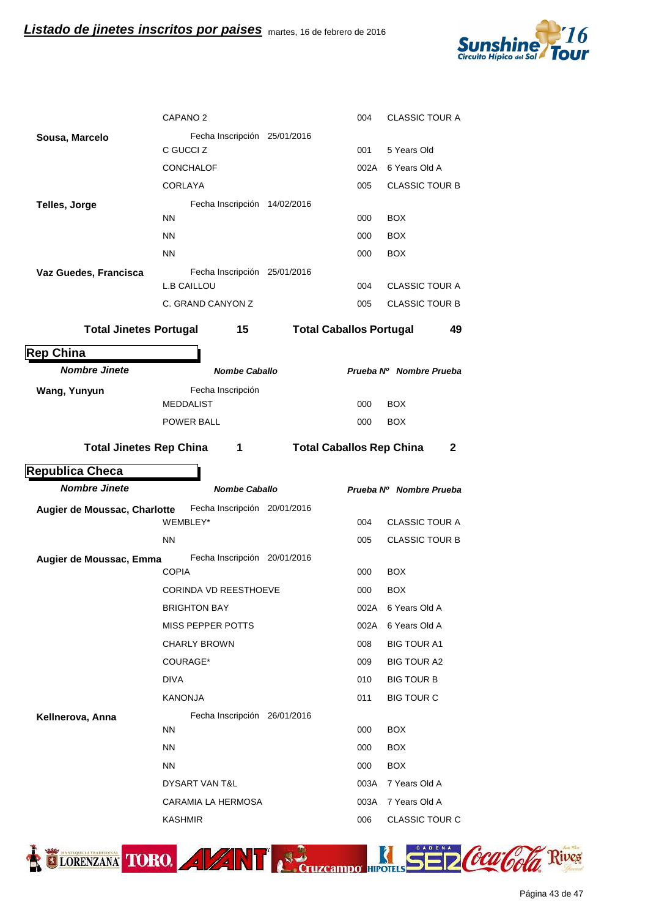| Nombre Jinete | Nombe Caballo | Prueba Nº | Nombre Prueba |
|---|---|---|---|
| | CAPANO 2 | 004 | CLASSIC TOUR A |
| **Sousa, Marcelo** | Fecha Inscripción 25/01/2016 | | |
| | C GUCCI Z | 001 | 5 Years Old |
| | CONCHALOF | 002A | 6 Years Old A |
| | CORLAYA | 005 | CLASSIC TOUR B |
| **Telles, Jorge** | Fecha Inscripción 14/02/2016 | | |
| | NN | 000 | BOX |
| | NN | 000 | BOX |
| | NN | 000 | BOX |
| **Vaz Guedes, Francisca** | Fecha Inscripción 25/01/2016 | | |
| | L.B CAILLOU | 004 | CLASSIC TOUR A |
| | C. GRAND CANYON Z | 005 | CLASSIC TOUR B |

**Total Jinetes Portugal 15** **Total Caballos Portugal 49**

## Rep China

| *Nombre Jinete* | *Nombe Caballo* | *Prueba Nº* | *Nombre Prueba* |
|---|---|---|---|
| **Wang, Yunyun** | Fecha Inscripción | | |
| | MEDDALIST | 000 | BOX |
| | POWER BALL | 000 | BOX |

**Total Jinetes Rep China 1** **Total Caballos Rep China 2**

## Republica Checa

| *Nombre Jinete* | *Nombe Caballo* | *Prueba Nº* | *Nombre Prueba* |
|---|---|---|---|
| **Augier de Moussac, Charlotte** | Fecha Inscripción 20/01/2016 | | |
| | WEMBLEY* | 004 | CLASSIC TOUR A |
| | NN | 005 | CLASSIC TOUR B |
| **Augier de Moussac, Emma** | Fecha Inscripción 20/01/2016 | | |
| | COPIA | 000 | BOX |
| | CORINDA VD REESTHOEVE | 000 | BOX |
| | BRIGHTON BAY | 002A | 6 Years Old A |
| | MISS PEPPER POTTS | 002A | 6 Years Old A |
| | CHARLY BROWN | 008 | BIG TOUR A1 |
| | COURAGE* | 009 | BIG TOUR A2 |
| | DIVA | 010 | BIG TOUR B |
| | KANONJA | 011 | BIG TOUR C |
| **Kellnerova, Anna** | Fecha Inscripción 26/01/2016 | | |
| | NN | 000 | BOX |
| | NN | 000 | BOX |
| | NN | 000 | BOX |
| | DYSART VAN T&L | 003A | 7 Years Old A |
| | CARAMIA LA HERMOSA | 003A | 7 Years Old A |
| | KASHMIR | 006 | CLASSIC TOUR C |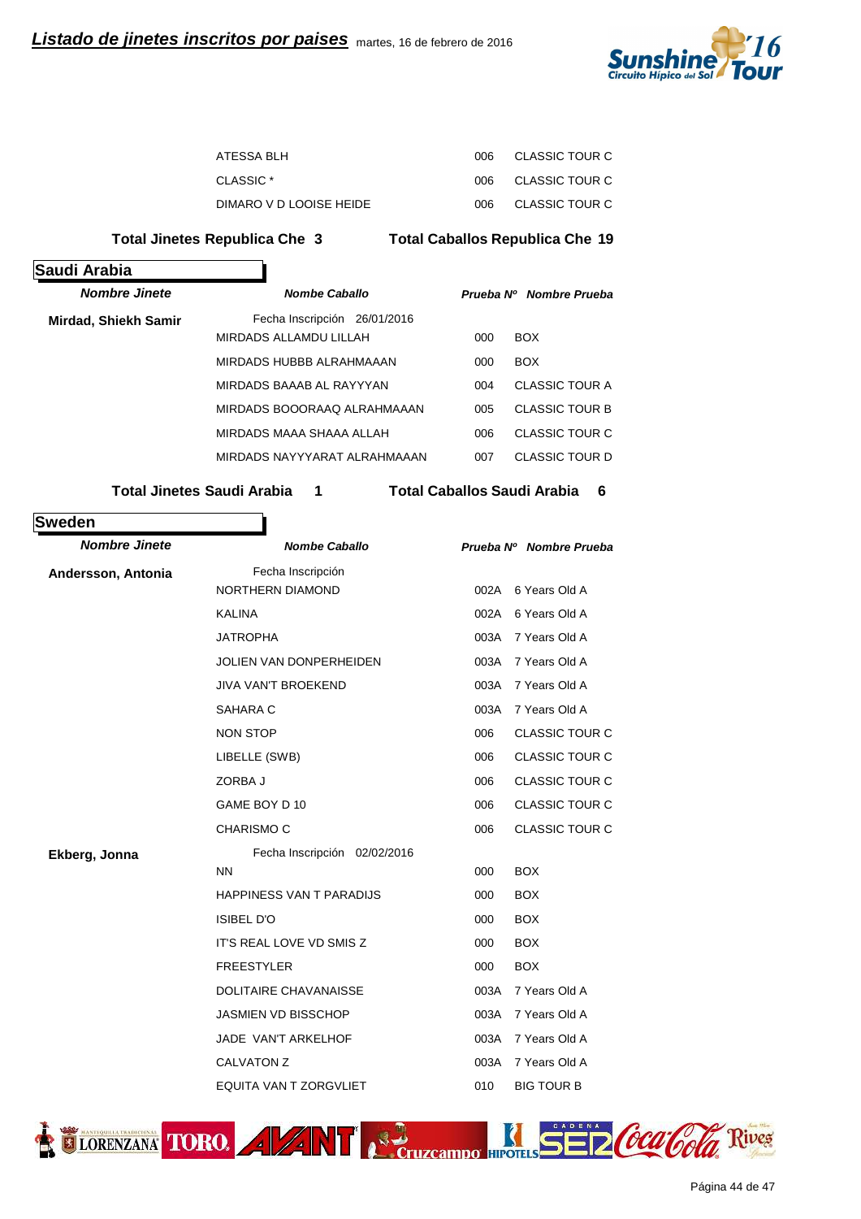| | | | |
|---|---|---|---|
| | ATESSA BLH | 006 | CLASSIC TOUR C |
| | CLASSIC * | 006 | CLASSIC TOUR C |
| | DIMARO V D LOOISE HEIDE | 006 | CLASSIC TOUR C |

**Total Jinetes Republica Che 3** **Total Caballos Republica Che 19**

## Saudi Arabia

| *Nombre Jinete* | *Nombe Caballo* | *Prueba Nº* | *Nombre Prueba* |
|---|---|---|---|
| **Mirdad, Shiekh Samir** | Fecha Inscripción 26/01/2016 | | |
| | MIRDADS ALLAMDU LILLAH | 000 | BOX |
| | MIRDADS HUBBB ALRAHMAAAN | 000 | BOX |
| | MIRDADS BAAAB AL RAYYYAN | 004 | CLASSIC TOUR A |
| | MIRDADS BOOORAAQ ALRAHMAAAN | 005 | CLASSIC TOUR B |
| | MIRDADS MAAA SHAAA ALLAH | 006 | CLASSIC TOUR C |
| | MIRDADS NAYYYARAT ALRAHMAAAN | 007 | CLASSIC TOUR D |

**Total Jinetes Saudi Arabia 1** **Total Caballos Saudi Arabia 6**

## Sweden

| *Nombre Jinete* | *Nombe Caballo* | *Prueba Nº* | *Nombre Prueba* |
|---|---|---|---|
| **Andersson, Antonia** | Fecha Inscripción | | |
| | NORTHERN DIAMOND | 002A | 6 Years Old A |
| | KALINA | 002A | 6 Years Old A |
| | JATROPHA | 003A | 7 Years Old A |
| | JOLIEN VAN DONPERHEIDEN | 003A | 7 Years Old A |
| | JIVA VAN'T BROEKEND | 003A | 7 Years Old A |
| | SAHARA C | 003A | 7 Years Old A |
| | NON STOP | 006 | CLASSIC TOUR C |
| | LIBELLE (SWB) | 006 | CLASSIC TOUR C |
| | ZORBA J | 006 | CLASSIC TOUR C |
| | GAME BOY D 10 | 006 | CLASSIC TOUR C |
| | CHARISMO C | 006 | CLASSIC TOUR C |
| **Ekberg, Jonna** | Fecha Inscripción 02/02/2016 | | |
| | NN | 000 | BOX |
| | HAPPINESS VAN T PARADIJS | 000 | BOX |
| | ISIBEL D'O | 000 | BOX |
| | IT'S REAL LOVE VD SMIS Z | 000 | BOX |
| | FREESTYLER | 000 | BOX |
| | DOLITAIRE CHAVANAISSE | 003A | 7 Years Old A |
| | JASMIEN VD BISSCHOP | 003A | 7 Years Old A |
| | JADE VAN'T ARKELHOF | 003A | 7 Years Old A |
| | CALVATON Z | 003A | 7 Years Old A |
| | EQUITA VAN T ZORGVLIET | 010 | BIG TOUR B |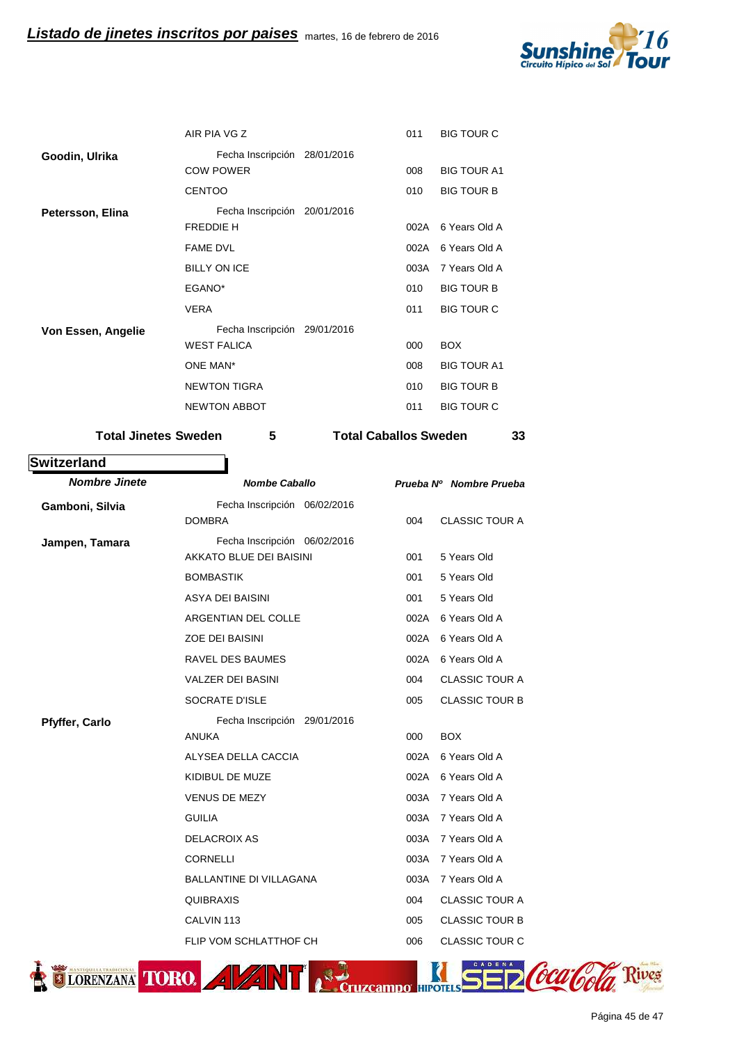| Nombre Jinete | Nombe Caballo | Prueba Nº | Nombre Prueba |
|---|---|---|---|
| | AIR PIA VG Z | 011 | BIG TOUR C |
| **Goodin, Ulrika** | Fecha Inscripción 28/01/2016 | | |
| | COW POWER | 008 | BIG TOUR A1 |
| | CENTOO | 010 | BIG TOUR B |
| **Petersson, Elina** | Fecha Inscripción 20/01/2016 | | |
| | FREDDIE H | 002A | 6 Years Old A |
| | FAME DVL | 002A | 6 Years Old A |
| | BILLY ON ICE | 003A | 7 Years Old A |
| | EGANO* | 010 | BIG TOUR B |
| | VERA | 011 | BIG TOUR C |
| **Von Essen, Angelie** | Fecha Inscripción 29/01/2016 | | |
| | WEST FALICA | 000 | BOX |
| | ONE MAN* | 008 | BIG TOUR A1 |
| | NEWTON TIGRA | 010 | BIG TOUR B |
| | NEWTON ABBOT | 011 | BIG TOUR C |

**Total Jinetes Sweden 5** **Total Caballos Sweden 33**

## Switzerland

| *Nombre Jinete* | *Nombe Caballo* | *Prueba Nº* | *Nombre Prueba* |
|---|---|---|---|
| **Gamboni, Silvia** | Fecha Inscripción 06/02/2016 | | |
| | DOMBRA | 004 | CLASSIC TOUR A |
| **Jampen, Tamara** | Fecha Inscripción 06/02/2016 | | |
| | AKKATO BLUE DEI BAISINI | 001 | 5 Years Old |
| | BOMBASTIK | 001 | 5 Years Old |
| | ASYA DEI BAISINI | 001 | 5 Years Old |
| | ARGENTIAN DEL COLLE | 002A | 6 Years Old A |
| | ZOE DEI BAISINI | 002A | 6 Years Old A |
| | RAVEL DES BAUMES | 002A | 6 Years Old A |
| | VALZER DEI BASINI | 004 | CLASSIC TOUR A |
| | SOCRATE D'ISLE | 005 | CLASSIC TOUR B |
| **Pfyffer, Carlo** | Fecha Inscripción 29/01/2016 | | |
| | ANUKA | 000 | BOX |
| | ALYSEA DELLA CACCIA | 002A | 6 Years Old A |
| | KIDIBUL DE MUZE | 002A | 6 Years Old A |
| | VENUS DE MEZY | 003A | 7 Years Old A |
| | GUILIA | 003A | 7 Years Old A |
| | DELACROIX AS | 003A | 7 Years Old A |
| | CORNELLI | 003A | 7 Years Old A |
| | BALLANTINE DI VILLAGANA | 003A | 7 Years Old A |
| | QUIBRAXIS | 004 | CLASSIC TOUR A |
| | CALVIN 113 | 005 | CLASSIC TOUR B |
| | FLIP VOM SCHLATTHOF CH | 006 | CLASSIC TOUR C |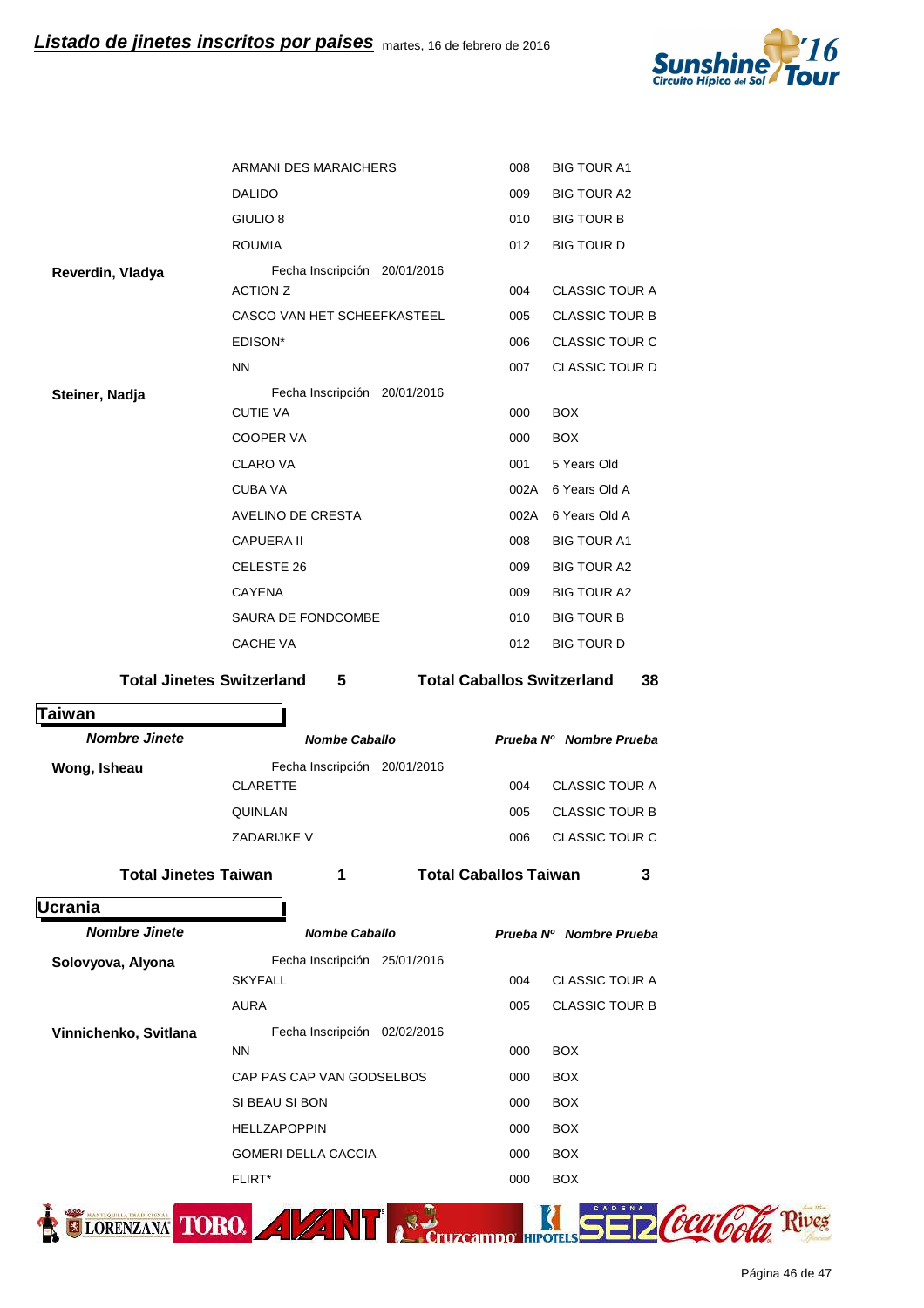## Listado de jinetes inscritos por paises martes, 16 de febrero de 2016

| Nombre Jinete | Nombre Caballo | Prueba Nº | Nombre Prueba |
|---|---|---|---|
| | ARMANI DES MARAICHERS | 008 | BIG TOUR A1 |
| | DALIDO | 009 | BIG TOUR A2 |
| | GIULIO 8 | 010 | BIG TOUR B |
| | ROUMIA | 012 | BIG TOUR D |
| **Reverdin, Vladya** | Fecha Inscripción 20/01/2016 | | |
| | ACTION Z | 004 | CLASSIC TOUR A |
| | CASCO VAN HET SCHEEFKASTEEL | 005 | CLASSIC TOUR B |
| | EDISON* | 006 | CLASSIC TOUR C |
| | NN | 007 | CLASSIC TOUR D |
| **Steiner, Nadja** | Fecha Inscripción 20/01/2016 | | |
| | CUTIE VA | 000 | BOX |
| | COOPER VA | 000 | BOX |
| | CLARO VA | 001 | 5 Years Old |
| | CUBA VA | 002A | 6 Years Old A |
| | AVELINO DE CRESTA | 002A | 6 Years Old A |
| | CAPUERA II | 008 | BIG TOUR A1 |
| | CELESTE 26 | 009 | BIG TOUR A2 |
| | CAYENA | 009 | BIG TOUR A2 |
| | SAURA DE FONDCOMBE | 010 | BIG TOUR B |
| | CACHE VA | 012 | BIG TOUR D |

**Total Jinetes Switzerland 5** **Total Caballos Switzerland 38**

## Taiwan

| Nombre Jinete | Nombre Caballo | Prueba Nº | Nombre Prueba |
|---|---|---|---|
| **Wong, Isheau** | Fecha Inscripción 20/01/2016 | | |
| | CLARETTE | 004 | CLASSIC TOUR A |
| | QUINLAN | 005 | CLASSIC TOUR B |
| | ZADARIJKE V | 006 | CLASSIC TOUR C |

**Total Jinetes Taiwan 1** **Total Caballos Taiwan 3**

## Ucrania

| Nombre Jinete | Nombre Caballo | Prueba Nº | Nombre Prueba |
|---|---|---|---|
| **Solovyova, Alyona** | Fecha Inscripción 25/01/2016 | | |
| | SKYFALL | 004 | CLASSIC TOUR A |
| | AURA | 005 | CLASSIC TOUR B |
| **Vinnichenko, Svitlana** | Fecha Inscripción 02/02/2016 | | |
| | NN | 000 | BOX |
| | CAP PAS CAP VAN GODSELBOS | 000 | BOX |
| | SI BEAU SI BON | 000 | BOX |
| | HELLZAPOPPIN | 000 | BOX |
| | GOMERI DELLA CACCIA | 000 | BOX |
| | FLIRT* | 000 | BOX |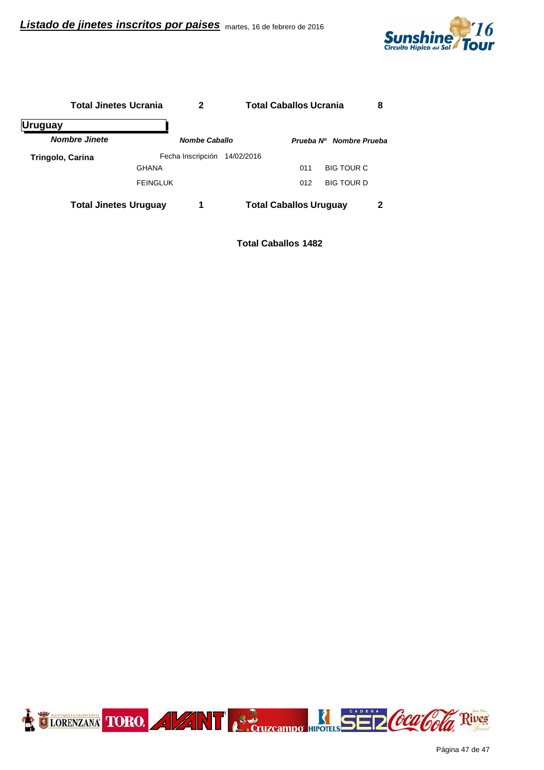| Total Jinetes Ucrania | 2 | Total Caballos Ucrania | 8 |
|---|---|---|---|

## Uruguay

| Nombre Jinete | Nombe Caballo | Prueba Nº | Nombre Prueba |
|---|---|---|---|
| Tringolo, Carina | Fecha Inscripción 14/02/2016 | | |
| | GHANA | 011 | BIG TOUR C |
| | FEINGLUK | 012 | BIG TOUR D |

| Total Jinetes Uruguay | 1 | Total Caballos Uruguay | 2 |
|---|---|---|---|

**Total Caballos 1482**